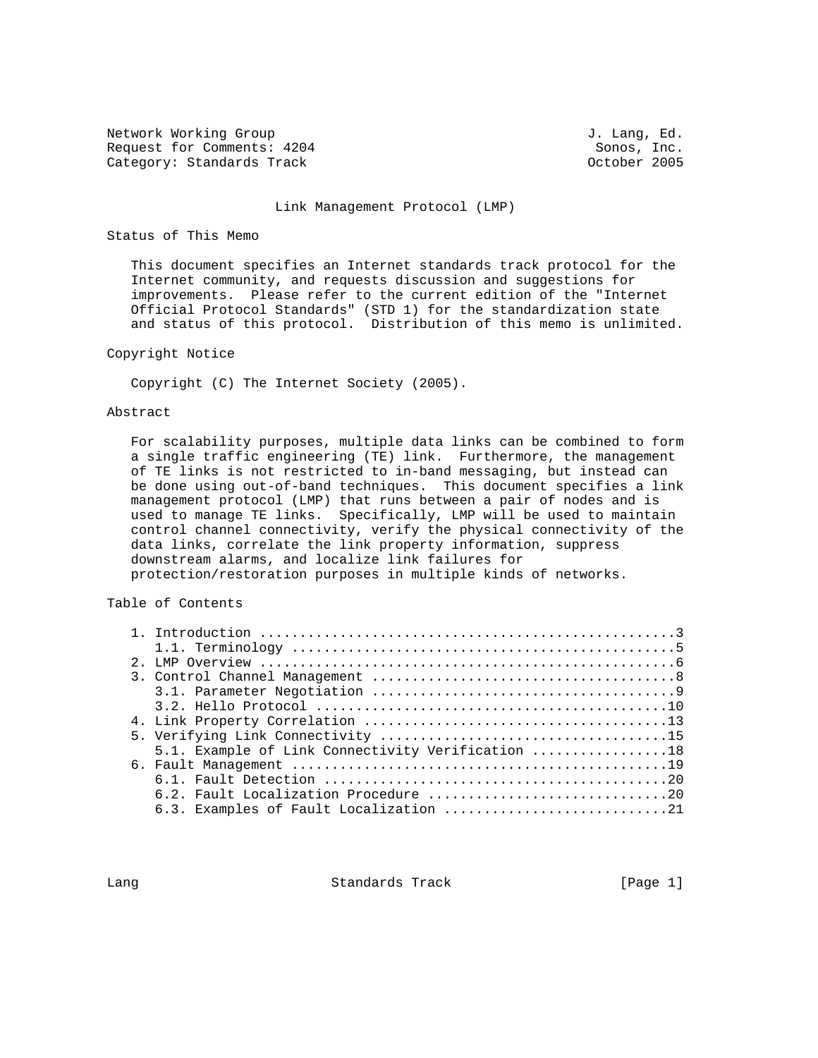Network Working Group J. Lang, Ed.
Request for Comments: 4204 Sonos, Inc.
Category: Standards Track October 2005

# Link Management Protocol (LMP)

## Status of This Memo

This document specifies an Internet standards track protocol for the Internet community, and requests discussion and suggestions for improvements. Please refer to the current edition of the "Internet Official Protocol Standards" (STD 1) for the standardization state and status of this protocol. Distribution of this memo is unlimited.

## Copyright Notice

Copyright (C) The Internet Society (2005).

## Abstract

For scalability purposes, multiple data links can be combined to form a single traffic engineering (TE) link. Furthermore, the management of TE links is not restricted to in-band messaging, but instead can be done using out-of-band techniques. This document specifies a link management protocol (LMP) that runs between a pair of nodes and is used to manage TE links. Specifically, LMP will be used to maintain control channel connectivity, verify the physical connectivity of the data links, correlate the link property information, suppress downstream alarms, and localize link failures for protection/restoration purposes in multiple kinds of networks.

## Table of Contents

```
   1. Introduction ....................................................3
      1.1. Terminology ................................................5
   2. LMP Overview ....................................................6
   3. Control Channel Management ......................................8
      3.1. Parameter Negotiation ......................................9
      3.2. Hello Protocol ............................................10
   4. Link Property Correlation ......................................13
   5. Verifying Link Connectivity ....................................15
      5.1. Example of Link Connectivity Verification .................18
   6. Fault Management ...............................................19
      6.1. Fault Detection ...........................................20
      6.2. Fault Localization Procedure ..............................20
      6.3. Examples of Fault Localization ............................21
```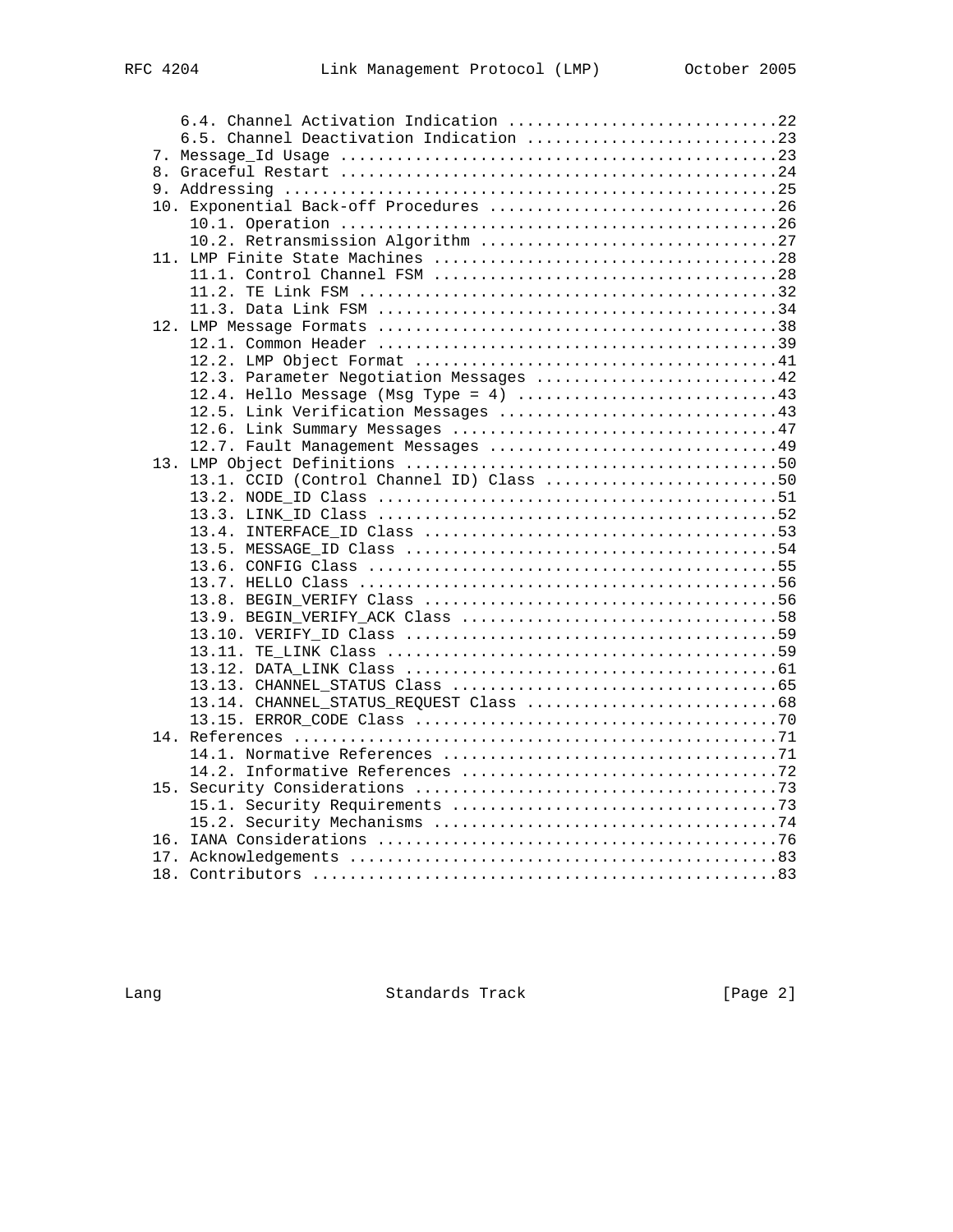```
      6.4. Channel Activation Indication .............................22
      6.5. Channel Deactivation Indication ...........................23
   7. Message_Id Usage ...............................................23
   8. Graceful Restart ...............................................24
   9. Addressing .....................................................25
   10. Exponential Back-off Procedures ...............................26
      10.1. Operation ................................................26
      10.2. Retransmission Algorithm .................................27
   11. LMP Finite State Machines .....................................28
      11.1. Control Channel FSM ......................................28
      11.2. TE Link FSM ..............................................32
      11.3. Data Link FSM ............................................34
   12. LMP Message Formats ...........................................38
      12.1. Common Header ............................................39
      12.2. LMP Object Format ........................................41
      12.3. Parameter Negotiation Messages ...........................42
      12.4. Hello Message (Msg Type = 4) .............................43
      12.5. Link Verification Messages ...............................43
      12.6. Link Summary Messages ....................................47
      12.7. Fault Management Messages ................................49
   13. LMP Object Definitions ........................................50
      13.1. CCID (Control Channel ID) Class ..........................50
      13.2. NODE_ID Class ............................................51
      13.3. LINK_ID Class ............................................52
      13.4. INTERFACE_ID Class .......................................53
      13.5. MESSAGE_ID Class .........................................54
      13.6. CONFIG Class .............................................55
      13.7. HELLO Class ..............................................56
      13.8. BEGIN_VERIFY Class .......................................56
      13.9. BEGIN_VERIFY_ACK Class ...................................58
      13.10. VERIFY_ID Class .........................................59
      13.11. TE_LINK Class ...........................................59
      13.12. DATA_LINK Class .........................................61
      13.13. CHANNEL_STATUS Class ....................................65
      13.14. CHANNEL_STATUS_REQUEST Class ............................68
      13.15. ERROR_CODE Class ........................................70
   14. References ....................................................71
      14.1. Normative References .....................................71
      14.2. Informative References ...................................72
   15. Security Considerations .......................................73
      15.1. Security Requirements ....................................73
      15.2. Security Mechanisms ......................................74
   16. IANA Considerations ...........................................76
   17. Acknowledgements ..............................................83
   18. Contributors ..................................................83
```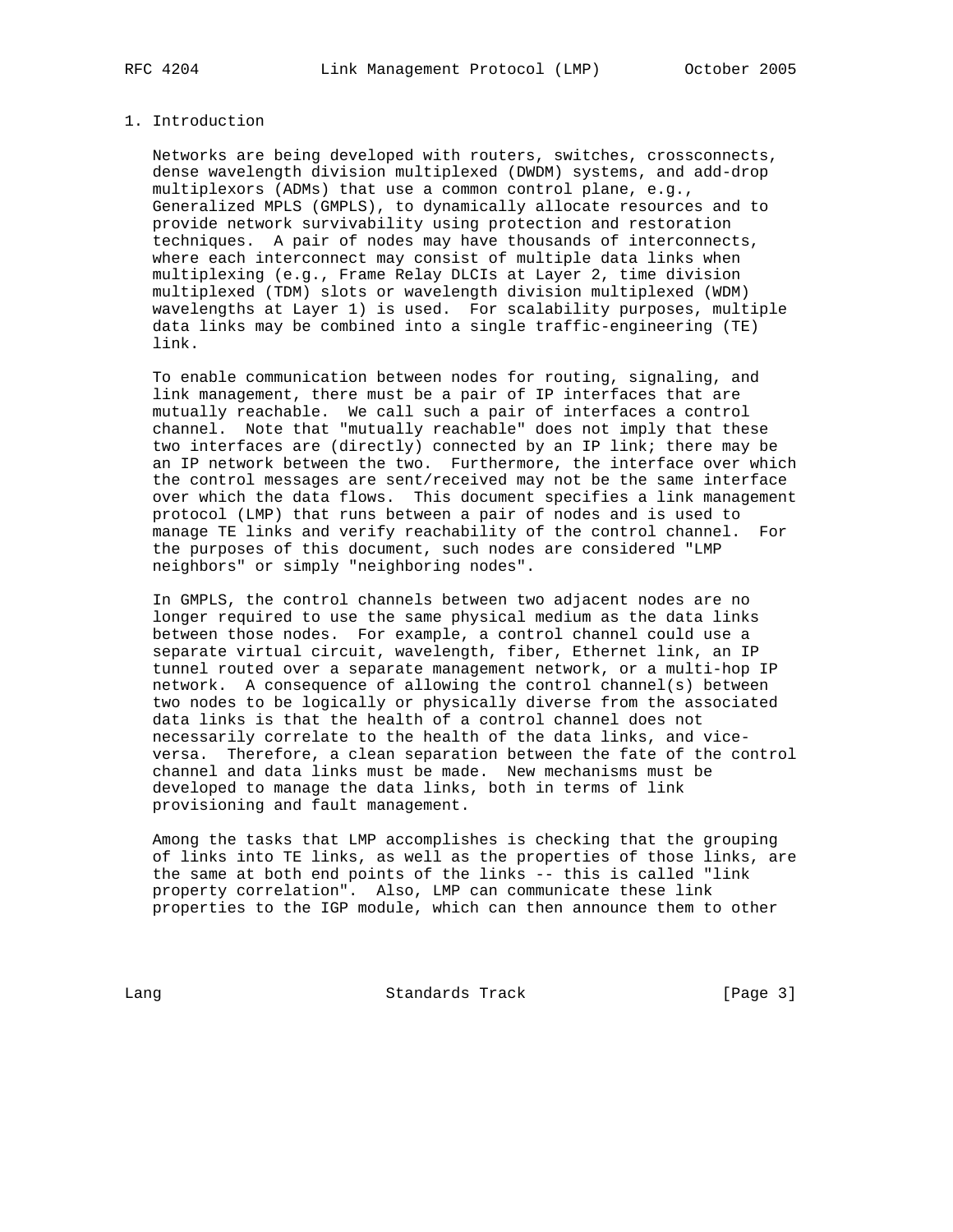# 1. Introduction

Networks are being developed with routers, switches, crossconnects, dense wavelength division multiplexed (DWDM) systems, and add-drop multiplexors (ADMs) that use a common control plane, e.g., Generalized MPLS (GMPLS), to dynamically allocate resources and to provide network survivability using protection and restoration techniques. A pair of nodes may have thousands of interconnects, where each interconnect may consist of multiple data links when multiplexing (e.g., Frame Relay DLCIs at Layer 2, time division multiplexed (TDM) slots or wavelength division multiplexed (WDM) wavelengths at Layer 1) is used. For scalability purposes, multiple data links may be combined into a single traffic-engineering (TE) link.

To enable communication between nodes for routing, signaling, and link management, there must be a pair of IP interfaces that are mutually reachable. We call such a pair of interfaces a control channel. Note that "mutually reachable" does not imply that these two interfaces are (directly) connected by an IP link; there may be an IP network between the two. Furthermore, the interface over which the control messages are sent/received may not be the same interface over which the data flows. This document specifies a link management protocol (LMP) that runs between a pair of nodes and is used to manage TE links and verify reachability of the control channel. For the purposes of this document, such nodes are considered "LMP neighbors" or simply "neighboring nodes".

In GMPLS, the control channels between two adjacent nodes are no longer required to use the same physical medium as the data links between those nodes. For example, a control channel could use a separate virtual circuit, wavelength, fiber, Ethernet link, an IP tunnel routed over a separate management network, or a multi-hop IP network. A consequence of allowing the control channel(s) between two nodes to be logically or physically diverse from the associated data links is that the health of a control channel does not necessarily correlate to the health of the data links, and vice-versa. Therefore, a clean separation between the fate of the control channel and data links must be made. New mechanisms must be developed to manage the data links, both in terms of link provisioning and fault management.

Among the tasks that LMP accomplishes is checking that the grouping of links into TE links, as well as the properties of those links, are the same at both end points of the links -- this is called "link property correlation". Also, LMP can communicate these link properties to the IGP module, which can then announce them to other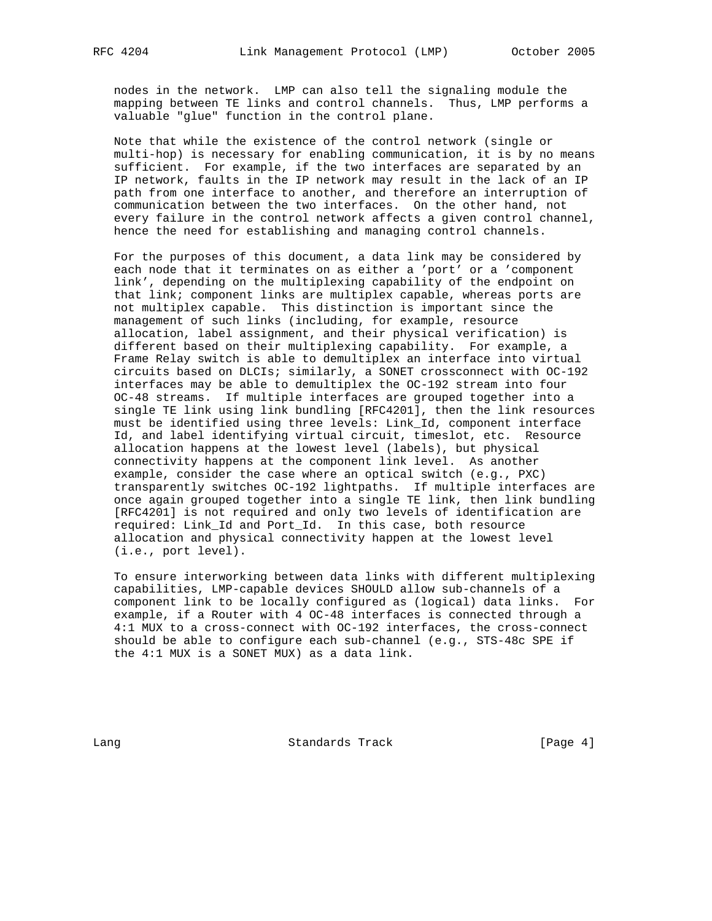nodes in the network. LMP can also tell the signaling module the mapping between TE links and control channels. Thus, LMP performs a valuable "glue" function in the control plane.

Note that while the existence of the control network (single or multi-hop) is necessary for enabling communication, it is by no means sufficient. For example, if the two interfaces are separated by an IP network, faults in the IP network may result in the lack of an IP path from one interface to another, and therefore an interruption of communication between the two interfaces. On the other hand, not every failure in the control network affects a given control channel, hence the need for establishing and managing control channels.

For the purposes of this document, a data link may be considered by each node that it terminates on as either a 'port' or a 'component link', depending on the multiplexing capability of the endpoint on that link; component links are multiplex capable, whereas ports are not multiplex capable. This distinction is important since the management of such links (including, for example, resource allocation, label assignment, and their physical verification) is different based on their multiplexing capability. For example, a Frame Relay switch is able to demultiplex an interface into virtual circuits based on DLCIs; similarly, a SONET crossconnect with OC-192 interfaces may be able to demultiplex the OC-192 stream into four OC-48 streams. If multiple interfaces are grouped together into a single TE link using link bundling [RFC4201], then the link resources must be identified using three levels: Link_Id, component interface Id, and label identifying virtual circuit, timeslot, etc. Resource allocation happens at the lowest level (labels), but physical connectivity happens at the component link level. As another example, consider the case where an optical switch (e.g., PXC) transparently switches OC-192 lightpaths. If multiple interfaces are once again grouped together into a single TE link, then link bundling [RFC4201] is not required and only two levels of identification are required: Link_Id and Port_Id. In this case, both resource allocation and physical connectivity happen at the lowest level (i.e., port level).

To ensure interworking between data links with different multiplexing capabilities, LMP-capable devices SHOULD allow sub-channels of a component link to be locally configured as (logical) data links. For example, if a Router with 4 OC-48 interfaces is connected through a 4:1 MUX to a cross-connect with OC-192 interfaces, the cross-connect should be able to configure each sub-channel (e.g., STS-48c SPE if the 4:1 MUX is a SONET MUX) as a data link.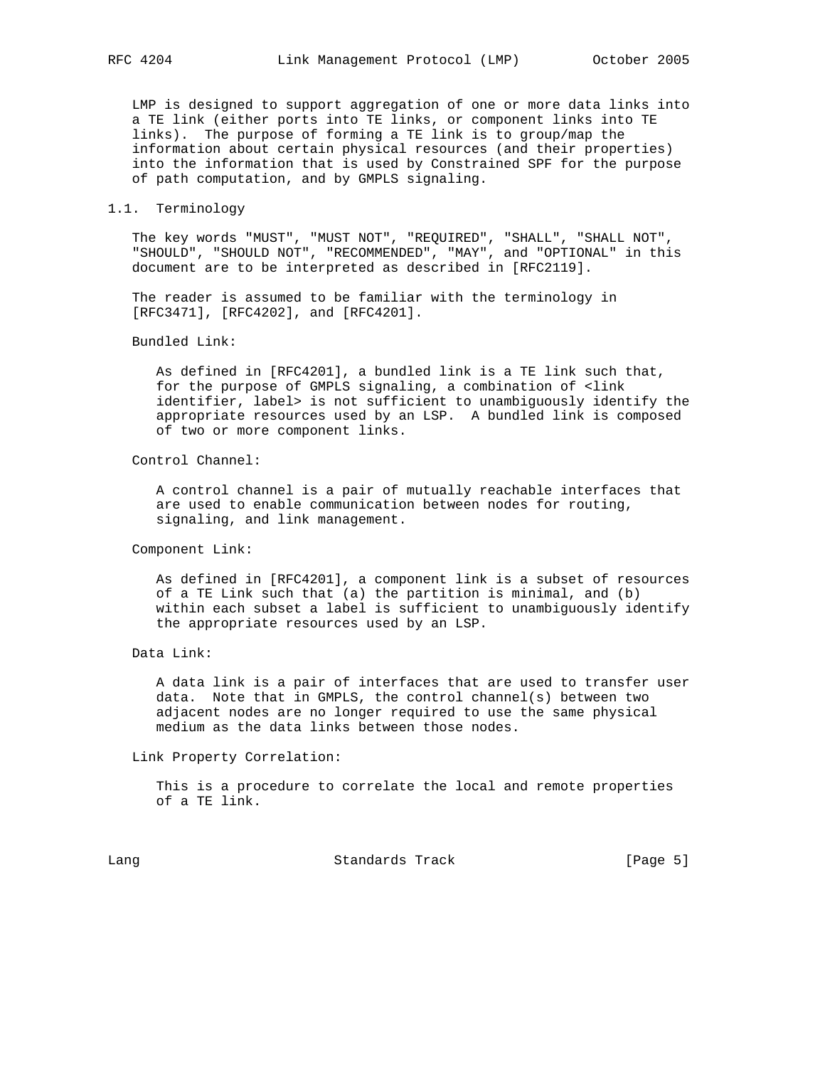LMP is designed to support aggregation of one or more data links into a TE link (either ports into TE links, or component links into TE links). The purpose of forming a TE link is to group/map the information about certain physical resources (and their properties) into the information that is used by Constrained SPF for the purpose of path computation, and by GMPLS signaling.

## 1.1. Terminology

The key words "MUST", "MUST NOT", "REQUIRED", "SHALL", "SHALL NOT", "SHOULD", "SHOULD NOT", "RECOMMENDED", "MAY", and "OPTIONAL" in this document are to be interpreted as described in [RFC2119].

The reader is assumed to be familiar with the terminology in [RFC3471], [RFC4202], and [RFC4201].

Bundled Link:

> As defined in [RFC4201], a bundled link is a TE link such that, for the purpose of GMPLS signaling, a combination of <link identifier, label> is not sufficient to unambiguously identify the appropriate resources used by an LSP. A bundled link is composed of two or more component links.

Control Channel:

> A control channel is a pair of mutually reachable interfaces that are used to enable communication between nodes for routing, signaling, and link management.

Component Link:

> As defined in [RFC4201], a component link is a subset of resources of a TE Link such that (a) the partition is minimal, and (b) within each subset a label is sufficient to unambiguously identify the appropriate resources used by an LSP.

Data Link:

> A data link is a pair of interfaces that are used to transfer user data. Note that in GMPLS, the control channel(s) between two adjacent nodes are no longer required to use the same physical medium as the data links between those nodes.

Link Property Correlation:

> This is a procedure to correlate the local and remote properties of a TE link.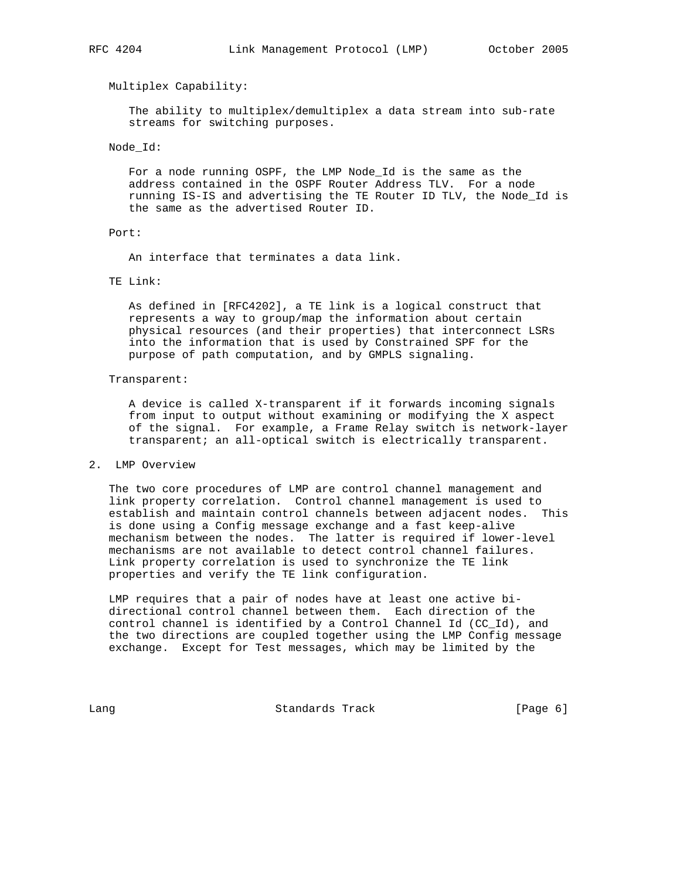Multiplex Capability:

The ability to multiplex/demultiplex a data stream into sub-rate streams for switching purposes.

Node_Id:

For a node running OSPF, the LMP Node_Id is the same as the address contained in the OSPF Router Address TLV. For a node running IS-IS and advertising the TE Router ID TLV, the Node_Id is the same as the advertised Router ID.

Port:

An interface that terminates a data link.

TE Link:

As defined in [RFC4202], a TE link is a logical construct that represents a way to group/map the information about certain physical resources (and their properties) that interconnect LSRs into the information that is used by Constrained SPF for the purpose of path computation, and by GMPLS signaling.

Transparent:

A device is called X-transparent if it forwards incoming signals from input to output without examining or modifying the X aspect of the signal. For example, a Frame Relay switch is network-layer transparent; an all-optical switch is electrically transparent.

## 2. LMP Overview

The two core procedures of LMP are control channel management and link property correlation. Control channel management is used to establish and maintain control channels between adjacent nodes. This is done using a Config message exchange and a fast keep-alive mechanism between the nodes. The latter is required if lower-level mechanisms are not available to detect control channel failures. Link property correlation is used to synchronize the TE link properties and verify the TE link configuration.

LMP requires that a pair of nodes have at least one active bi-directional control channel between them. Each direction of the control channel is identified by a Control Channel Id (CC_Id), and the two directions are coupled together using the LMP Config message exchange. Except for Test messages, which may be limited by the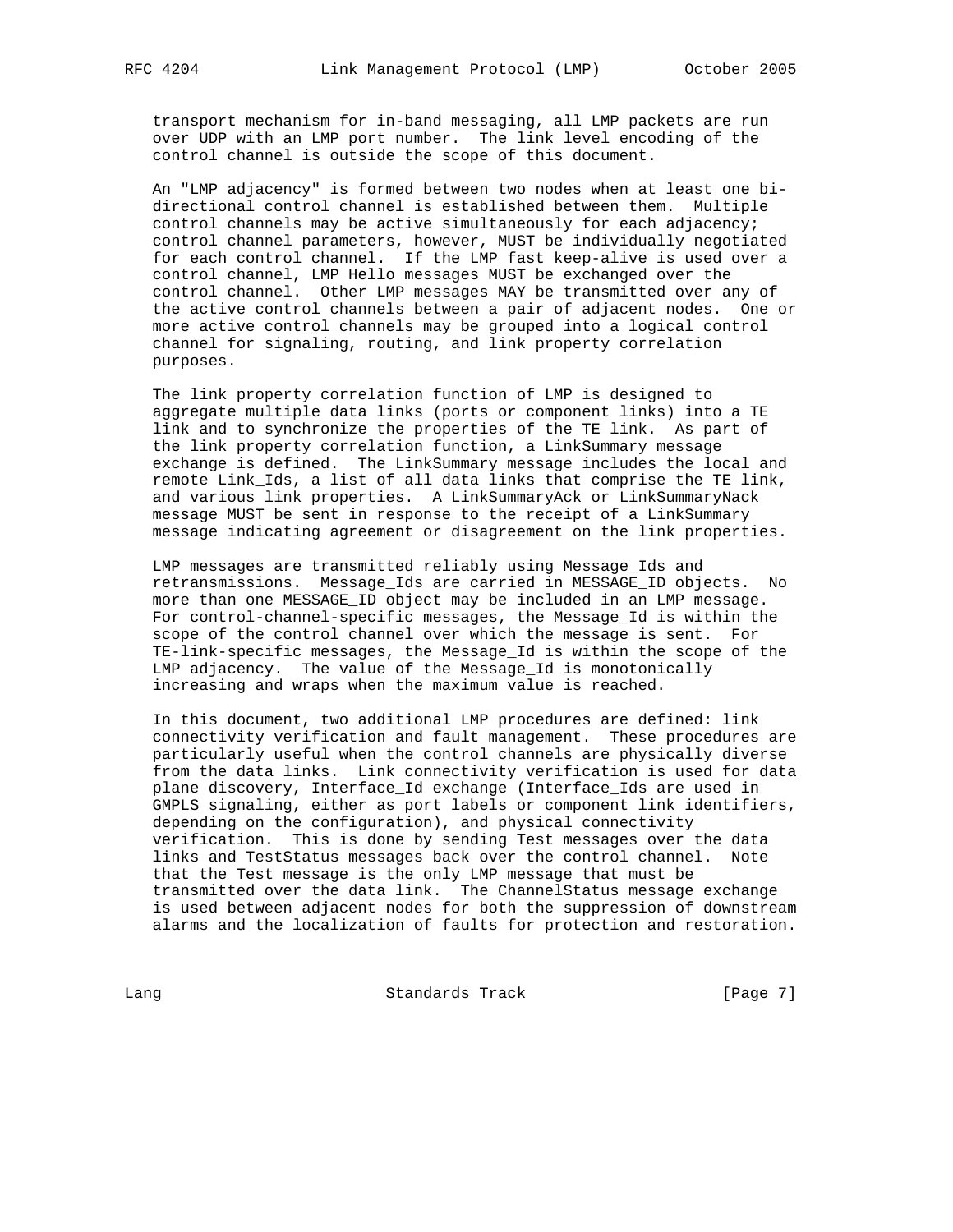transport mechanism for in-band messaging, all LMP packets are run over UDP with an LMP port number. The link level encoding of the control channel is outside the scope of this document.

An "LMP adjacency" is formed between two nodes when at least one bi-directional control channel is established between them. Multiple control channels may be active simultaneously for each adjacency; control channel parameters, however, MUST be individually negotiated for each control channel. If the LMP fast keep-alive is used over a control channel, LMP Hello messages MUST be exchanged over the control channel. Other LMP messages MAY be transmitted over any of the active control channels between a pair of adjacent nodes. One or more active control channels may be grouped into a logical control channel for signaling, routing, and link property correlation purposes.

The link property correlation function of LMP is designed to aggregate multiple data links (ports or component links) into a TE link and to synchronize the properties of the TE link. As part of the link property correlation function, a LinkSummary message exchange is defined. The LinkSummary message includes the local and remote Link_Ids, a list of all data links that comprise the TE link, and various link properties. A LinkSummaryAck or LinkSummaryNack message MUST be sent in response to the receipt of a LinkSummary message indicating agreement or disagreement on the link properties.

LMP messages are transmitted reliably using Message_Ids and retransmissions. Message_Ids are carried in MESSAGE_ID objects. No more than one MESSAGE_ID object may be included in an LMP message. For control-channel-specific messages, the Message_Id is within the scope of the control channel over which the message is sent. For TE-link-specific messages, the Message_Id is within the scope of the LMP adjacency. The value of the Message_Id is monotonically increasing and wraps when the maximum value is reached.

In this document, two additional LMP procedures are defined: link connectivity verification and fault management. These procedures are particularly useful when the control channels are physically diverse from the data links. Link connectivity verification is used for data plane discovery, Interface_Id exchange (Interface_Ids are used in GMPLS signaling, either as port labels or component link identifiers, depending on the configuration), and physical connectivity verification. This is done by sending Test messages over the data links and TestStatus messages back over the control channel. Note that the Test message is the only LMP message that must be transmitted over the data link. The ChannelStatus message exchange is used between adjacent nodes for both the suppression of downstream alarms and the localization of faults for protection and restoration.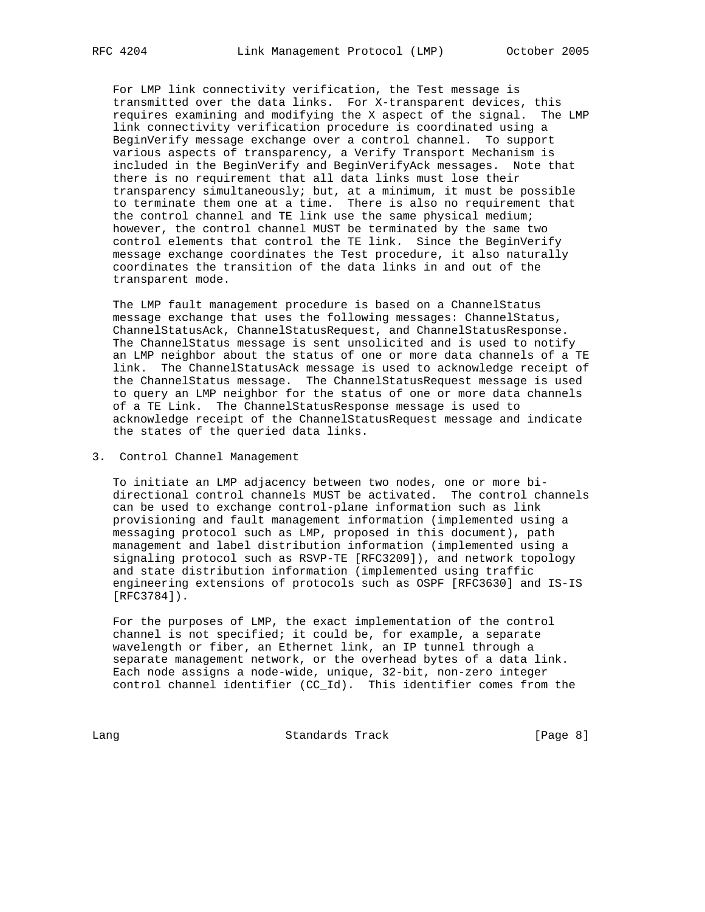For LMP link connectivity verification, the Test message is transmitted over the data links. For X-transparent devices, this requires examining and modifying the X aspect of the signal. The LMP link connectivity verification procedure is coordinated using a BeginVerify message exchange over a control channel. To support various aspects of transparency, a Verify Transport Mechanism is included in the BeginVerify and BeginVerifyAck messages. Note that there is no requirement that all data links must lose their transparency simultaneously; but, at a minimum, it must be possible to terminate them one at a time. There is also no requirement that the control channel and TE link use the same physical medium; however, the control channel MUST be terminated by the same two control elements that control the TE link. Since the BeginVerify message exchange coordinates the Test procedure, it also naturally coordinates the transition of the data links in and out of the transparent mode.

The LMP fault management procedure is based on a ChannelStatus message exchange that uses the following messages: ChannelStatus, ChannelStatusAck, ChannelStatusRequest, and ChannelStatusResponse. The ChannelStatus message is sent unsolicited and is used to notify an LMP neighbor about the status of one or more data channels of a TE link. The ChannelStatusAck message is used to acknowledge receipt of the ChannelStatus message. The ChannelStatusRequest message is used to query an LMP neighbor for the status of one or more data channels of a TE Link. The ChannelStatusResponse message is used to acknowledge receipt of the ChannelStatusRequest message and indicate the states of the queried data links.

## 3. Control Channel Management

To initiate an LMP adjacency between two nodes, one or more bi-directional control channels MUST be activated. The control channels can be used to exchange control-plane information such as link provisioning and fault management information (implemented using a messaging protocol such as LMP, proposed in this document), path management and label distribution information (implemented using a signaling protocol such as RSVP-TE [RFC3209]), and network topology and state distribution information (implemented using traffic engineering extensions of protocols such as OSPF [RFC3630] and IS-IS [RFC3784]).

For the purposes of LMP, the exact implementation of the control channel is not specified; it could be, for example, a separate wavelength or fiber, an Ethernet link, an IP tunnel through a separate management network, or the overhead bytes of a data link. Each node assigns a node-wide, unique, 32-bit, non-zero integer control channel identifier (CC_Id). This identifier comes from the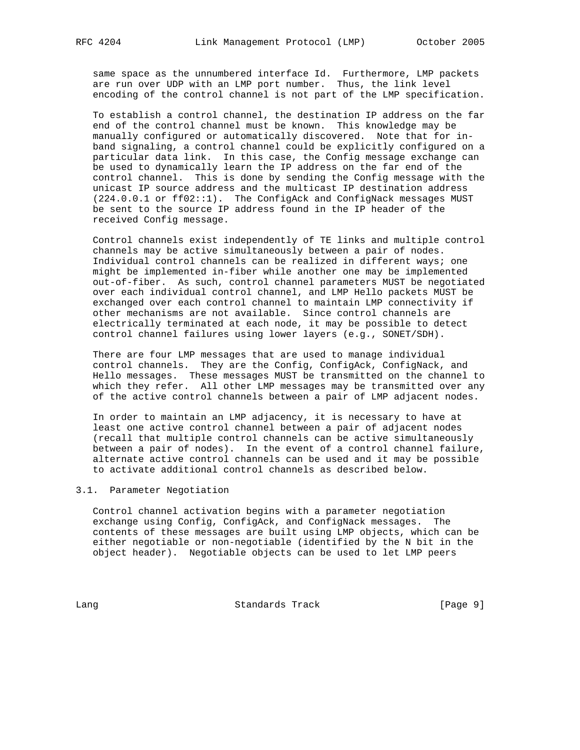same space as the unnumbered interface Id. Furthermore, LMP packets are run over UDP with an LMP port number. Thus, the link level encoding of the control channel is not part of the LMP specification.

To establish a control channel, the destination IP address on the far end of the control channel must be known. This knowledge may be manually configured or automatically discovered. Note that for in-band signaling, a control channel could be explicitly configured on a particular data link. In this case, the Config message exchange can be used to dynamically learn the IP address on the far end of the control channel. This is done by sending the Config message with the unicast IP source address and the multicast IP destination address (224.0.0.1 or ff02::1). The ConfigAck and ConfigNack messages MUST be sent to the source IP address found in the IP header of the received Config message.

Control channels exist independently of TE links and multiple control channels may be active simultaneously between a pair of nodes. Individual control channels can be realized in different ways; one might be implemented in-fiber while another one may be implemented out-of-fiber. As such, control channel parameters MUST be negotiated over each individual control channel, and LMP Hello packets MUST be exchanged over each control channel to maintain LMP connectivity if other mechanisms are not available. Since control channels are electrically terminated at each node, it may be possible to detect control channel failures using lower layers (e.g., SONET/SDH).

There are four LMP messages that are used to manage individual control channels. They are the Config, ConfigAck, ConfigNack, and Hello messages. These messages MUST be transmitted on the channel to which they refer. All other LMP messages may be transmitted over any of the active control channels between a pair of LMP adjacent nodes.

In order to maintain an LMP adjacency, it is necessary to have at least one active control channel between a pair of adjacent nodes (recall that multiple control channels can be active simultaneously between a pair of nodes). In the event of a control channel failure, alternate active control channels can be used and it may be possible to activate additional control channels as described below.

## 3.1. Parameter Negotiation

Control channel activation begins with a parameter negotiation exchange using Config, ConfigAck, and ConfigNack messages. The contents of these messages are built using LMP objects, which can be either negotiable or non-negotiable (identified by the N bit in the object header). Negotiable objects can be used to let LMP peers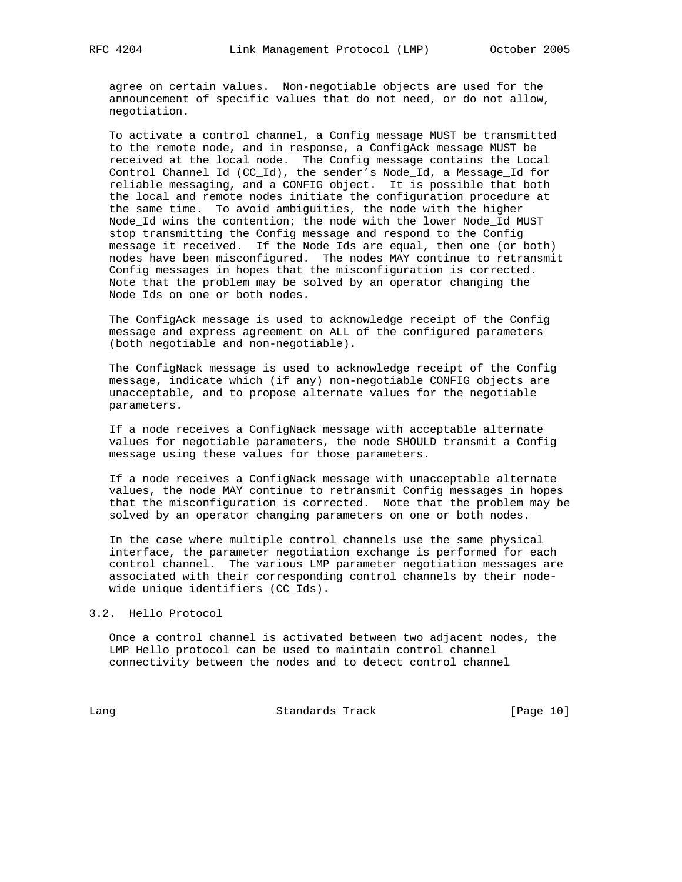agree on certain values. Non-negotiable objects are used for the announcement of specific values that do not need, or do not allow, negotiation.

To activate a control channel, a Config message MUST be transmitted to the remote node, and in response, a ConfigAck message MUST be received at the local node. The Config message contains the Local Control Channel Id (CC_Id), the sender's Node_Id, a Message_Id for reliable messaging, and a CONFIG object. It is possible that both the local and remote nodes initiate the configuration procedure at the same time. To avoid ambiguities, the node with the higher Node_Id wins the contention; the node with the lower Node_Id MUST stop transmitting the Config message and respond to the Config message it received. If the Node_Ids are equal, then one (or both) nodes have been misconfigured. The nodes MAY continue to retransmit Config messages in hopes that the misconfiguration is corrected. Note that the problem may be solved by an operator changing the Node_Ids on one or both nodes.

The ConfigAck message is used to acknowledge receipt of the Config message and express agreement on ALL of the configured parameters (both negotiable and non-negotiable).

The ConfigNack message is used to acknowledge receipt of the Config message, indicate which (if any) non-negotiable CONFIG objects are unacceptable, and to propose alternate values for the negotiable parameters.

If a node receives a ConfigNack message with acceptable alternate values for negotiable parameters, the node SHOULD transmit a Config message using these values for those parameters.

If a node receives a ConfigNack message with unacceptable alternate values, the node MAY continue to retransmit Config messages in hopes that the misconfiguration is corrected. Note that the problem may be solved by an operator changing parameters on one or both nodes.

In the case where multiple control channels use the same physical interface, the parameter negotiation exchange is performed for each control channel. The various LMP parameter negotiation messages are associated with their corresponding control channels by their node-wide unique identifiers (CC_Ids).

## 3.2. Hello Protocol

Once a control channel is activated between two adjacent nodes, the LMP Hello protocol can be used to maintain control channel connectivity between the nodes and to detect control channel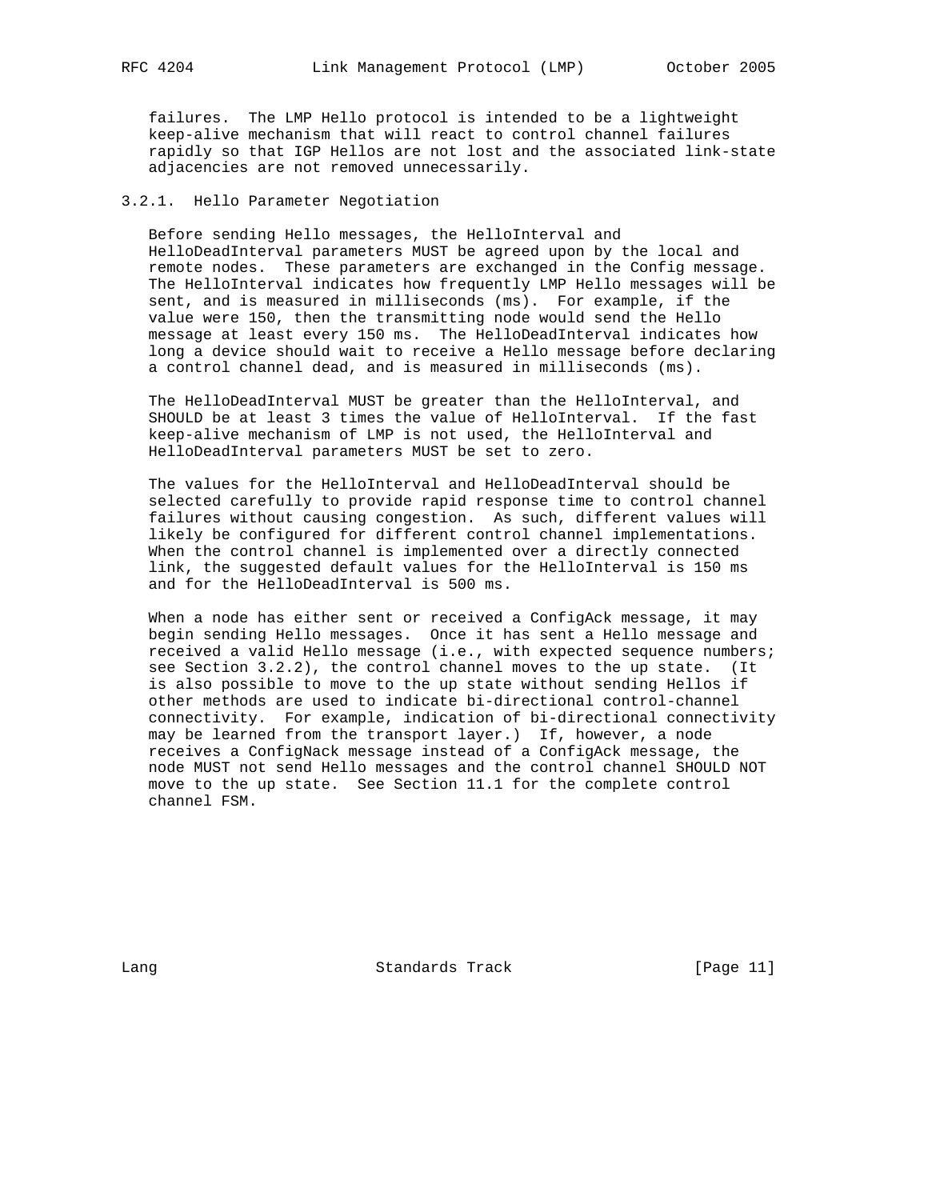failures. The LMP Hello protocol is intended to be a lightweight keep-alive mechanism that will react to control channel failures rapidly so that IGP Hellos are not lost and the associated link-state adjacencies are not removed unnecessarily.

### 3.2.1. Hello Parameter Negotiation

Before sending Hello messages, the HelloInterval and HelloDeadInterval parameters MUST be agreed upon by the local and remote nodes. These parameters are exchanged in the Config message. The HelloInterval indicates how frequently LMP Hello messages will be sent, and is measured in milliseconds (ms). For example, if the value were 150, then the transmitting node would send the Hello message at least every 150 ms. The HelloDeadInterval indicates how long a device should wait to receive a Hello message before declaring a control channel dead, and is measured in milliseconds (ms).

The HelloDeadInterval MUST be greater than the HelloInterval, and SHOULD be at least 3 times the value of HelloInterval. If the fast keep-alive mechanism of LMP is not used, the HelloInterval and HelloDeadInterval parameters MUST be set to zero.

The values for the HelloInterval and HelloDeadInterval should be selected carefully to provide rapid response time to control channel failures without causing congestion. As such, different values will likely be configured for different control channel implementations. When the control channel is implemented over a directly connected link, the suggested default values for the HelloInterval is 150 ms and for the HelloDeadInterval is 500 ms.

When a node has either sent or received a ConfigAck message, it may begin sending Hello messages. Once it has sent a Hello message and received a valid Hello message (i.e., with expected sequence numbers; see Section 3.2.2), the control channel moves to the up state. (It is also possible to move to the up state without sending Hellos if other methods are used to indicate bi-directional control-channel connectivity. For example, indication of bi-directional connectivity may be learned from the transport layer.) If, however, a node receives a ConfigNack message instead of a ConfigAck message, the node MUST not send Hello messages and the control channel SHOULD NOT move to the up state. See Section 11.1 for the complete control channel FSM.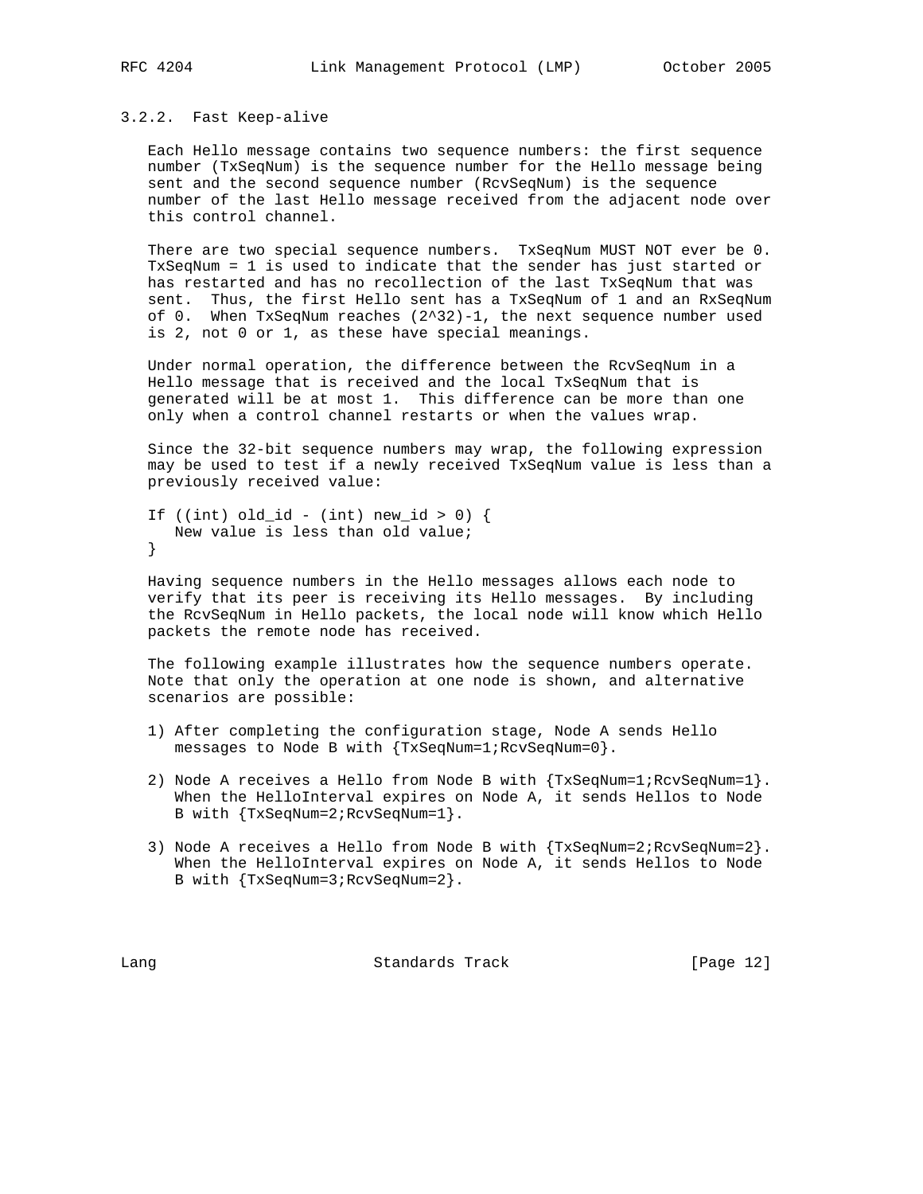### 3.2.2. Fast Keep-alive

Each Hello message contains two sequence numbers: the first sequence number (TxSeqNum) is the sequence number for the Hello message being sent and the second sequence number (RcvSeqNum) is the sequence number of the last Hello message received from the adjacent node over this control channel.

There are two special sequence numbers. TxSeqNum MUST NOT ever be 0. TxSeqNum = 1 is used to indicate that the sender has just started or has restarted and has no recollection of the last TxSeqNum that was sent. Thus, the first Hello sent has a TxSeqNum of 1 and an RxSeqNum of 0. When TxSeqNum reaches $(2^{32})-1$, the next sequence number used is 2, not 0 or 1, as these have special meanings.

Under normal operation, the difference between the RcvSeqNum in a Hello message that is received and the local TxSeqNum that is generated will be at most 1. This difference can be more than one only when a control channel restarts or when the values wrap.

Since the 32-bit sequence numbers may wrap, the following expression may be used to test if a newly received TxSeqNum value is less than a previously received value:

```
If ((int) old_id - (int) new_id > 0) {
   New value is less than old value;
}
```

Having sequence numbers in the Hello messages allows each node to verify that its peer is receiving its Hello messages. By including the RcvSeqNum in Hello packets, the local node will know which Hello packets the remote node has received.

The following example illustrates how the sequence numbers operate. Note that only the operation at one node is shown, and alternative scenarios are possible:

1) After completing the configuration stage, Node A sends Hello messages to Node B with {TxSeqNum=1;RcvSeqNum=0}.

2) Node A receives a Hello from Node B with {TxSeqNum=1;RcvSeqNum=1}. When the HelloInterval expires on Node A, it sends Hellos to Node B with {TxSeqNum=2;RcvSeqNum=1}.

3) Node A receives a Hello from Node B with {TxSeqNum=2;RcvSeqNum=2}. When the HelloInterval expires on Node A, it sends Hellos to Node B with {TxSeqNum=3;RcvSeqNum=2}.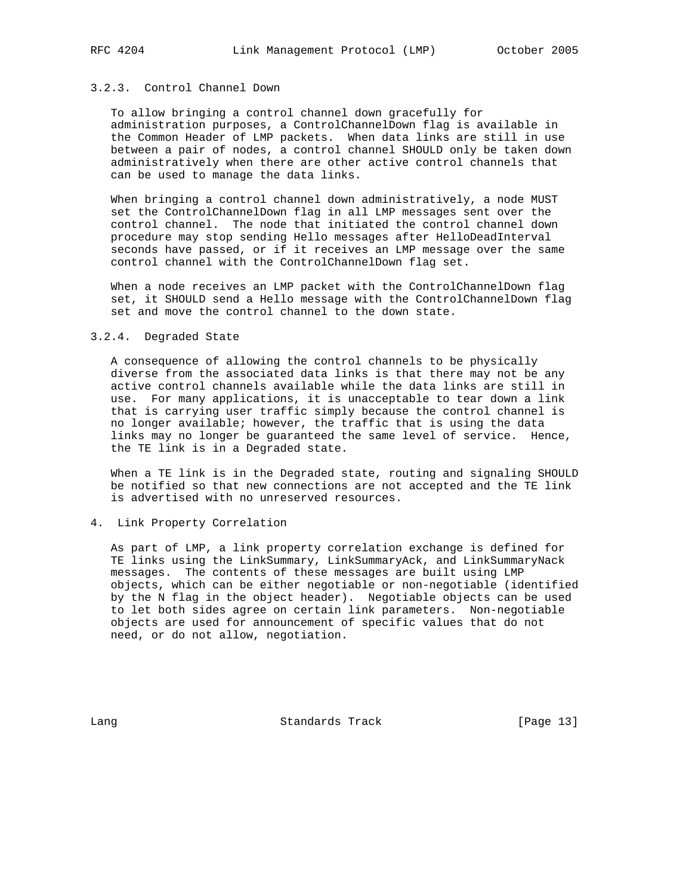### 3.2.3. Control Channel Down

To allow bringing a control channel down gracefully for administration purposes, a ControlChannelDown flag is available in the Common Header of LMP packets. When data links are still in use between a pair of nodes, a control channel SHOULD only be taken down administratively when there are other active control channels that can be used to manage the data links.

When bringing a control channel down administratively, a node MUST set the ControlChannelDown flag in all LMP messages sent over the control channel. The node that initiated the control channel down procedure may stop sending Hello messages after HelloDeadInterval seconds have passed, or if it receives an LMP message over the same control channel with the ControlChannelDown flag set.

When a node receives an LMP packet with the ControlChannelDown flag set, it SHOULD send a Hello message with the ControlChannelDown flag set and move the control channel to the down state.

### 3.2.4. Degraded State

A consequence of allowing the control channels to be physically diverse from the associated data links is that there may not be any active control channels available while the data links are still in use. For many applications, it is unacceptable to tear down a link that is carrying user traffic simply because the control channel is no longer available; however, the traffic that is using the data links may no longer be guaranteed the same level of service. Hence, the TE link is in a Degraded state.

When a TE link is in the Degraded state, routing and signaling SHOULD be notified so that new connections are not accepted and the TE link is advertised with no unreserved resources.

## 4. Link Property Correlation

As part of LMP, a link property correlation exchange is defined for TE links using the LinkSummary, LinkSummaryAck, and LinkSummaryNack messages. The contents of these messages are built using LMP objects, which can be either negotiable or non-negotiable (identified by the N flag in the object header). Negotiable objects can be used to let both sides agree on certain link parameters. Non-negotiable objects are used for announcement of specific values that do not need, or do not allow, negotiation.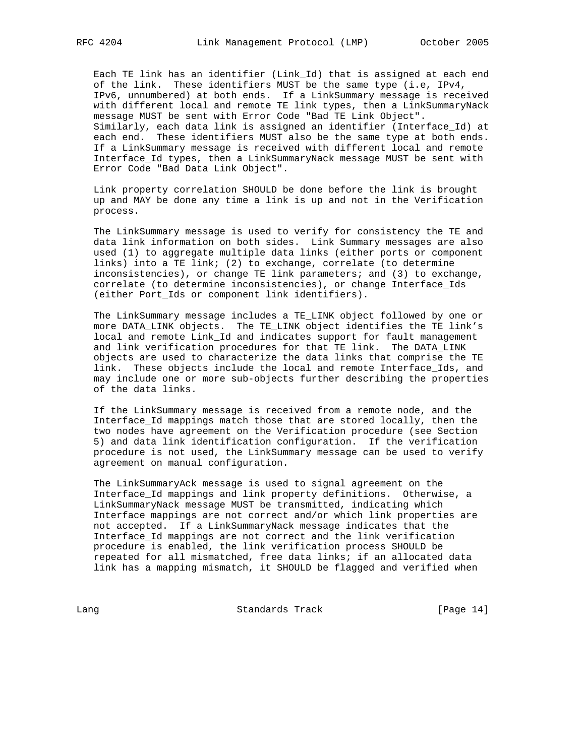Each TE link has an identifier (Link_Id) that is assigned at each end of the link. These identifiers MUST be the same type (i.e, IPv4, IPv6, unnumbered) at both ends. If a LinkSummary message is received with different local and remote TE link types, then a LinkSummaryNack message MUST be sent with Error Code "Bad TE Link Object". Similarly, each data link is assigned an identifier (Interface_Id) at each end. These identifiers MUST also be the same type at both ends. If a LinkSummary message is received with different local and remote Interface_Id types, then a LinkSummaryNack message MUST be sent with Error Code "Bad Data Link Object".

Link property correlation SHOULD be done before the link is brought up and MAY be done any time a link is up and not in the Verification process.

The LinkSummary message is used to verify for consistency the TE and data link information on both sides. Link Summary messages are also used (1) to aggregate multiple data links (either ports or component links) into a TE link; (2) to exchange, correlate (to determine inconsistencies), or change TE link parameters; and (3) to exchange, correlate (to determine inconsistencies), or change Interface_Ids (either Port_Ids or component link identifiers).

The LinkSummary message includes a TE_LINK object followed by one or more DATA_LINK objects. The TE_LINK object identifies the TE link's local and remote Link_Id and indicates support for fault management and link verification procedures for that TE link. The DATA_LINK objects are used to characterize the data links that comprise the TE link. These objects include the local and remote Interface_Ids, and may include one or more sub-objects further describing the properties of the data links.

If the LinkSummary message is received from a remote node, and the Interface_Id mappings match those that are stored locally, then the two nodes have agreement on the Verification procedure (see Section 5) and data link identification configuration. If the verification procedure is not used, the LinkSummary message can be used to verify agreement on manual configuration.

The LinkSummaryAck message is used to signal agreement on the Interface_Id mappings and link property definitions. Otherwise, a LinkSummaryNack message MUST be transmitted, indicating which Interface mappings are not correct and/or which link properties are not accepted. If a LinkSummaryNack message indicates that the Interface_Id mappings are not correct and the link verification procedure is enabled, the link verification process SHOULD be repeated for all mismatched, free data links; if an allocated data link has a mapping mismatch, it SHOULD be flagged and verified when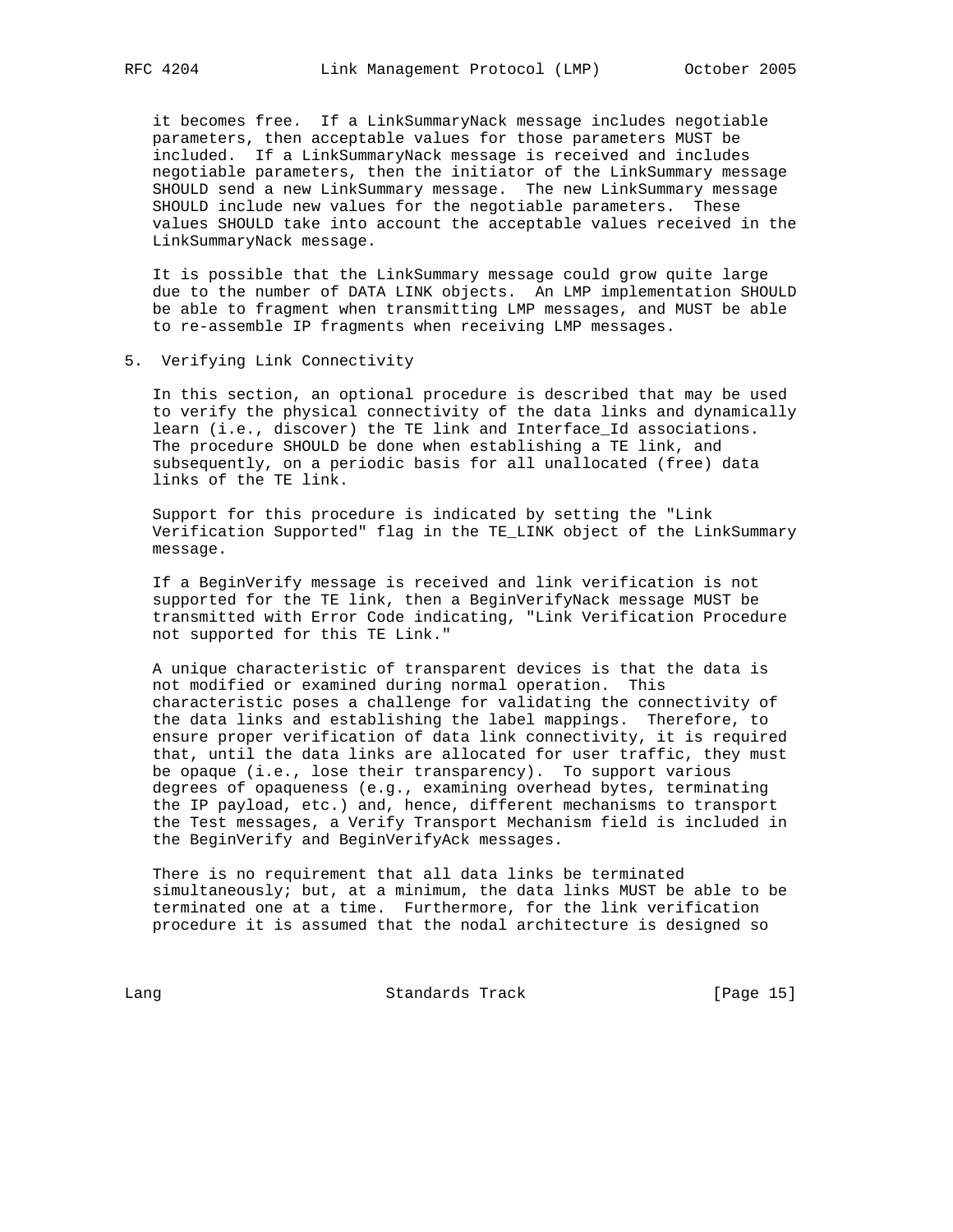it becomes free. If a LinkSummaryNack message includes negotiable parameters, then acceptable values for those parameters MUST be included. If a LinkSummaryNack message is received and includes negotiable parameters, then the initiator of the LinkSummary message SHOULD send a new LinkSummary message. The new LinkSummary message SHOULD include new values for the negotiable parameters. These values SHOULD take into account the acceptable values received in the LinkSummaryNack message.

It is possible that the LinkSummary message could grow quite large due to the number of DATA LINK objects. An LMP implementation SHOULD be able to fragment when transmitting LMP messages, and MUST be able to re-assemble IP fragments when receiving LMP messages.

## 5. Verifying Link Connectivity

In this section, an optional procedure is described that may be used to verify the physical connectivity of the data links and dynamically learn (i.e., discover) the TE link and Interface_Id associations. The procedure SHOULD be done when establishing a TE link, and subsequently, on a periodic basis for all unallocated (free) data links of the TE link.

Support for this procedure is indicated by setting the "Link Verification Supported" flag in the TE_LINK object of the LinkSummary message.

If a BeginVerify message is received and link verification is not supported for the TE link, then a BeginVerifyNack message MUST be transmitted with Error Code indicating, "Link Verification Procedure not supported for this TE Link."

A unique characteristic of transparent devices is that the data is not modified or examined during normal operation. This characteristic poses a challenge for validating the connectivity of the data links and establishing the label mappings. Therefore, to ensure proper verification of data link connectivity, it is required that, until the data links are allocated for user traffic, they must be opaque (i.e., lose their transparency). To support various degrees of opaqueness (e.g., examining overhead bytes, terminating the IP payload, etc.) and, hence, different mechanisms to transport the Test messages, a Verify Transport Mechanism field is included in the BeginVerify and BeginVerifyAck messages.

There is no requirement that all data links be terminated simultaneously; but, at a minimum, the data links MUST be able to be terminated one at a time. Furthermore, for the link verification procedure it is assumed that the nodal architecture is designed so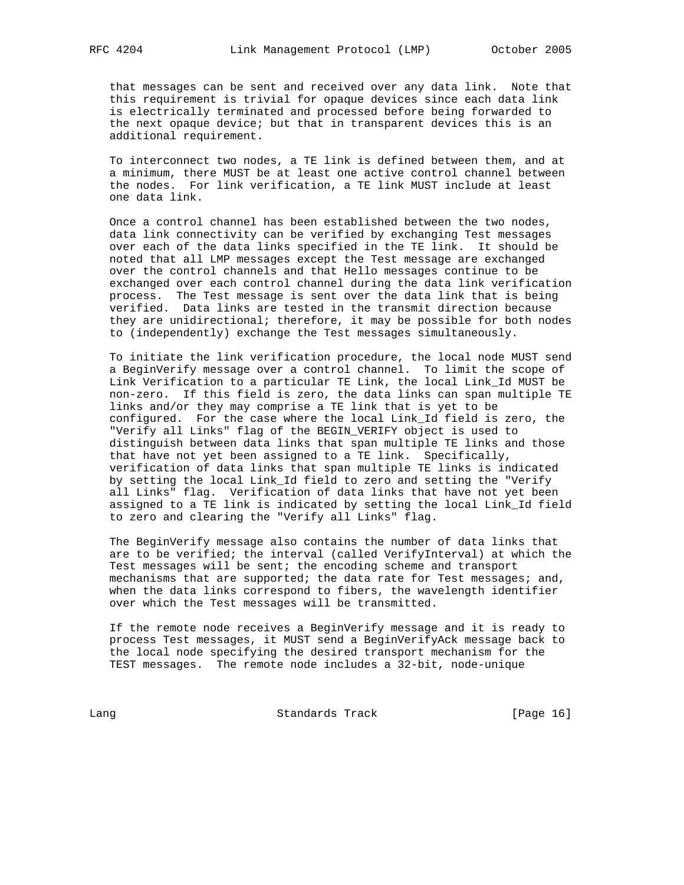that messages can be sent and received over any data link. Note that this requirement is trivial for opaque devices since each data link is electrically terminated and processed before being forwarded to the next opaque device; but that in transparent devices this is an additional requirement.

To interconnect two nodes, a TE link is defined between them, and at a minimum, there MUST be at least one active control channel between the nodes. For link verification, a TE link MUST include at least one data link.

Once a control channel has been established between the two nodes, data link connectivity can be verified by exchanging Test messages over each of the data links specified in the TE link. It should be noted that all LMP messages except the Test message are exchanged over the control channels and that Hello messages continue to be exchanged over each control channel during the data link verification process. The Test message is sent over the data link that is being verified. Data links are tested in the transmit direction because they are unidirectional; therefore, it may be possible for both nodes to (independently) exchange the Test messages simultaneously.

To initiate the link verification procedure, the local node MUST send a BeginVerify message over a control channel. To limit the scope of Link Verification to a particular TE Link, the local Link_Id MUST be non-zero. If this field is zero, the data links can span multiple TE links and/or they may comprise a TE link that is yet to be configured. For the case where the local Link_Id field is zero, the "Verify all Links" flag of the BEGIN_VERIFY object is used to distinguish between data links that span multiple TE links and those that have not yet been assigned to a TE link. Specifically, verification of data links that span multiple TE links is indicated by setting the local Link_Id field to zero and setting the "Verify all Links" flag. Verification of data links that have not yet been assigned to a TE link is indicated by setting the local Link_Id field to zero and clearing the "Verify all Links" flag.

The BeginVerify message also contains the number of data links that are to be verified; the interval (called VerifyInterval) at which the Test messages will be sent; the encoding scheme and transport mechanisms that are supported; the data rate for Test messages; and, when the data links correspond to fibers, the wavelength identifier over which the Test messages will be transmitted.

If the remote node receives a BeginVerify message and it is ready to process Test messages, it MUST send a BeginVerifyAck message back to the local node specifying the desired transport mechanism for the TEST messages. The remote node includes a 32-bit, node-unique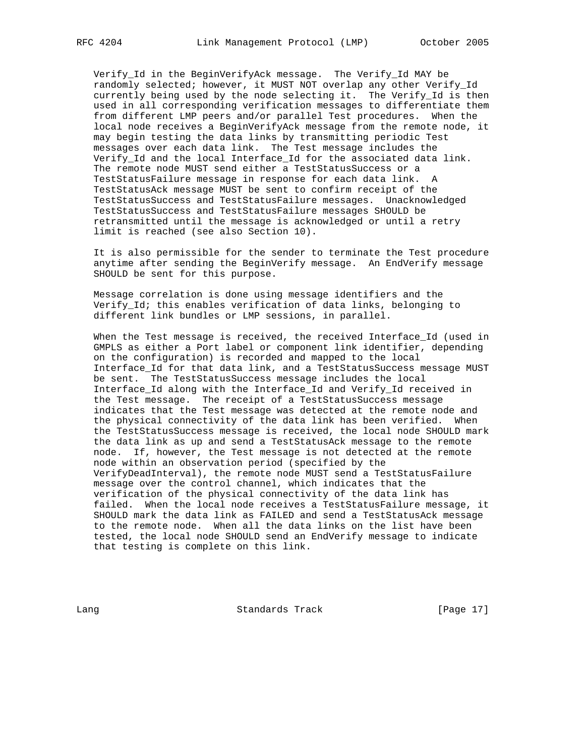Verify_Id in the BeginVerifyAck message. The Verify_Id MAY be randomly selected; however, it MUST NOT overlap any other Verify_Id currently being used by the node selecting it. The Verify_Id is then used in all corresponding verification messages to differentiate them from different LMP peers and/or parallel Test procedures. When the local node receives a BeginVerifyAck message from the remote node, it may begin testing the data links by transmitting periodic Test messages over each data link. The Test message includes the Verify_Id and the local Interface_Id for the associated data link. The remote node MUST send either a TestStatusSuccess or a TestStatusFailure message in response for each data link. A TestStatusAck message MUST be sent to confirm receipt of the TestStatusSuccess and TestStatusFailure messages. Unacknowledged TestStatusSuccess and TestStatusFailure messages SHOULD be retransmitted until the message is acknowledged or until a retry limit is reached (see also Section 10).

It is also permissible for the sender to terminate the Test procedure anytime after sending the BeginVerify message. An EndVerify message SHOULD be sent for this purpose.

Message correlation is done using message identifiers and the Verify_Id; this enables verification of data links, belonging to different link bundles or LMP sessions, in parallel.

When the Test message is received, the received Interface_Id (used in GMPLS as either a Port label or component link identifier, depending on the configuration) is recorded and mapped to the local Interface_Id for that data link, and a TestStatusSuccess message MUST be sent. The TestStatusSuccess message includes the local Interface_Id along with the Interface_Id and Verify_Id received in the Test message. The receipt of a TestStatusSuccess message indicates that the Test message was detected at the remote node and the physical connectivity of the data link has been verified. When the TestStatusSuccess message is received, the local node SHOULD mark the data link as up and send a TestStatusAck message to the remote node. If, however, the Test message is not detected at the remote node within an observation period (specified by the VerifyDeadInterval), the remote node MUST send a TestStatusFailure message over the control channel, which indicates that the verification of the physical connectivity of the data link has failed. When the local node receives a TestStatusFailure message, it SHOULD mark the data link as FAILED and send a TestStatusAck message to the remote node. When all the data links on the list have been tested, the local node SHOULD send an EndVerify message to indicate that testing is complete on this link.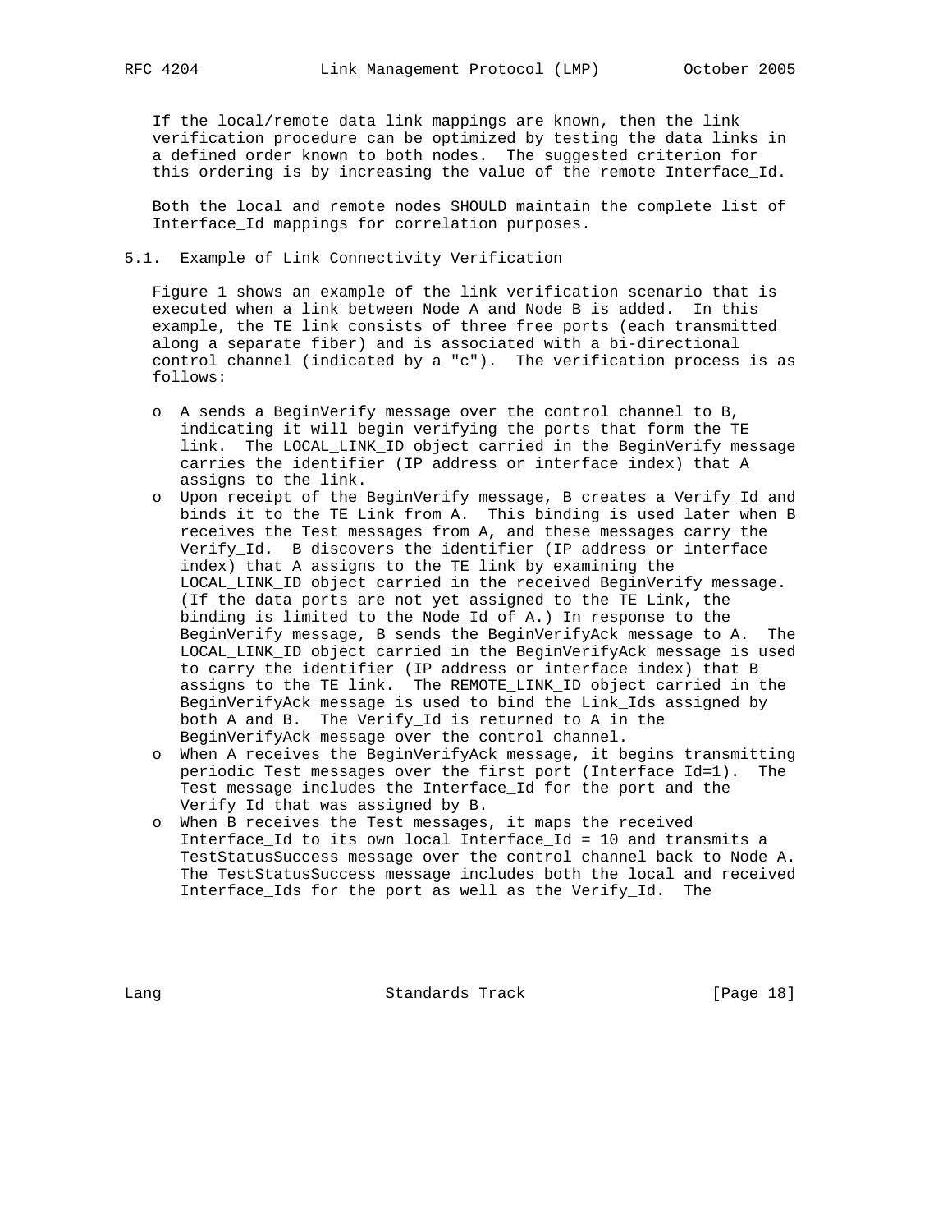If the local/remote data link mappings are known, then the link verification procedure can be optimized by testing the data links in a defined order known to both nodes. The suggested criterion for this ordering is by increasing the value of the remote Interface_Id.

Both the local and remote nodes SHOULD maintain the complete list of Interface_Id mappings for correlation purposes.

### 5.1. Example of Link Connectivity Verification

Figure 1 shows an example of the link verification scenario that is executed when a link between Node A and Node B is added. In this example, the TE link consists of three free ports (each transmitted along a separate fiber) and is associated with a bi-directional control channel (indicated by a "c"). The verification process is as follows:

- A sends a BeginVerify message over the control channel to B, indicating it will begin verifying the ports that form the TE link. The LOCAL_LINK_ID object carried in the BeginVerify message carries the identifier (IP address or interface index) that A assigns to the link.
- Upon receipt of the BeginVerify message, B creates a Verify_Id and binds it to the TE Link from A. This binding is used later when B receives the Test messages from A, and these messages carry the Verify_Id. B discovers the identifier (IP address or interface index) that A assigns to the TE link by examining the LOCAL_LINK_ID object carried in the received BeginVerify message. (If the data ports are not yet assigned to the TE Link, the binding is limited to the Node_Id of A.) In response to the BeginVerify message, B sends the BeginVerifyAck message to A. The LOCAL_LINK_ID object carried in the BeginVerifyAck message is used to carry the identifier (IP address or interface index) that B assigns to the TE link. The REMOTE_LINK_ID object carried in the BeginVerifyAck message is used to bind the Link_Ids assigned by both A and B. The Verify_Id is returned to A in the BeginVerifyAck message over the control channel.
- When A receives the BeginVerifyAck message, it begins transmitting periodic Test messages over the first port (Interface Id=1). The Test message includes the Interface_Id for the port and the Verify_Id that was assigned by B.
- When B receives the Test messages, it maps the received Interface_Id to its own local Interface_Id = 10 and transmits a TestStatusSuccess message over the control channel back to Node A. The TestStatusSuccess message includes both the local and received Interface_Ids for the port as well as the Verify_Id. The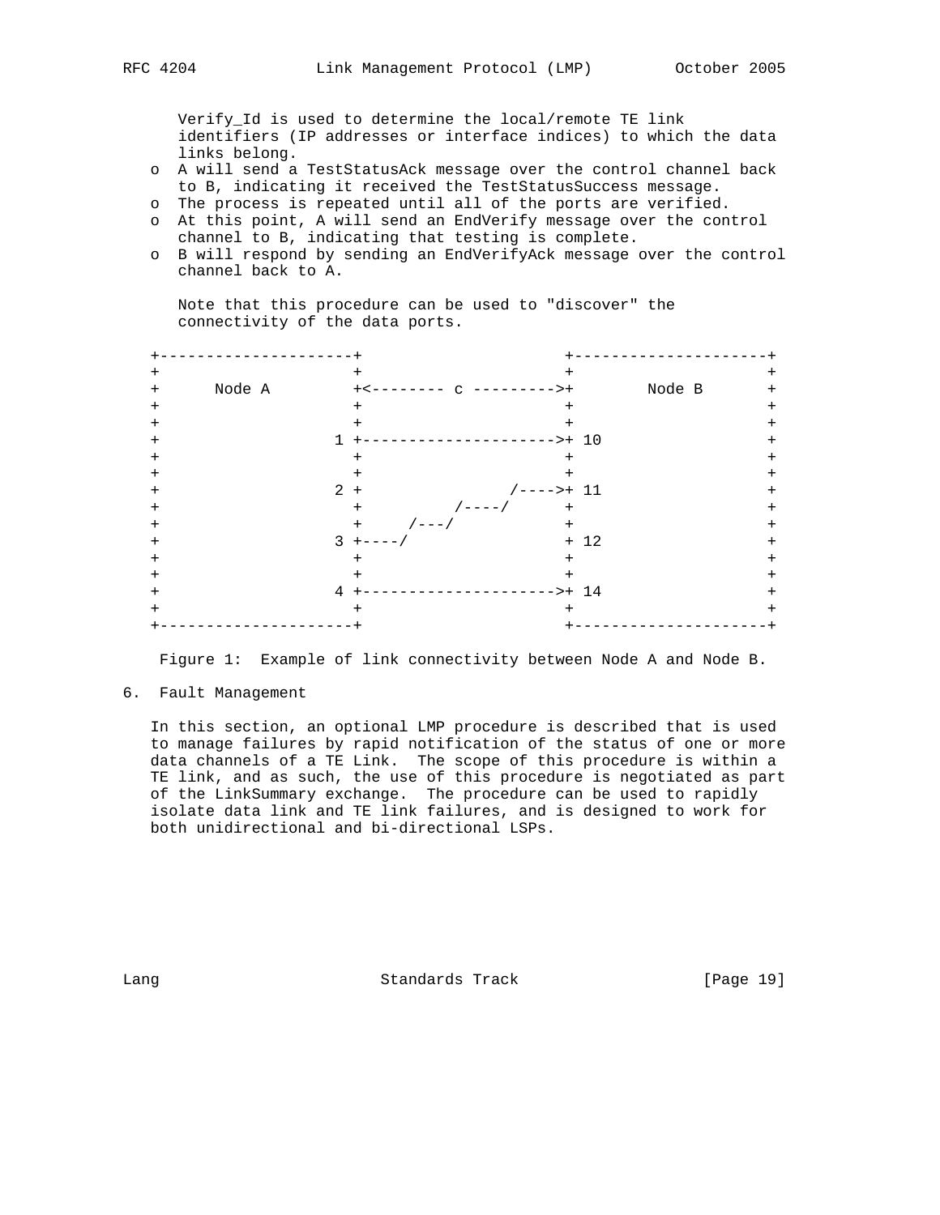Verify_Id is used to determine the local/remote TE link identifiers (IP addresses or interface indices) to which the data links belong.

- A will send a TestStatusAck message over the control channel back to B, indicating it received the TestStatusSuccess message.
- The process is repeated until all of the ports are verified.
- At this point, A will send an EndVerify message over the control channel to B, indicating that testing is complete.
- B will respond by sending an EndVerifyAck message over the control channel back to A.

Note that this procedure can be used to "discover" the connectivity of the data ports.

```
   +---------------------+                      +---------------------+
   +                     +                      +                     +
   +      Node A         +<-------- c --------->+       Node B        +
   +                     +                      +                     +
   +                     +                      +                     +
   +                   1 +--------------------->+ 10                  +
   +                     +                      +                     +
   +                     +                      +                     +
   +                   2 +                /---->+ 11                  +
   +                     +          /----/      +                     +
   +                     +     /---/            +                     +
   +                   3 +----/                 + 12                  +
   +                     +                      +                     +
   +                     +                      +                     +
   +                   4 +--------------------->+ 14                  +
   +                     +                      +                     +
   +---------------------+                      +---------------------+
```

Figure 1:  Example of link connectivity between Node A and Node B.

## 6. Fault Management

In this section, an optional LMP procedure is described that is used to manage failures by rapid notification of the status of one or more data channels of a TE Link. The scope of this procedure is within a TE link, and as such, the use of this procedure is negotiated as part of the LinkSummary exchange. The procedure can be used to rapidly isolate data link and TE link failures, and is designed to work for both unidirectional and bi-directional LSPs.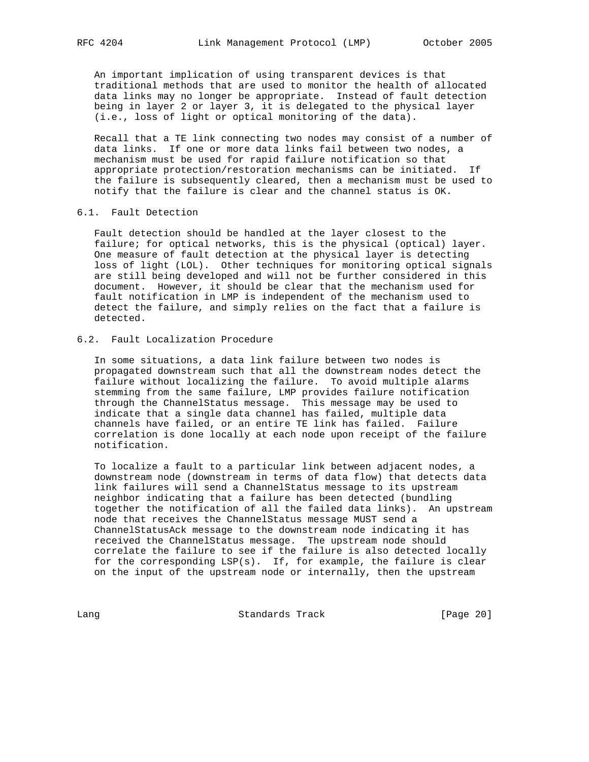An important implication of using transparent devices is that traditional methods that are used to monitor the health of allocated data links may no longer be appropriate. Instead of fault detection being in layer 2 or layer 3, it is delegated to the physical layer (i.e., loss of light or optical monitoring of the data).

Recall that a TE link connecting two nodes may consist of a number of data links. If one or more data links fail between two nodes, a mechanism must be used for rapid failure notification so that appropriate protection/restoration mechanisms can be initiated. If the failure is subsequently cleared, then a mechanism must be used to notify that the failure is clear and the channel status is OK.

### 6.1. Fault Detection

Fault detection should be handled at the layer closest to the failure; for optical networks, this is the physical (optical) layer. One measure of fault detection at the physical layer is detecting loss of light (LOL). Other techniques for monitoring optical signals are still being developed and will not be further considered in this document. However, it should be clear that the mechanism used for fault notification in LMP is independent of the mechanism used to detect the failure, and simply relies on the fact that a failure is detected.

### 6.2. Fault Localization Procedure

In some situations, a data link failure between two nodes is propagated downstream such that all the downstream nodes detect the failure without localizing the failure. To avoid multiple alarms stemming from the same failure, LMP provides failure notification through the ChannelStatus message. This message may be used to indicate that a single data channel has failed, multiple data channels have failed, or an entire TE link has failed. Failure correlation is done locally at each node upon receipt of the failure notification.

To localize a fault to a particular link between adjacent nodes, a downstream node (downstream in terms of data flow) that detects data link failures will send a ChannelStatus message to its upstream neighbor indicating that a failure has been detected (bundling together the notification of all the failed data links). An upstream node that receives the ChannelStatus message MUST send a ChannelStatusAck message to the downstream node indicating it has received the ChannelStatus message. The upstream node should correlate the failure to see if the failure is also detected locally for the corresponding LSP(s). If, for example, the failure is clear on the input of the upstream node or internally, then the upstream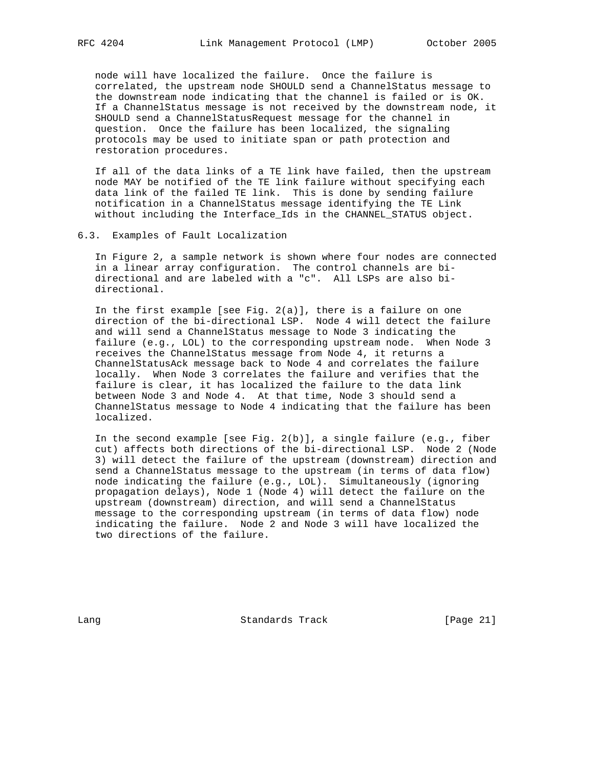node will have localized the failure. Once the failure is correlated, the upstream node SHOULD send a ChannelStatus message to the downstream node indicating that the channel is failed or is OK. If a ChannelStatus message is not received by the downstream node, it SHOULD send a ChannelStatusRequest message for the channel in question. Once the failure has been localized, the signaling protocols may be used to initiate span or path protection and restoration procedures.

If all of the data links of a TE link have failed, then the upstream node MAY be notified of the TE link failure without specifying each data link of the failed TE link. This is done by sending failure notification in a ChannelStatus message identifying the TE Link without including the Interface_Ids in the CHANNEL_STATUS object.

## 6.3. Examples of Fault Localization

In Figure 2, a sample network is shown where four nodes are connected in a linear array configuration. The control channels are bi-directional and are labeled with a "c". All LSPs are also bi-directional.

In the first example [see Fig. 2(a)], there is a failure on one direction of the bi-directional LSP. Node 4 will detect the failure and will send a ChannelStatus message to Node 3 indicating the failure (e.g., LOL) to the corresponding upstream node. When Node 3 receives the ChannelStatus message from Node 4, it returns a ChannelStatusAck message back to Node 4 and correlates the failure locally. When Node 3 correlates the failure and verifies that the failure is clear, it has localized the failure to the data link between Node 3 and Node 4. At that time, Node 3 should send a ChannelStatus message to Node 4 indicating that the failure has been localized.

In the second example [see Fig. 2(b)], a single failure (e.g., fiber cut) affects both directions of the bi-directional LSP. Node 2 (Node 3) will detect the failure of the upstream (downstream) direction and send a ChannelStatus message to the upstream (in terms of data flow) node indicating the failure (e.g., LOL). Simultaneously (ignoring propagation delays), Node 1 (Node 4) will detect the failure on the upstream (downstream) direction, and will send a ChannelStatus message to the corresponding upstream (in terms of data flow) node indicating the failure. Node 2 and Node 3 will have localized the two directions of the failure.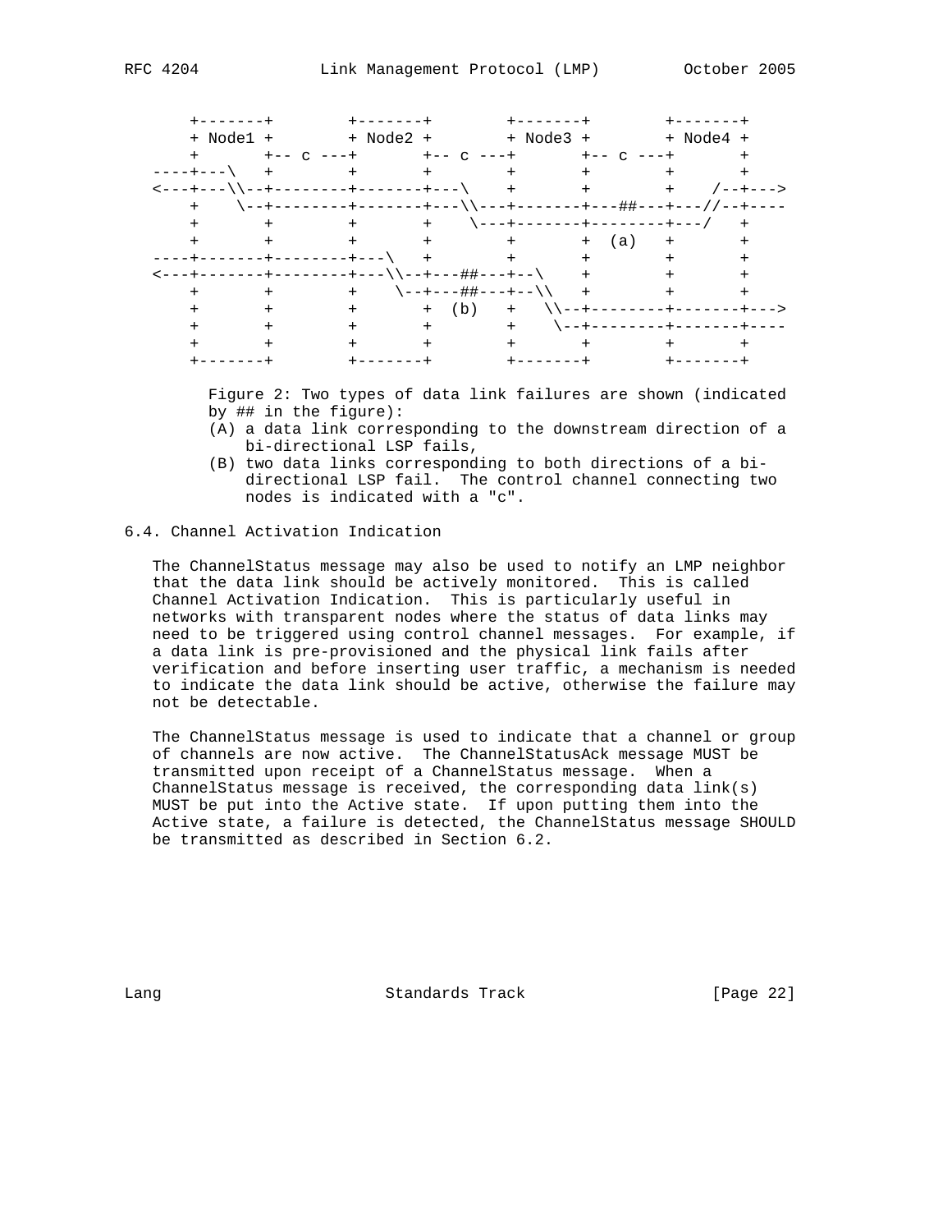```
      +-------+        +-------+        +-------+        +-------+
      + Node1 +        + Node2 +        + Node3 +        + Node4 +
      +       +-- c ---+       +-- c ---+       +-- c ---+       +
   ----+---\   +        +       +        +       +        +       +
   <---+---\\--+--------+-------+---\    +       +        +    /--+--->
      +    \--+--------+-------+---\\---+-------+---##---+---//--+----
      +       +        +       +    \---+-------+--------+---/   +
      +       +        +       +        +       +  (a)   +       +
   ----+-------+--------+---\   +        +       +        +       +
   <---+-------+--------+---\\--+---##---+--\    +        +       +
      +       +        +    \--+---##---+--\\   +        +       +
      +       +        +       +  (b)   +   \\--+--------+-------+--->
      +       +        +       +        +    \--+--------+-------+----
      +       +        +       +        +       +        +       +
      +-------+        +-------+        +-------+        +-------+
```

Figure 2: Two types of data link failures are shown (indicated by ## in the figure):
(A) a data link corresponding to the downstream direction of a bi-directional LSP fails,
(B) two data links corresponding to both directions of a bi-directional LSP fail. The control channel connecting two nodes is indicated with a "c".

## 6.4. Channel Activation Indication

The ChannelStatus message may also be used to notify an LMP neighbor that the data link should be actively monitored. This is called Channel Activation Indication. This is particularly useful in networks with transparent nodes where the status of data links may need to be triggered using control channel messages. For example, if a data link is pre-provisioned and the physical link fails after verification and before inserting user traffic, a mechanism is needed to indicate the data link should be active, otherwise the failure may not be detectable.

The ChannelStatus message is used to indicate that a channel or group of channels are now active. The ChannelStatusAck message MUST be transmitted upon receipt of a ChannelStatus message. When a ChannelStatus message is received, the corresponding data link(s) MUST be put into the Active state. If upon putting them into the Active state, a failure is detected, the ChannelStatus message SHOULD be transmitted as described in Section 6.2.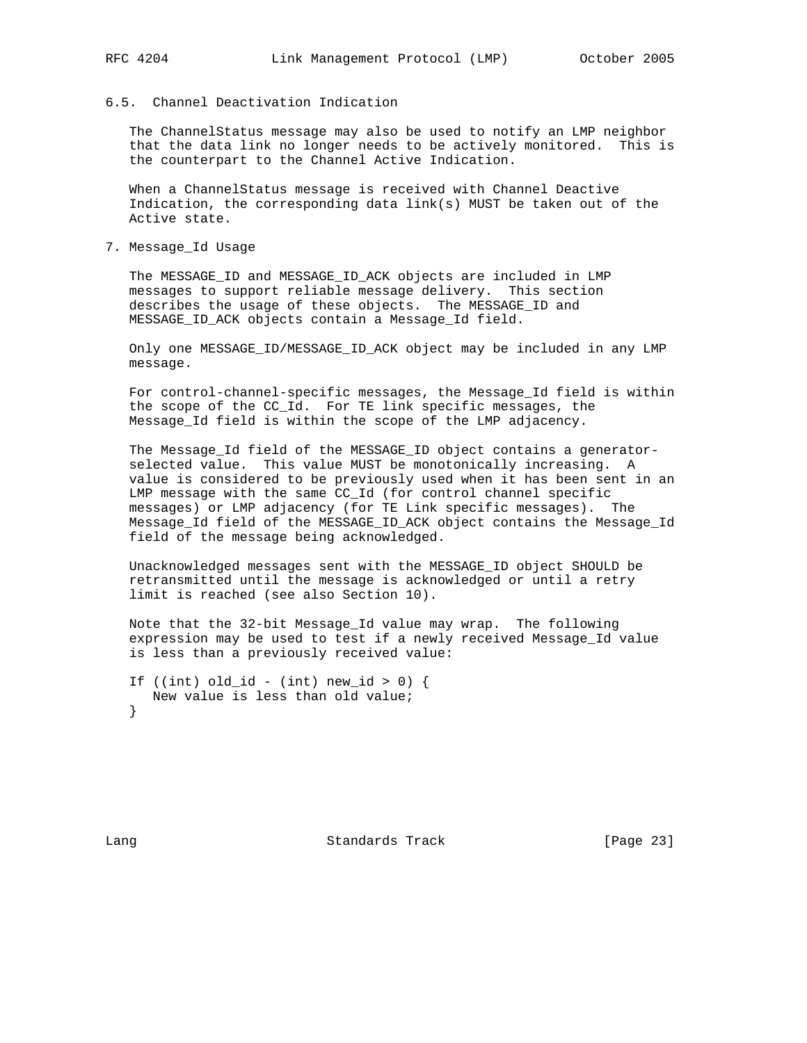## 6.5. Channel Deactivation Indication

The ChannelStatus message may also be used to notify an LMP neighbor that the data link no longer needs to be actively monitored. This is the counterpart to the Channel Active Indication.

When a ChannelStatus message is received with Channel Deactive Indication, the corresponding data link(s) MUST be taken out of the Active state.

# 7. Message_Id Usage

The MESSAGE_ID and MESSAGE_ID_ACK objects are included in LMP messages to support reliable message delivery. This section describes the usage of these objects. The MESSAGE_ID and MESSAGE_ID_ACK objects contain a Message_Id field.

Only one MESSAGE_ID/MESSAGE_ID_ACK object may be included in any LMP message.

For control-channel-specific messages, the Message_Id field is within the scope of the CC_Id. For TE link specific messages, the Message_Id field is within the scope of the LMP adjacency.

The Message_Id field of the MESSAGE_ID object contains a generator-selected value. This value MUST be monotonically increasing. A value is considered to be previously used when it has been sent in an LMP message with the same CC_Id (for control channel specific messages) or LMP adjacency (for TE Link specific messages). The Message_Id field of the MESSAGE_ID_ACK object contains the Message_Id field of the message being acknowledged.

Unacknowledged messages sent with the MESSAGE_ID object SHOULD be retransmitted until the message is acknowledged or until a retry limit is reached (see also Section 10).

Note that the 32-bit Message_Id value may wrap. The following expression may be used to test if a newly received Message_Id value is less than a previously received value:

```
If ((int) old_id - (int) new_id > 0) {
   New value is less than old value;
}
```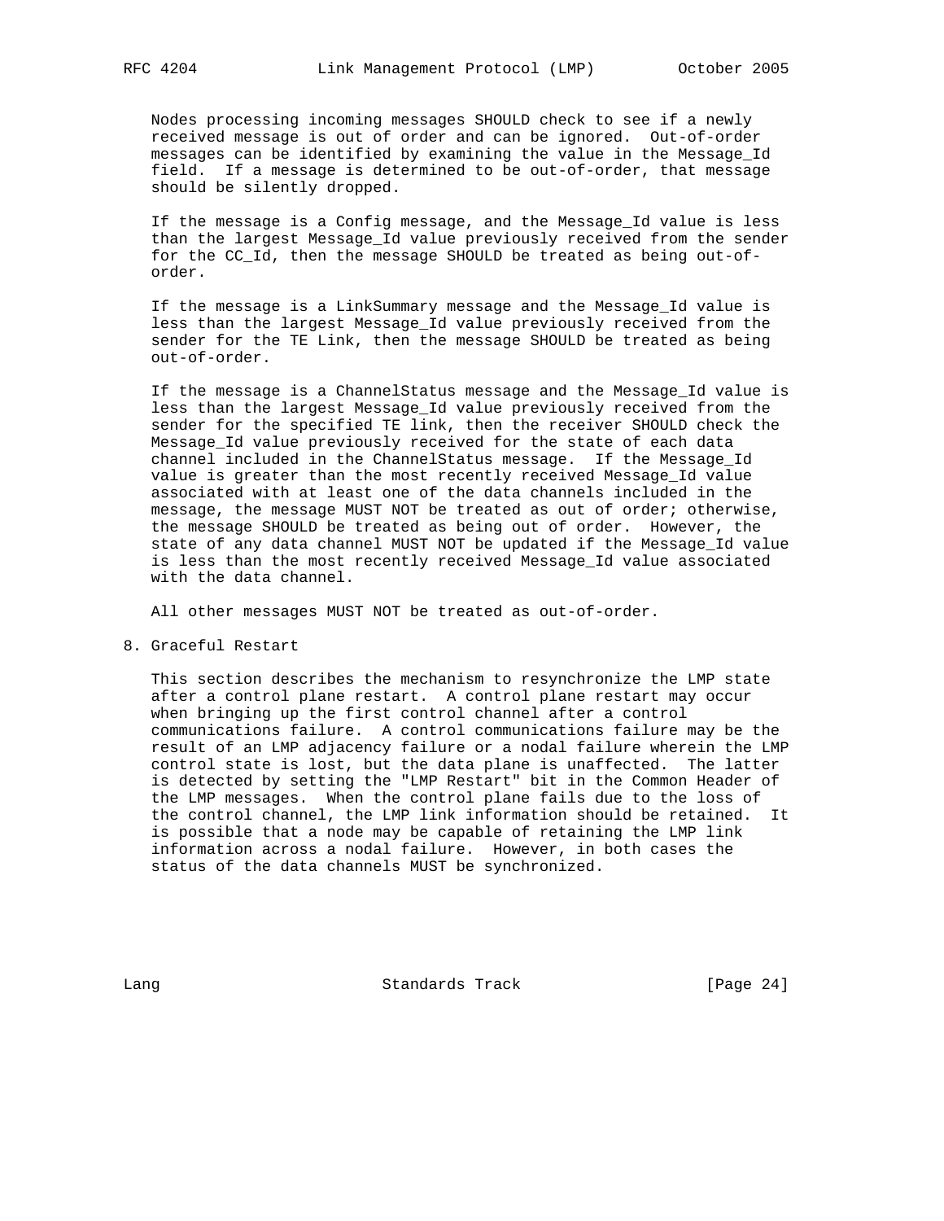Nodes processing incoming messages SHOULD check to see if a newly received message is out of order and can be ignored. Out-of-order messages can be identified by examining the value in the Message_Id field. If a message is determined to be out-of-order, that message should be silently dropped.

If the message is a Config message, and the Message_Id value is less than the largest Message_Id value previously received from the sender for the CC_Id, then the message SHOULD be treated as being out-of-order.

If the message is a LinkSummary message and the Message_Id value is less than the largest Message_Id value previously received from the sender for the TE Link, then the message SHOULD be treated as being out-of-order.

If the message is a ChannelStatus message and the Message_Id value is less than the largest Message_Id value previously received from the sender for the specified TE link, then the receiver SHOULD check the Message_Id value previously received for the state of each data channel included in the ChannelStatus message. If the Message_Id value is greater than the most recently received Message_Id value associated with at least one of the data channels included in the message, the message MUST NOT be treated as out of order; otherwise, the message SHOULD be treated as being out of order. However, the state of any data channel MUST NOT be updated if the Message_Id value is less than the most recently received Message_Id value associated with the data channel.

All other messages MUST NOT be treated as out-of-order.

## 8. Graceful Restart

This section describes the mechanism to resynchronize the LMP state after a control plane restart. A control plane restart may occur when bringing up the first control channel after a control communications failure. A control communications failure may be the result of an LMP adjacency failure or a nodal failure wherein the LMP control state is lost, but the data plane is unaffected. The latter is detected by setting the "LMP Restart" bit in the Common Header of the LMP messages. When the control plane fails due to the loss of the control channel, the LMP link information should be retained. It is possible that a node may be capable of retaining the LMP link information across a nodal failure. However, in both cases the status of the data channels MUST be synchronized.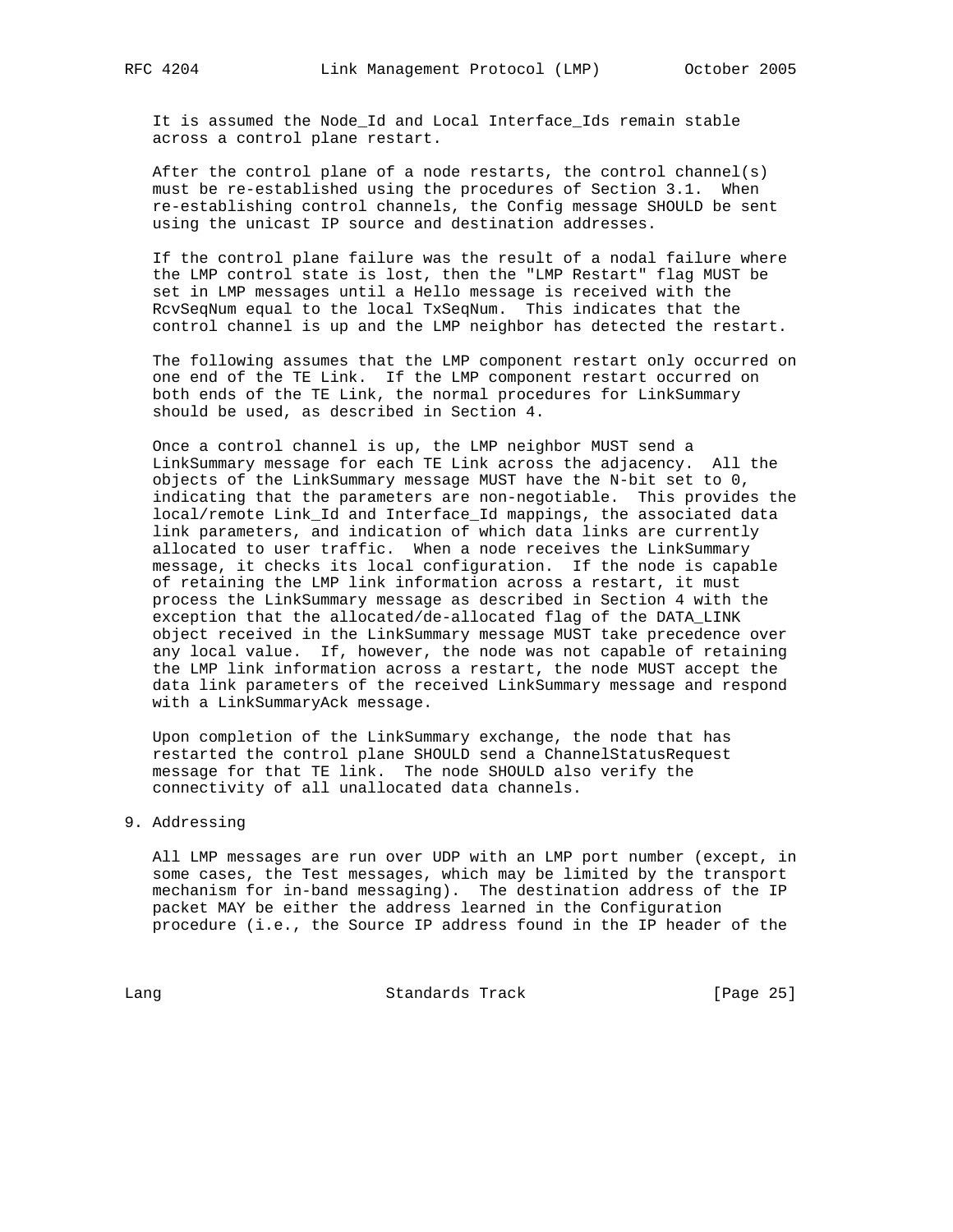It is assumed the Node_Id and Local Interface_Ids remain stable across a control plane restart.

After the control plane of a node restarts, the control channel(s) must be re-established using the procedures of Section 3.1. When re-establishing control channels, the Config message SHOULD be sent using the unicast IP source and destination addresses.

If the control plane failure was the result of a nodal failure where the LMP control state is lost, then the "LMP Restart" flag MUST be set in LMP messages until a Hello message is received with the RcvSeqNum equal to the local TxSeqNum. This indicates that the control channel is up and the LMP neighbor has detected the restart.

The following assumes that the LMP component restart only occurred on one end of the TE Link. If the LMP component restart occurred on both ends of the TE Link, the normal procedures for LinkSummary should be used, as described in Section 4.

Once a control channel is up, the LMP neighbor MUST send a LinkSummary message for each TE Link across the adjacency. All the objects of the LinkSummary message MUST have the N-bit set to 0, indicating that the parameters are non-negotiable. This provides the local/remote Link_Id and Interface_Id mappings, the associated data link parameters, and indication of which data links are currently allocated to user traffic. When a node receives the LinkSummary message, it checks its local configuration. If the node is capable of retaining the LMP link information across a restart, it must process the LinkSummary message as described in Section 4 with the exception that the allocated/de-allocated flag of the DATA_LINK object received in the LinkSummary message MUST take precedence over any local value. If, however, the node was not capable of retaining the LMP link information across a restart, the node MUST accept the data link parameters of the received LinkSummary message and respond with a LinkSummaryAck message.

Upon completion of the LinkSummary exchange, the node that has restarted the control plane SHOULD send a ChannelStatusRequest message for that TE link. The node SHOULD also verify the connectivity of all unallocated data channels.

# 9. Addressing

All LMP messages are run over UDP with an LMP port number (except, in some cases, the Test messages, which may be limited by the transport mechanism for in-band messaging). The destination address of the IP packet MAY be either the address learned in the Configuration procedure (i.e., the Source IP address found in the IP header of the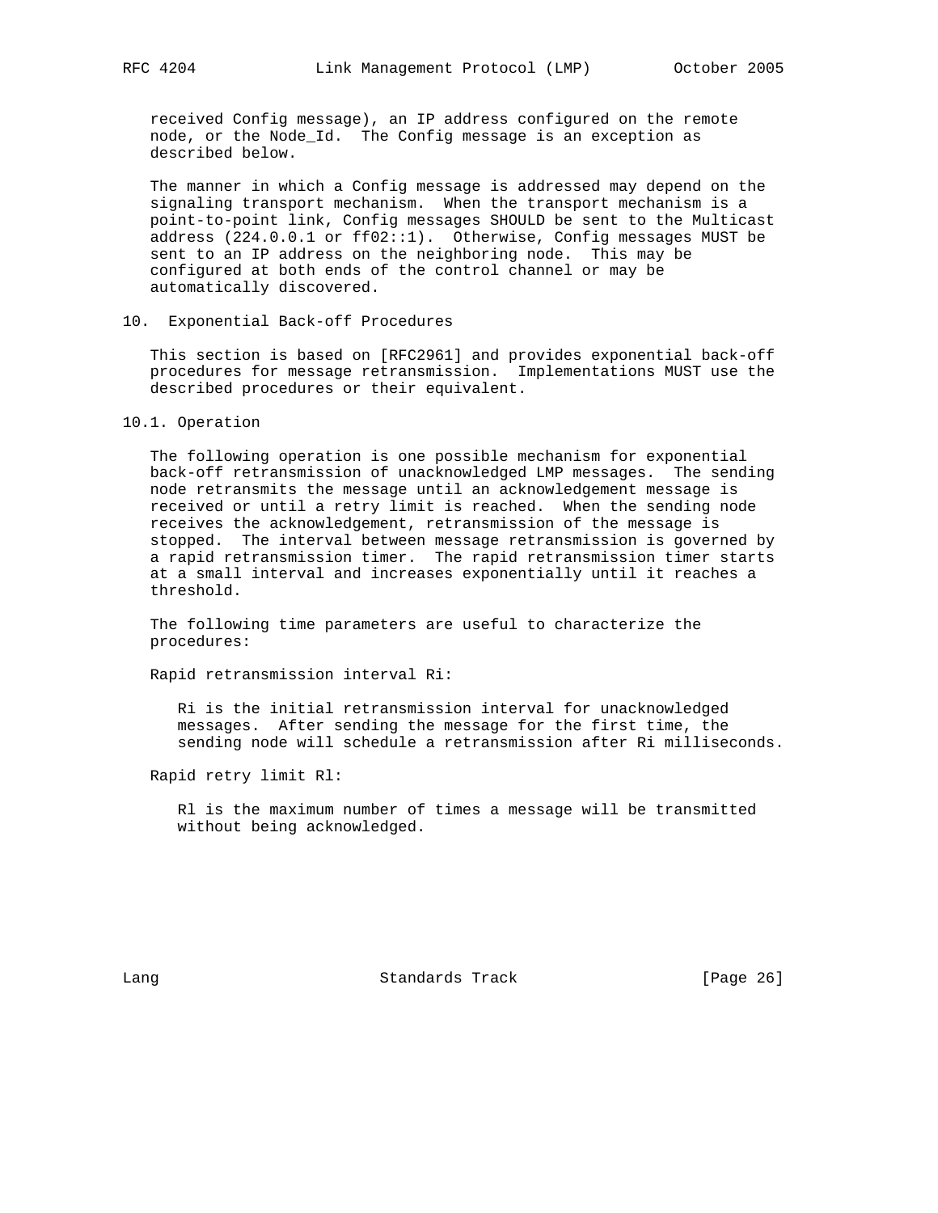received Config message), an IP address configured on the remote node, or the Node_Id. The Config message is an exception as described below.

The manner in which a Config message is addressed may depend on the signaling transport mechanism. When the transport mechanism is a point-to-point link, Config messages SHOULD be sent to the Multicast address (224.0.0.1 or ff02::1). Otherwise, Config messages MUST be sent to an IP address on the neighboring node. This may be configured at both ends of the control channel or may be automatically discovered.

## 10. Exponential Back-off Procedures

This section is based on [RFC2961] and provides exponential back-off procedures for message retransmission. Implementations MUST use the described procedures or their equivalent.

### 10.1. Operation

The following operation is one possible mechanism for exponential back-off retransmission of unacknowledged LMP messages. The sending node retransmits the message until an acknowledgement message is received or until a retry limit is reached. When the sending node receives the acknowledgement, retransmission of the message is stopped. The interval between message retransmission is governed by a rapid retransmission timer. The rapid retransmission timer starts at a small interval and increases exponentially until it reaches a threshold.

The following time parameters are useful to characterize the procedures:

Rapid retransmission interval Ri:

Ri is the initial retransmission interval for unacknowledged messages. After sending the message for the first time, the sending node will schedule a retransmission after Ri milliseconds.

Rapid retry limit Rl:

Rl is the maximum number of times a message will be transmitted without being acknowledged.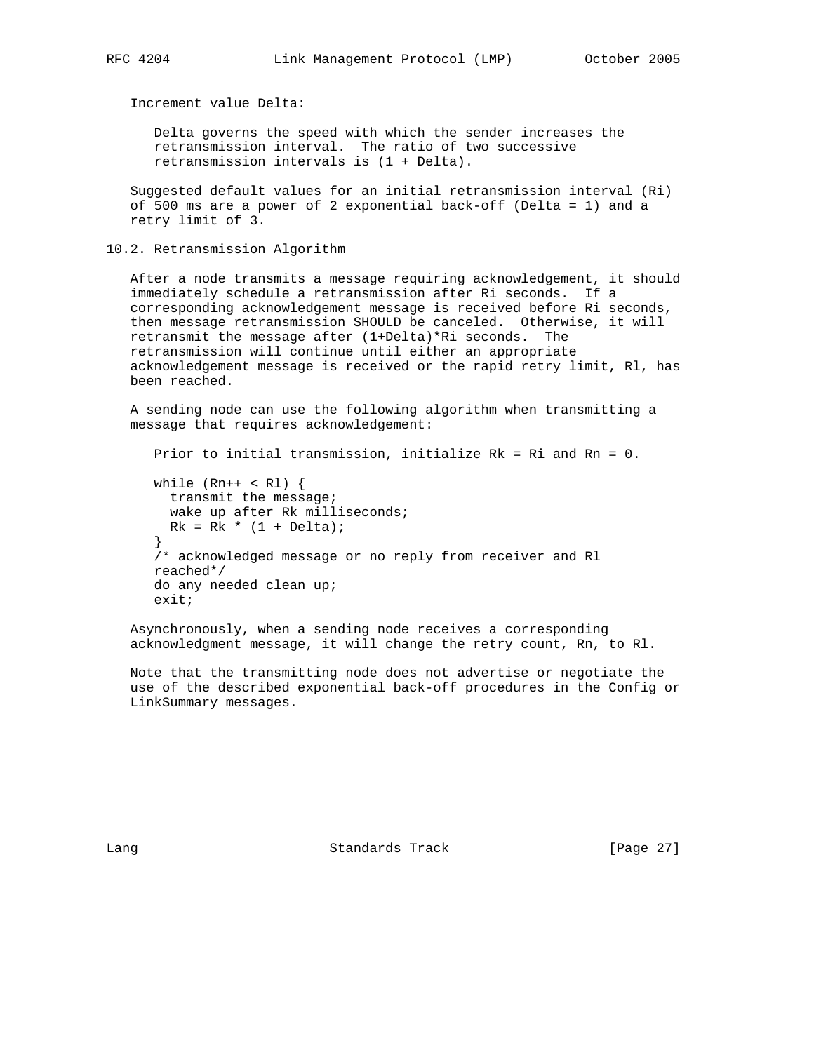Increment value Delta:

Delta governs the speed with which the sender increases the retransmission interval. The ratio of two successive retransmission intervals is (1 + Delta).

Suggested default values for an initial retransmission interval (Ri) of 500 ms are a power of 2 exponential back-off (Delta = 1) and a retry limit of 3.

### 10.2. Retransmission Algorithm

After a node transmits a message requiring acknowledgement, it should immediately schedule a retransmission after Ri seconds. If a corresponding acknowledgement message is received before Ri seconds, then message retransmission SHOULD be canceled. Otherwise, it will retransmit the message after (1+Delta)*Ri seconds. The retransmission will continue until either an appropriate acknowledgement message is received or the rapid retry limit, Rl, has been reached.

A sending node can use the following algorithm when transmitting a message that requires acknowledgement:

```
Prior to initial transmission, initialize Rk = Ri and Rn = 0.

while (Rn++ < Rl) {
  transmit the message;
  wake up after Rk milliseconds;
  Rk = Rk * (1 + Delta);
}
/* acknowledged message or no reply from receiver and Rl
reached*/
do any needed clean up;
exit;
```

Asynchronously, when a sending node receives a corresponding acknowledgment message, it will change the retry count, Rn, to Rl.

Note that the transmitting node does not advertise or negotiate the use of the described exponential back-off procedures in the Config or LinkSummary messages.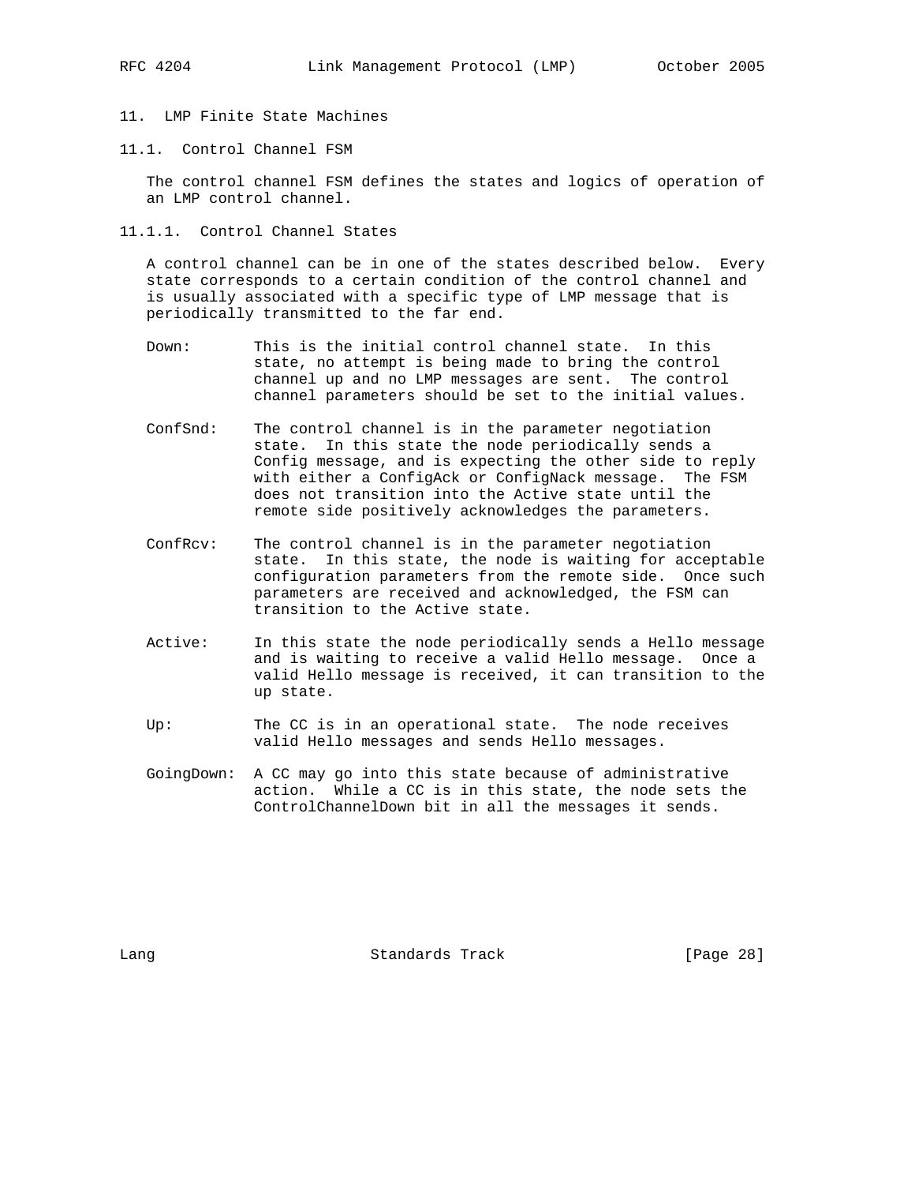# 11. LMP Finite State Machines

## 11.1. Control Channel FSM

The control channel FSM defines the states and logics of operation of an LMP control channel.

### 11.1.1. Control Channel States

A control channel can be in one of the states described below. Every state corresponds to a certain condition of the control channel and is usually associated with a specific type of LMP message that is periodically transmitted to the far end.

- **Down:** This is the initial control channel state. In this state, no attempt is being made to bring the control channel up and no LMP messages are sent. The control channel parameters should be set to the initial values.

- **ConfSnd:** The control channel is in the parameter negotiation state. In this state the node periodically sends a Config message, and is expecting the other side to reply with either a ConfigAck or ConfigNack message. The FSM does not transition into the Active state until the remote side positively acknowledges the parameters.

- **ConfRcv:** The control channel is in the parameter negotiation state. In this state, the node is waiting for acceptable configuration parameters from the remote side. Once such parameters are received and acknowledged, the FSM can transition to the Active state.

- **Active:** In this state the node periodically sends a Hello message and is waiting to receive a valid Hello message. Once a valid Hello message is received, it can transition to the up state.

- **Up:** The CC is in an operational state. The node receives valid Hello messages and sends Hello messages.

- **GoingDown:** A CC may go into this state because of administrative action. While a CC is in this state, the node sets the ControlChannelDown bit in all the messages it sends.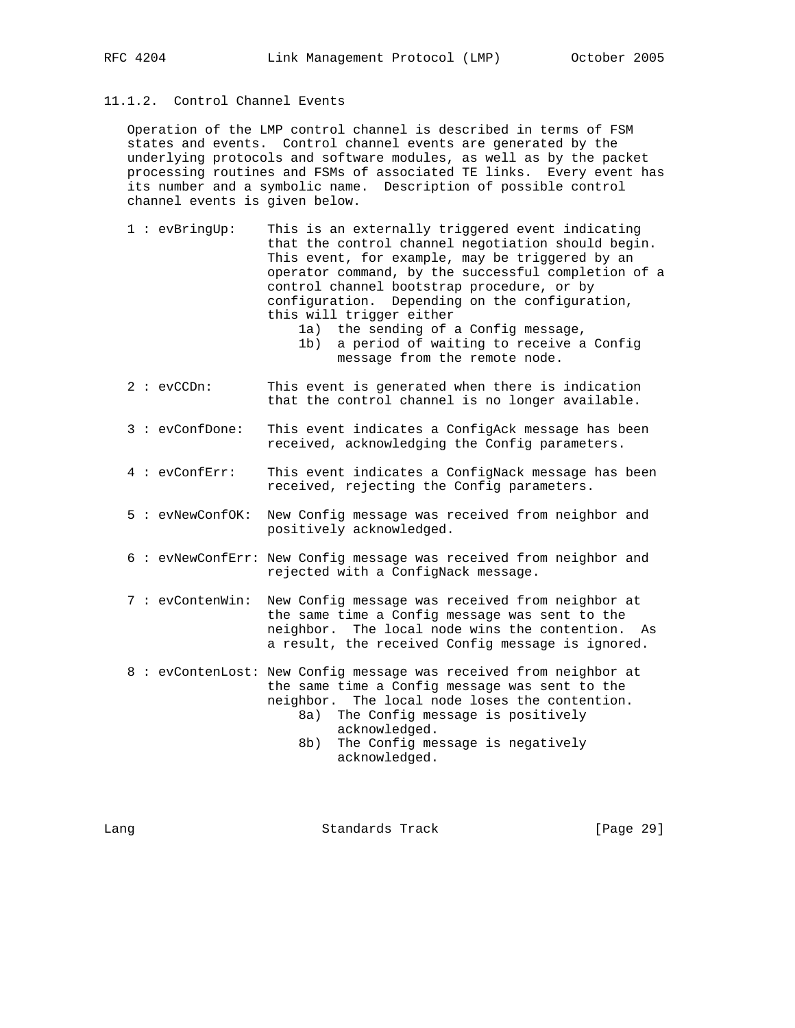#### 11.1.2. Control Channel Events

Operation of the LMP control channel is described in terms of FSM states and events. Control channel events are generated by the underlying protocols and software modules, as well as by the packet processing routines and FSMs of associated TE links. Every event has its number and a symbolic name. Description of possible control channel events is given below.

- 1 : evBringUp: This is an externally triggered event indicating that the control channel negotiation should begin. This event, for example, may be triggered by an operator command, by the successful completion of a control channel bootstrap procedure, or by configuration. Depending on the configuration, this will trigger either
  - 1a) the sending of a Config message,
  - 1b) a period of waiting to receive a Config message from the remote node.

- 2 : evCCDn: This event is generated when there is indication that the control channel is no longer available.

- 3 : evConfDone: This event indicates a ConfigAck message has been received, acknowledging the Config parameters.

- 4 : evConfErr: This event indicates a ConfigNack message has been received, rejecting the Config parameters.

- 5 : evNewConfOK: New Config message was received from neighbor and positively acknowledged.

- 6 : evNewConfErr: New Config message was received from neighbor and rejected with a ConfigNack message.

- 7 : evContenWin: New Config message was received from neighbor at the same time a Config message was sent to the neighbor. The local node wins the contention. As a result, the received Config message is ignored.

- 8 : evContenLost: New Config message was received from neighbor at the same time a Config message was sent to the neighbor. The local node loses the contention.
  - 8a) The Config message is positively acknowledged.
  - 8b) The Config message is negatively acknowledged.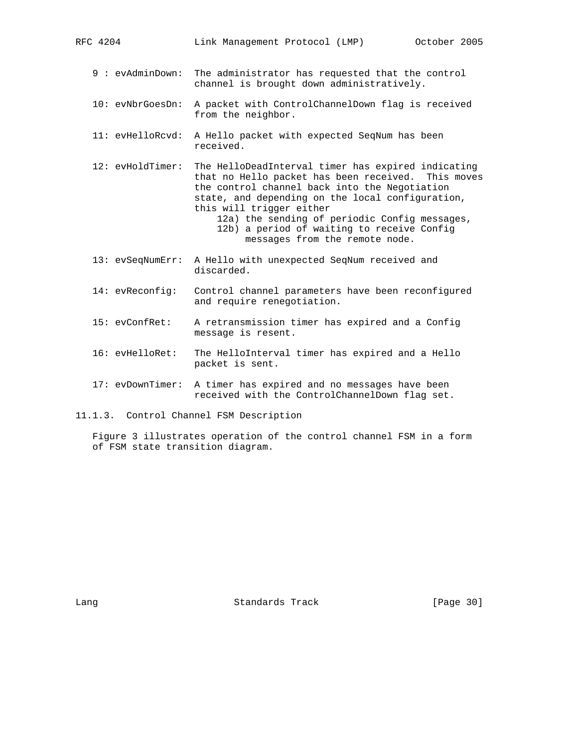9 : evAdminDown: The administrator has requested that the control channel is brought down administratively.

10: evNbrGoesDn: A packet with ControlChannelDown flag is received from the neighbor.

11: evHelloRcvd: A Hello packet with expected SeqNum has been received.

12: evHoldTimer: The HelloDeadInterval timer has expired indicating that no Hello packet has been received. This moves the control channel back into the Negotiation state, and depending on the local configuration, this will trigger either
  - 12a) the sending of periodic Config messages,
  - 12b) a period of waiting to receive Config messages from the remote node.

13: evSeqNumErr: A Hello with unexpected SeqNum received and discarded.

14: evReconfig: Control channel parameters have been reconfigured and require renegotiation.

15: evConfRet: A retransmission timer has expired and a Config message is resent.

16: evHelloRet: The HelloInterval timer has expired and a Hello packet is sent.

17: evDownTimer: A timer has expired and no messages have been received with the ControlChannelDown flag set.

### 11.1.3. Control Channel FSM Description

Figure 3 illustrates operation of the control channel FSM in a form of FSM state transition diagram.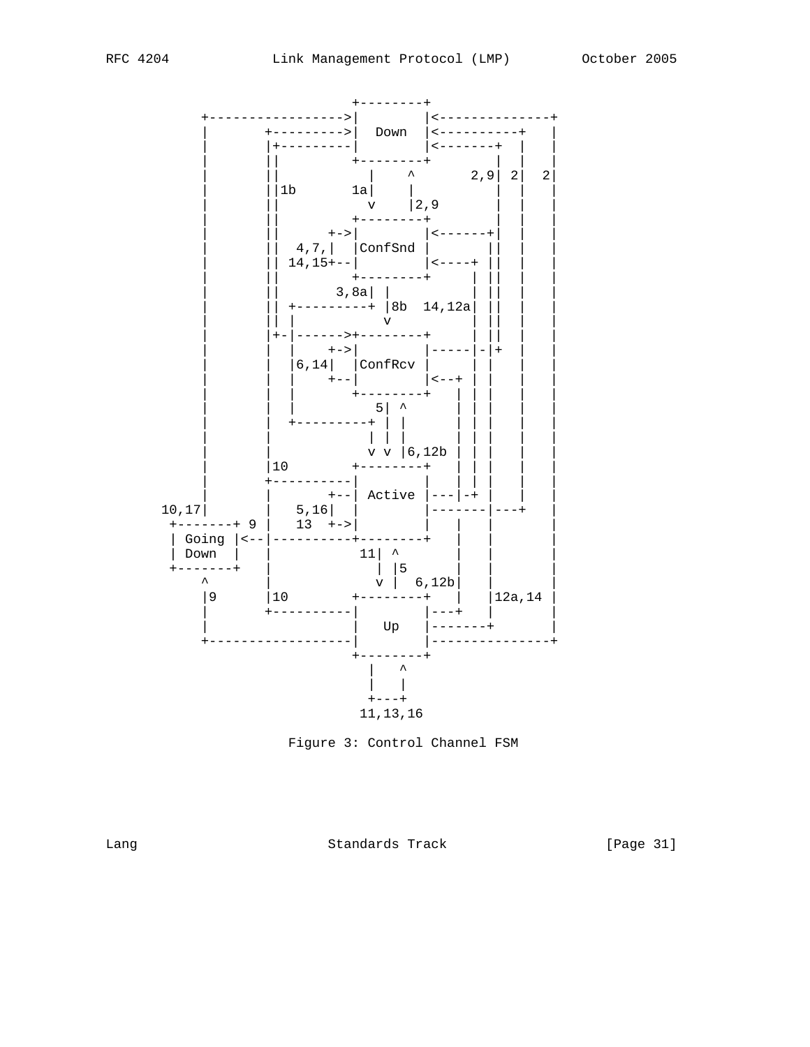```
                             +--------+
             +----------------->|        |<--------------+
             |        +--------->|  Down  |<----------+   |
             |        |+---------|        |<-------+  |   |
             |        ||         +--------+        |  |   |
             |        ||           |    ^       2,9| 2|  2|
             |        ||1b       1a|    |          |  |   |
             |        ||           v    |2,9       |  |   |
             |        ||         +--------+        |  |   |
             |        ||      +->|        |<------+|  |   |
             |        ||  4,7,|  |ConfSnd |       ||  |   |
             |        || 14,15+--|        |<----+ ||  |   |
             |        ||         +--------+     | ||  |   |
             |        ||       3,8a| |          | ||  |   |
             |        || +---------+ |8b  14,12a| ||  |   |
             |        || |           v          | ||  |   |
             |        |+-|------>+--------+     | ||  |   |
             |        |  |    +->|        |-----|-|+  |   |
             |        |  |6,14|  |ConfRcv |     | |   |   |
             |        |  |    +--|        |<--+ | |   |   |
             |        |  |       +--------+   | | |   |   |
             |        |  |          5| ^      | | |   |   |
             |        |  +---------+ | |      | | |   |   |
             |        |            | | |      | | |   |   |
             |        |            v v |6,12b | | |   |   |
             |        |10        +--------+   | | |   |   |
             |        +----------|        |   | | |   |   |
             |        |       +--| Active |---|-+ |   |   |
       10,17|        |   5,16|  |        |-------|---+   |
        +-------+ 9 |    13  +->|        |   |   |       |
        | Going |<--|----------+--------+   |   |       |
        | Down  |   |            11| ^      |   |       |
        +-------+   |              | |5     |   |       |
            ^       |              v |  6,12b|   |       |
            |9      |10        +--------+   |   |12a,14 |
            |       +----------|        |---+   |       |
            |                  |   Up   |-------+       |
            +------------------|        |---------------+
                               +--------+
                                 |   ^
                                 |   |
                                 +---+
                               11,13,16
```

Figure 3: Control Channel FSM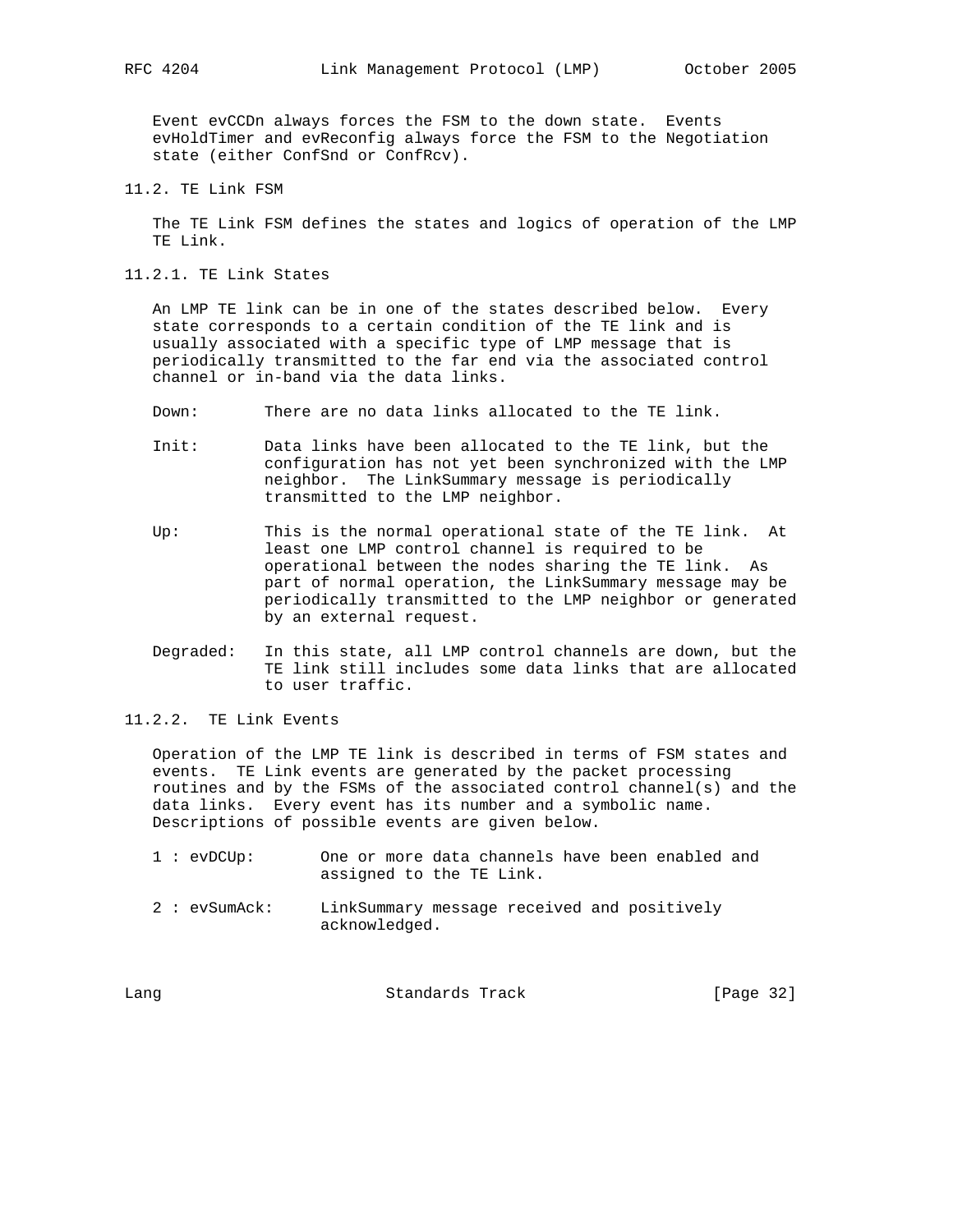Event evCCDn always forces the FSM to the down state. Events evHoldTimer and evReconfig always force the FSM to the Negotiation state (either ConfSnd or ConfRcv).

### 11.2. TE Link FSM

The TE Link FSM defines the states and logics of operation of the LMP TE Link.

#### 11.2.1. TE Link States

An LMP TE link can be in one of the states described below. Every state corresponds to a certain condition of the TE link and is usually associated with a specific type of LMP message that is periodically transmitted to the far end via the associated control channel or in-band via the data links.

- Down: There are no data links allocated to the TE link.

- Init: Data links have been allocated to the TE link, but the configuration has not yet been synchronized with the LMP neighbor. The LinkSummary message is periodically transmitted to the LMP neighbor.

- Up: This is the normal operational state of the TE link. At least one LMP control channel is required to be operational between the nodes sharing the TE link. As part of normal operation, the LinkSummary message may be periodically transmitted to the LMP neighbor or generated by an external request.

- Degraded: In this state, all LMP control channels are down, but the TE link still includes some data links that are allocated to user traffic.

#### 11.2.2. TE Link Events

Operation of the LMP TE link is described in terms of FSM states and events. TE Link events are generated by the packet processing routines and by the FSMs of the associated control channel(s) and the data links. Every event has its number and a symbolic name. Descriptions of possible events are given below.

- 1 : evDCUp: One or more data channels have been enabled and assigned to the TE Link.

- 2 : evSumAck: LinkSummary message received and positively acknowledged.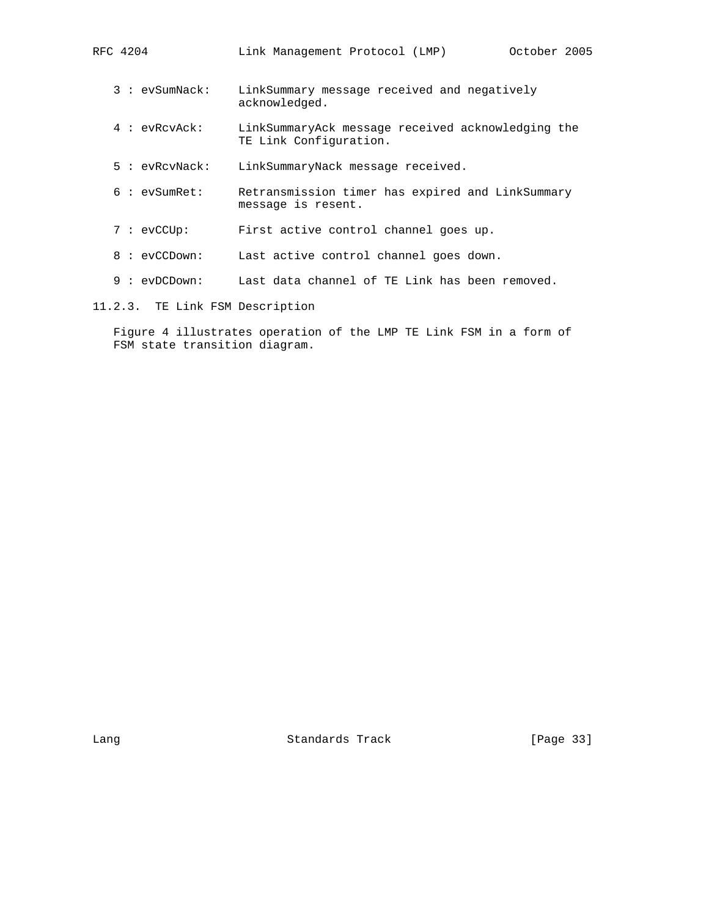3 : evSumNack: LinkSummary message received and negatively acknowledged.

4 : evRcvAck: LinkSummaryAck message received acknowledging the TE Link Configuration.

5 : evRcvNack: LinkSummaryNack message received.

6 : evSumRet: Retransmission timer has expired and LinkSummary message is resent.

7 : evCCUp: First active control channel goes up.

8 : evCCDown: Last active control channel goes down.

9 : evDCDown: Last data channel of TE Link has been removed.

### 11.2.3. TE Link FSM Description

Figure 4 illustrates operation of the LMP TE Link FSM in a form of FSM state transition diagram.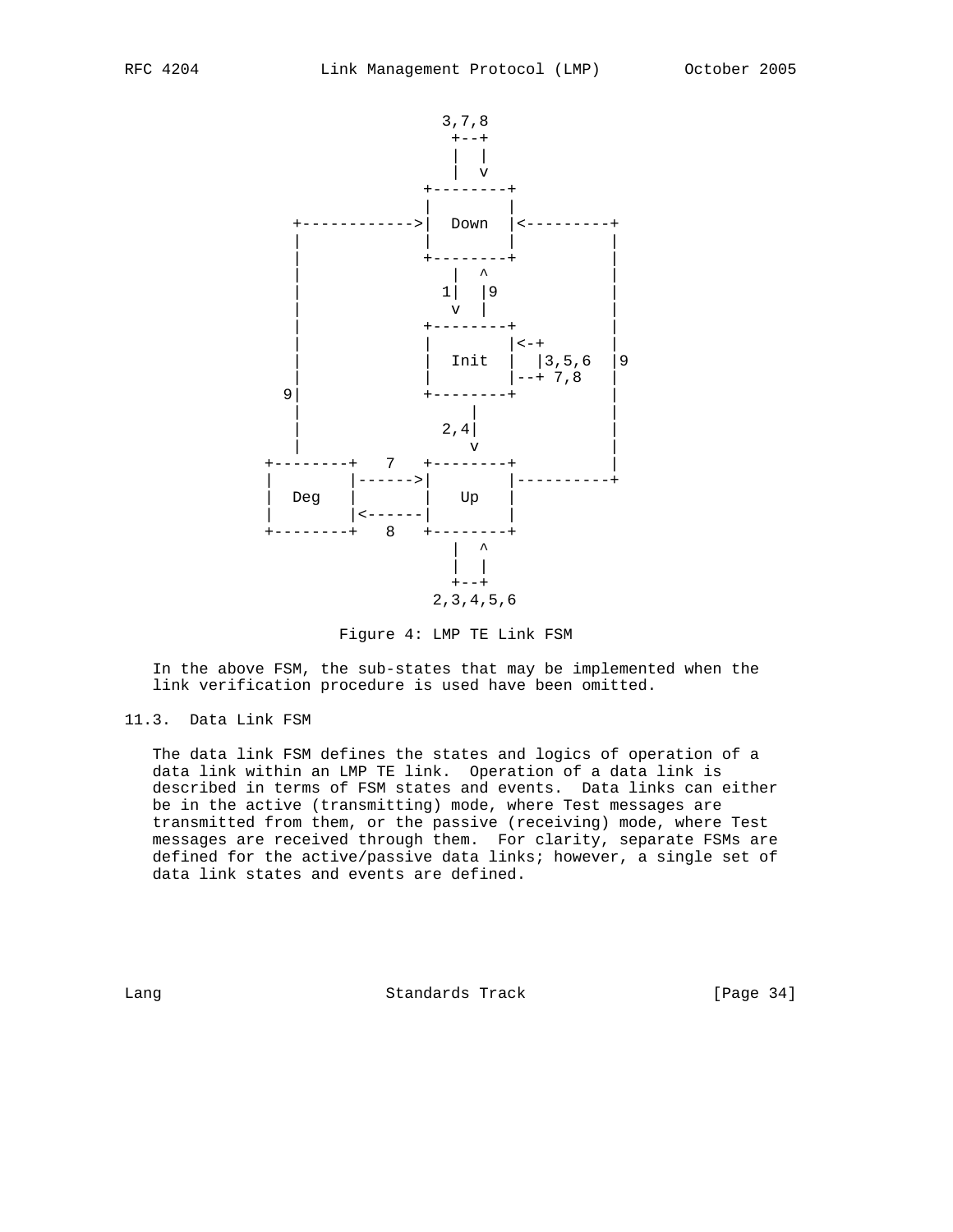```
                              3,7,8
                               +--+
                               |  |
                               |  v
                            +--------+
                            |        |
                +---------->|  Down  |<---------+
                |           |        |          |
                |           +--------+          |
                |              |  ^             |
                |             1|  |9            |
                |              v  |             |
                |           +--------+          |
                |           |        |<-+       |
                |           |  Init  |  |3,5,6  |9
                |           |        |--+ 7,8   |
               9|           +--------+          |
                |               |               |
                |            2,4|               |
                |               v               |
           +--------+   7   +--------+          |
           |        |------>|        |----------+
           |  Deg   |       |   Up   |
           |        |<------|        |
           +--------+   8   +--------+
                               |  ^
                               |  |
                               +--+
                             2,3,4,5,6
```

Figure 4: LMP TE Link FSM

In the above FSM, the sub-states that may be implemented when the link verification procedure is used have been omitted.

## 11.3. Data Link FSM

The data link FSM defines the states and logics of operation of a data link within an LMP TE link. Operation of a data link is described in terms of FSM states and events. Data links can either be in the active (transmitting) mode, where Test messages are transmitted from them, or the passive (receiving) mode, where Test messages are received through them. For clarity, separate FSMs are defined for the active/passive data links; however, a single set of data link states and events are defined.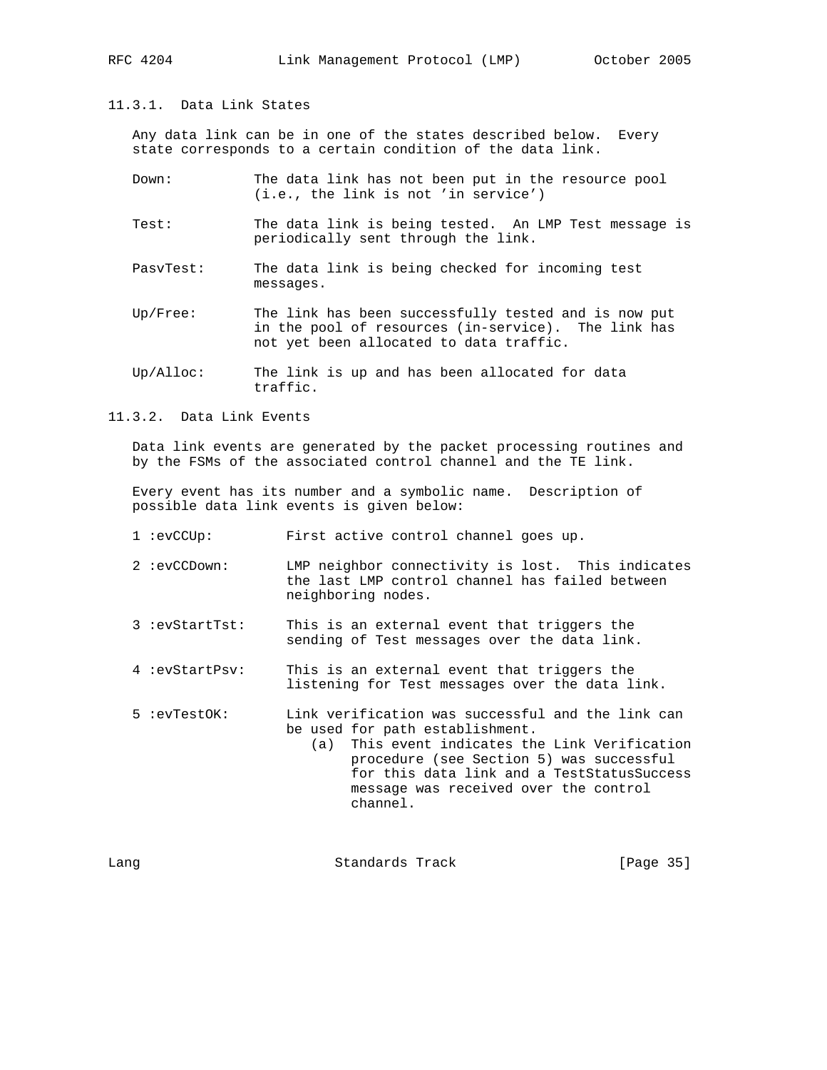### 11.3.1. Data Link States

Any data link can be in one of the states described below. Every state corresponds to a certain condition of the data link.

- Down: The data link has not been put in the resource pool (i.e., the link is not 'in service')
- Test: The data link is being tested. An LMP Test message is periodically sent through the link.
- PasvTest: The data link is being checked for incoming test messages.
- Up/Free: The link has been successfully tested and is now put in the pool of resources (in-service). The link has not yet been allocated to data traffic.
- Up/Alloc: The link is up and has been allocated for data traffic.

### 11.3.2. Data Link Events

Data link events are generated by the packet processing routines and by the FSMs of the associated control channel and the TE link.

Every event has its number and a symbolic name. Description of possible data link events is given below:

- 1 :evCCUp: First active control channel goes up.
- 2 :evCCDown: LMP neighbor connectivity is lost. This indicates the last LMP control channel has failed between neighboring nodes.
- 3 :evStartTst: This is an external event that triggers the sending of Test messages over the data link.
- 4 :evStartPsv: This is an external event that triggers the listening for Test messages over the data link.
- 5 :evTestOK: Link verification was successful and the link can be used for path establishment.
  - (a) This event indicates the Link Verification procedure (see Section 5) was successful for this data link and a TestStatusSuccess message was received over the control channel.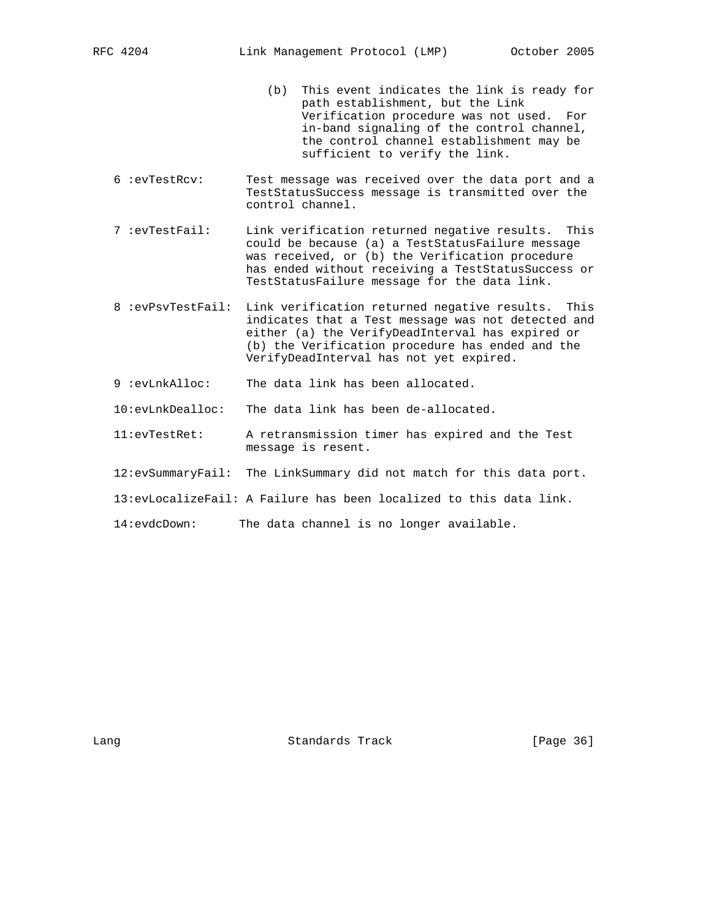(b) This event indicates the link is ready for path establishment, but the Link Verification procedure was not used. For in-band signaling of the control channel, the control channel establishment may be sufficient to verify the link.

6 :evTestRcv: Test message was received over the data port and a TestStatusSuccess message is transmitted over the control channel.

7 :evTestFail: Link verification returned negative results. This could be because (a) a TestStatusFailure message was received, or (b) the Verification procedure has ended without receiving a TestStatusSuccess or TestStatusFailure message for the data link.

8 :evPsvTestFail: Link verification returned negative results. This indicates that a Test message was not detected and either (a) the VerifyDeadInterval has expired or (b) the Verification procedure has ended and the VerifyDeadInterval has not yet expired.

9 :evLnkAlloc: The data link has been allocated.

10:evLnkDealloc: The data link has been de-allocated.

11:evTestRet: A retransmission timer has expired and the Test message is resent.

12:evSummaryFail: The LinkSummary did not match for this data port.

13:evLocalizeFail: A Failure has been localized to this data link.

14:evdcDown: The data channel is no longer available.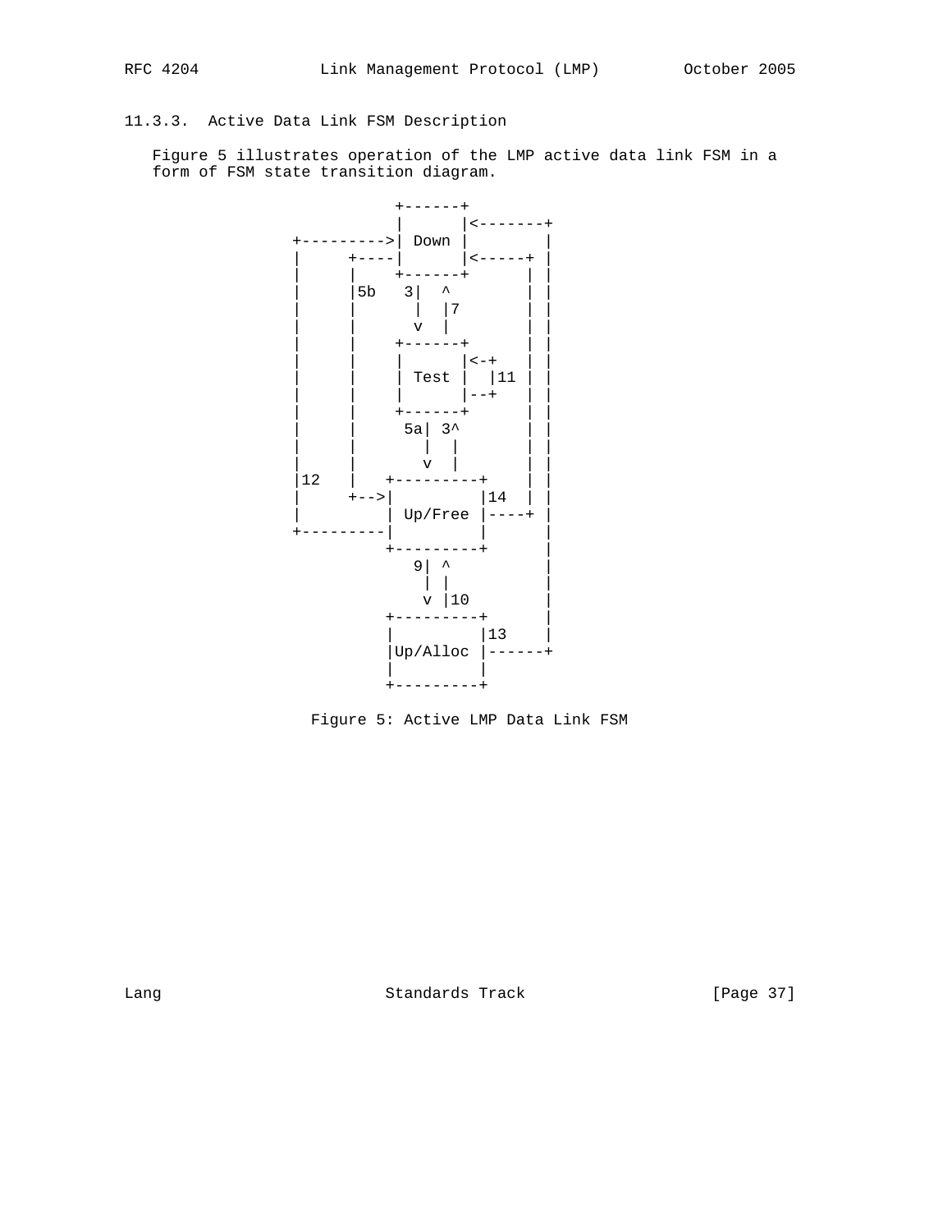### 11.3.3. Active Data Link FSM Description

Figure 5 illustrates operation of the LMP active data link FSM in a form of FSM state transition diagram.

```
                 +------+
                 |      |<-------+
       +-------->| Down |        |
       |     +---|      |<-----+ |
       |     |   +------+      | |
       |     |5b   3|  ^       | |
       |     |      |  |7      | |
       |     |      v  |       | |
       |     |   +------+      | |
       |     |   |      |<-+   | |
       |     |   | Test |  |11 | |
       |     |   |      |--+   | |
       |     |   +------+      | |
       |     |    5a| 3^       | |
       |     |      |  |       | |
       |     |      v  |       | |
       |12   |  +---------+    | |
       |     +->|         |14  | |
       |        | Up/Free |----+ |
       +--------|         |      |
                +---------+      |
                   9| ^          |
                    | |          |
                    v |10        |
                +---------+      |
                |         |13    |
                |Up/Alloc |------+
                |         |
                +---------+
```

Figure 5: Active LMP Data Link FSM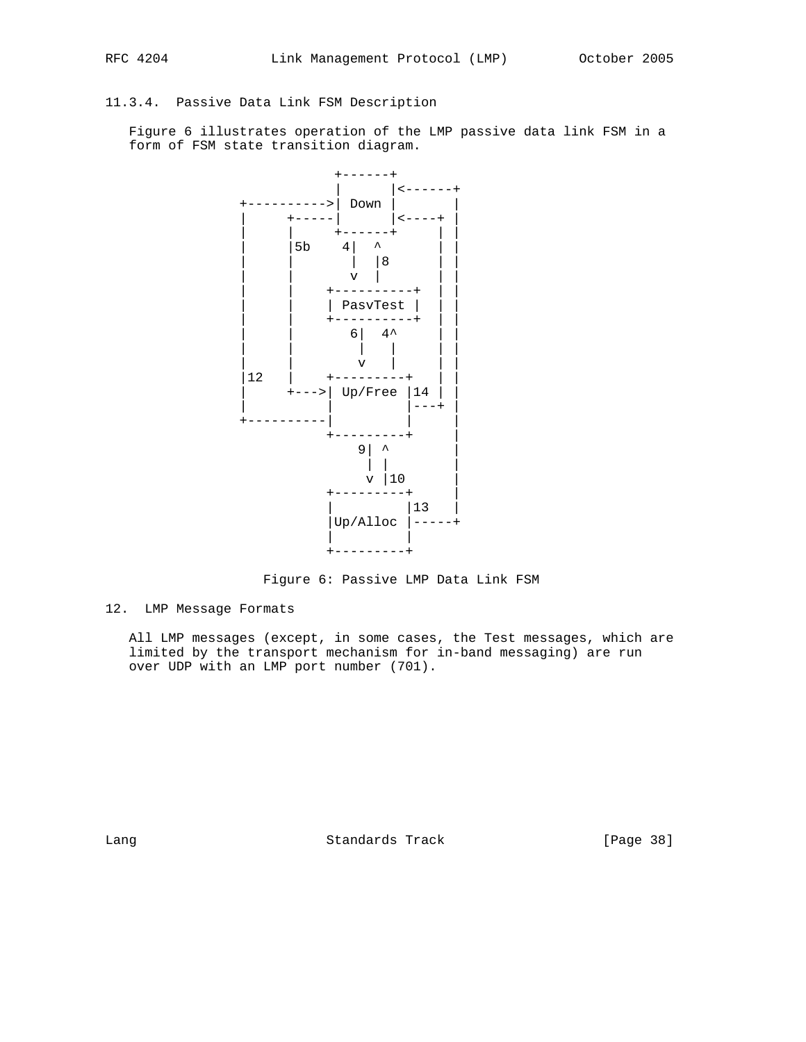### 11.3.4. Passive Data Link FSM Description

Figure 6 illustrates operation of the LMP passive data link FSM in a form of FSM state transition diagram.

```
                     +------+
                     |      |<------+
         +---------->| Down |       |
         |     +-----|      |<----+ |
         |     |     +------+     | |
         |     |5b    4|  ^       | |
         |     |       |  |8      | |
         |     |       v  |       | |
         |     |    +----------+  | |
         |     |    | PasvTest |  | |
         |     |    +----------+  | |
         |     |       6|  4^     | |
         |     |        |   |     | |
         |     |        v   |     | |
         |12   |    +---------+   | |
         |     +--->| Up/Free |14 | |
         |          |         |---+ |
         +----------|         |     |
                    +---------+     |
                       9| ^         |
                        | |         |
                        v |10       |
                    +---------+     |
                    |         |13   |
                    |Up/Alloc |-----+
                    |         |
                    +---------+
```

Figure 6: Passive LMP Data Link FSM

## 12. LMP Message Formats

All LMP messages (except, in some cases, the Test messages, which are limited by the transport mechanism for in-band messaging) are run over UDP with an LMP port number (701).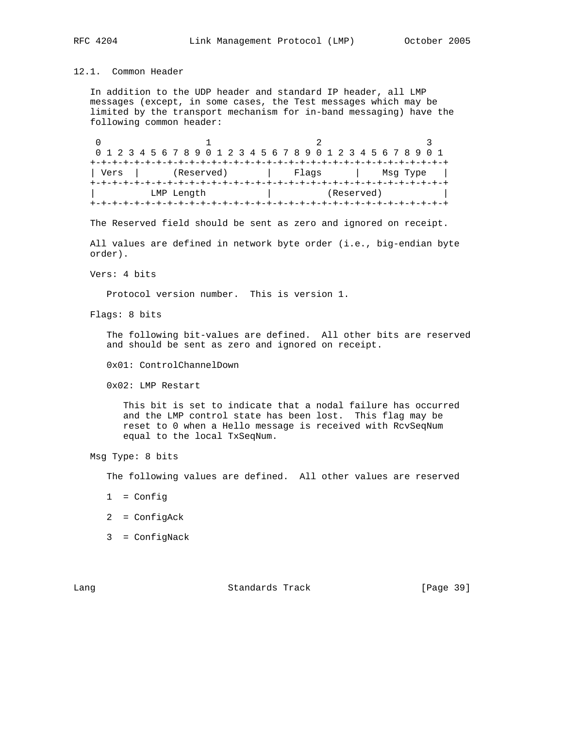### 12.1. Common Header

In addition to the UDP header and standard IP header, all LMP messages (except, in some cases, the Test messages which may be limited by the transport mechanism for in-band messaging) have the following common header:

```
 0                   1                   2                   3
 0 1 2 3 4 5 6 7 8 9 0 1 2 3 4 5 6 7 8 9 0 1 2 3 4 5 6 7 8 9 0 1
+-+-+-+-+-+-+-+-+-+-+-+-+-+-+-+-+-+-+-+-+-+-+-+-+-+-+-+-+-+-+-+-+
| Vers  |      (Reserved)       |    Flags      |    Msg Type   |
+-+-+-+-+-+-+-+-+-+-+-+-+-+-+-+-+-+-+-+-+-+-+-+-+-+-+-+-+-+-+-+-+
|          LMP Length           |          (Reserved)           |
+-+-+-+-+-+-+-+-+-+-+-+-+-+-+-+-+-+-+-+-+-+-+-+-+-+-+-+-+-+-+-+-+
```

The Reserved field should be sent as zero and ignored on receipt.

All values are defined in network byte order (i.e., big-endian byte order).

Vers: 4 bits

Protocol version number. This is version 1.

Flags: 8 bits

The following bit-values are defined. All other bits are reserved and should be sent as zero and ignored on receipt.

0x01: ControlChannelDown

0x02: LMP Restart

This bit is set to indicate that a nodal failure has occurred and the LMP control state has been lost. This flag may be reset to 0 when a Hello message is received with RcvSeqNum equal to the local TxSeqNum.

Msg Type: 8 bits

The following values are defined. All other values are reserved

1 = Config

2 = ConfigAck

3 = ConfigNack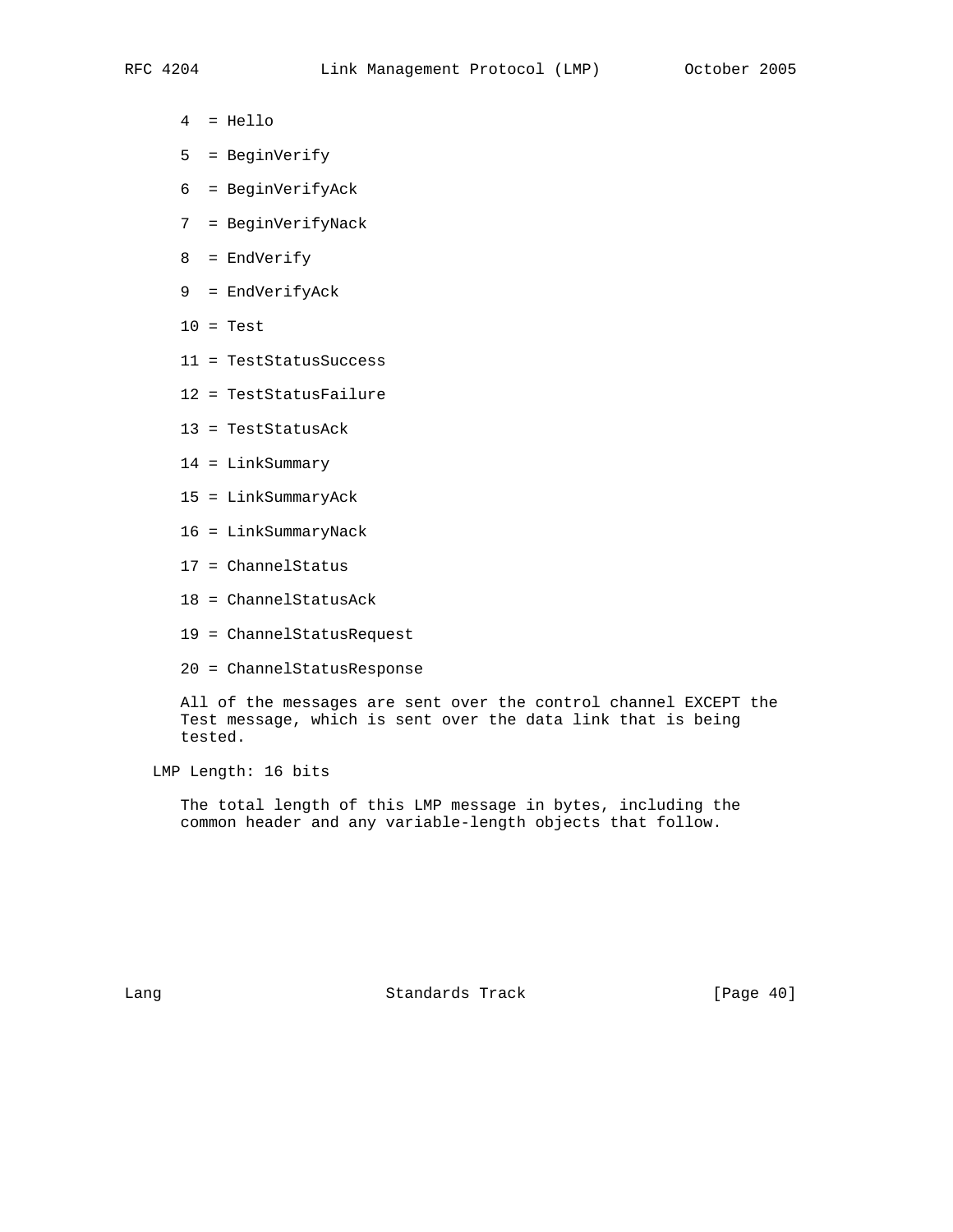4  = Hello

5  = BeginVerify

6  = BeginVerifyAck

7  = BeginVerifyNack

8  = EndVerify

9  = EndVerifyAck

10 = Test

11 = TestStatusSuccess

12 = TestStatusFailure

13 = TestStatusAck

14 = LinkSummary

15 = LinkSummaryAck

16 = LinkSummaryNack

17 = ChannelStatus

18 = ChannelStatusAck

19 = ChannelStatusRequest

20 = ChannelStatusResponse

All of the messages are sent over the control channel EXCEPT the Test message, which is sent over the data link that is being tested.

LMP Length: 16 bits

The total length of this LMP message in bytes, including the common header and any variable-length objects that follow.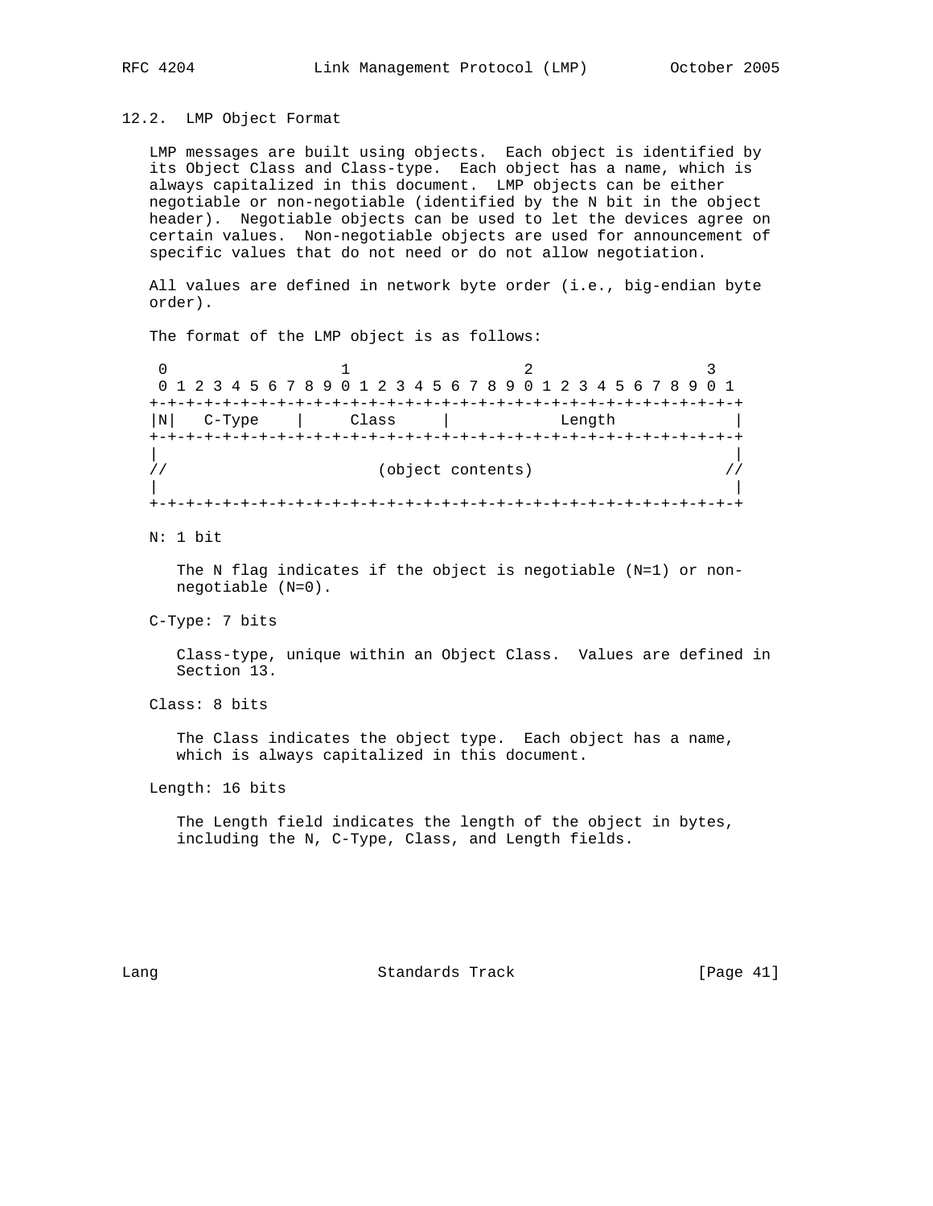## 12.2. LMP Object Format

LMP messages are built using objects. Each object is identified by its Object Class and Class-type. Each object has a name, which is always capitalized in this document. LMP objects can be either negotiable or non-negotiable (identified by the N bit in the object header). Negotiable objects can be used to let the devices agree on certain values. Non-negotiable objects are used for announcement of specific values that do not need or do not allow negotiation.

All values are defined in network byte order (i.e., big-endian byte order).

The format of the LMP object is as follows:

```
 0                   1                   2                   3
 0 1 2 3 4 5 6 7 8 9 0 1 2 3 4 5 6 7 8 9 0 1 2 3 4 5 6 7 8 9 0 1
+-+-+-+-+-+-+-+-+-+-+-+-+-+-+-+-+-+-+-+-+-+-+-+-+-+-+-+-+-+-+-+-+
|N|   C-Type    |     Class     |            Length             |
+-+-+-+-+-+-+-+-+-+-+-+-+-+-+-+-+-+-+-+-+-+-+-+-+-+-+-+-+-+-+-+-+
|                                                               |
//                       (object contents)                     //
|                                                               |
+-+-+-+-+-+-+-+-+-+-+-+-+-+-+-+-+-+-+-+-+-+-+-+-+-+-+-+-+-+-+-+-+
```

N: 1 bit

The N flag indicates if the object is negotiable (N=1) or non-negotiable (N=0).

C-Type: 7 bits

Class-type, unique within an Object Class. Values are defined in Section 13.

Class: 8 bits

The Class indicates the object type. Each object has a name, which is always capitalized in this document.

Length: 16 bits

The Length field indicates the length of the object in bytes, including the N, C-Type, Class, and Length fields.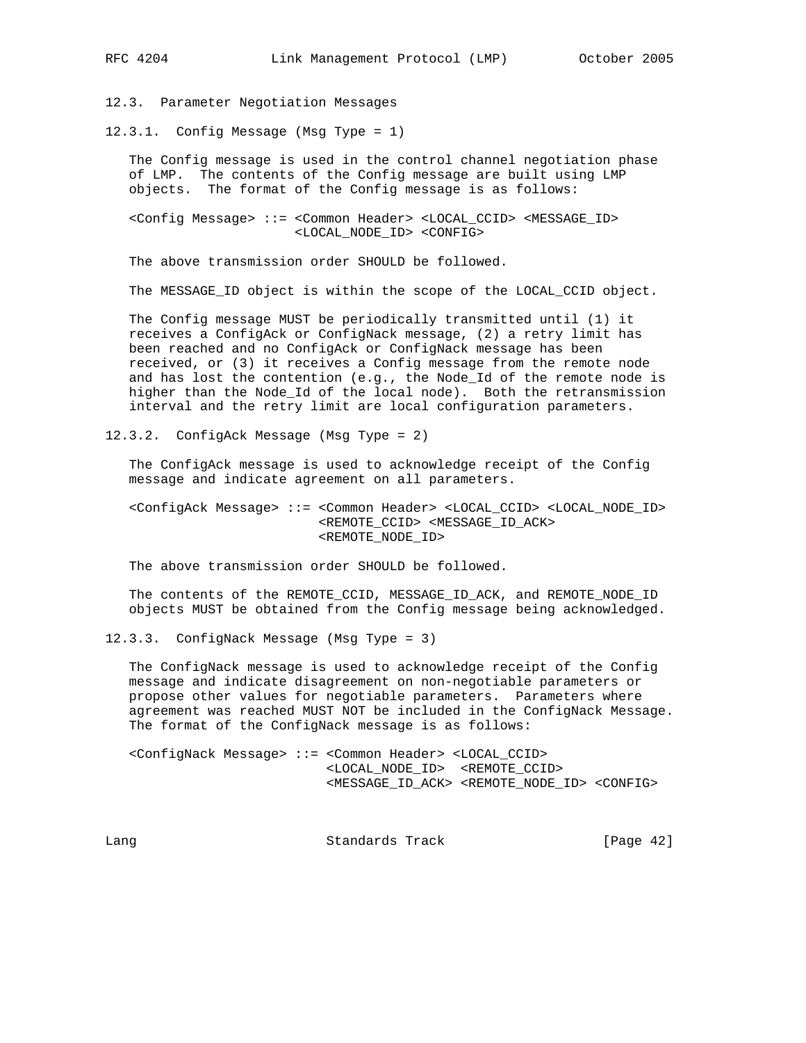### 12.3. Parameter Negotiation Messages

#### 12.3.1. Config Message (Msg Type = 1)

The Config message is used in the control channel negotiation phase of LMP. The contents of the Config message are built using LMP objects. The format of the Config message is as follows:

```
<Config Message> ::= <Common Header> <LOCAL_CCID> <MESSAGE_ID>
                     <LOCAL_NODE_ID> <CONFIG>
```

The above transmission order SHOULD be followed.

The MESSAGE_ID object is within the scope of the LOCAL_CCID object.

The Config message MUST be periodically transmitted until (1) it receives a ConfigAck or ConfigNack message, (2) a retry limit has been reached and no ConfigAck or ConfigNack message has been received, or (3) it receives a Config message from the remote node and has lost the contention (e.g., the Node_Id of the remote node is higher than the Node_Id of the local node). Both the retransmission interval and the retry limit are local configuration parameters.

#### 12.3.2. ConfigAck Message (Msg Type = 2)

The ConfigAck message is used to acknowledge receipt of the Config message and indicate agreement on all parameters.

```
<ConfigAck Message> ::= <Common Header> <LOCAL_CCID> <LOCAL_NODE_ID>
                        <REMOTE_CCID> <MESSAGE_ID_ACK>
                        <REMOTE_NODE_ID>
```

The above transmission order SHOULD be followed.

The contents of the REMOTE_CCID, MESSAGE_ID_ACK, and REMOTE_NODE_ID objects MUST be obtained from the Config message being acknowledged.

#### 12.3.3. ConfigNack Message (Msg Type = 3)

The ConfigNack message is used to acknowledge receipt of the Config message and indicate disagreement on non-negotiable parameters or propose other values for negotiable parameters. Parameters where agreement was reached MUST NOT be included in the ConfigNack Message. The format of the ConfigNack message is as follows:

```
<ConfigNack Message> ::= <Common Header> <LOCAL_CCID>
                         <LOCAL_NODE_ID>  <REMOTE_CCID>
                         <MESSAGE_ID_ACK> <REMOTE_NODE_ID> <CONFIG>
```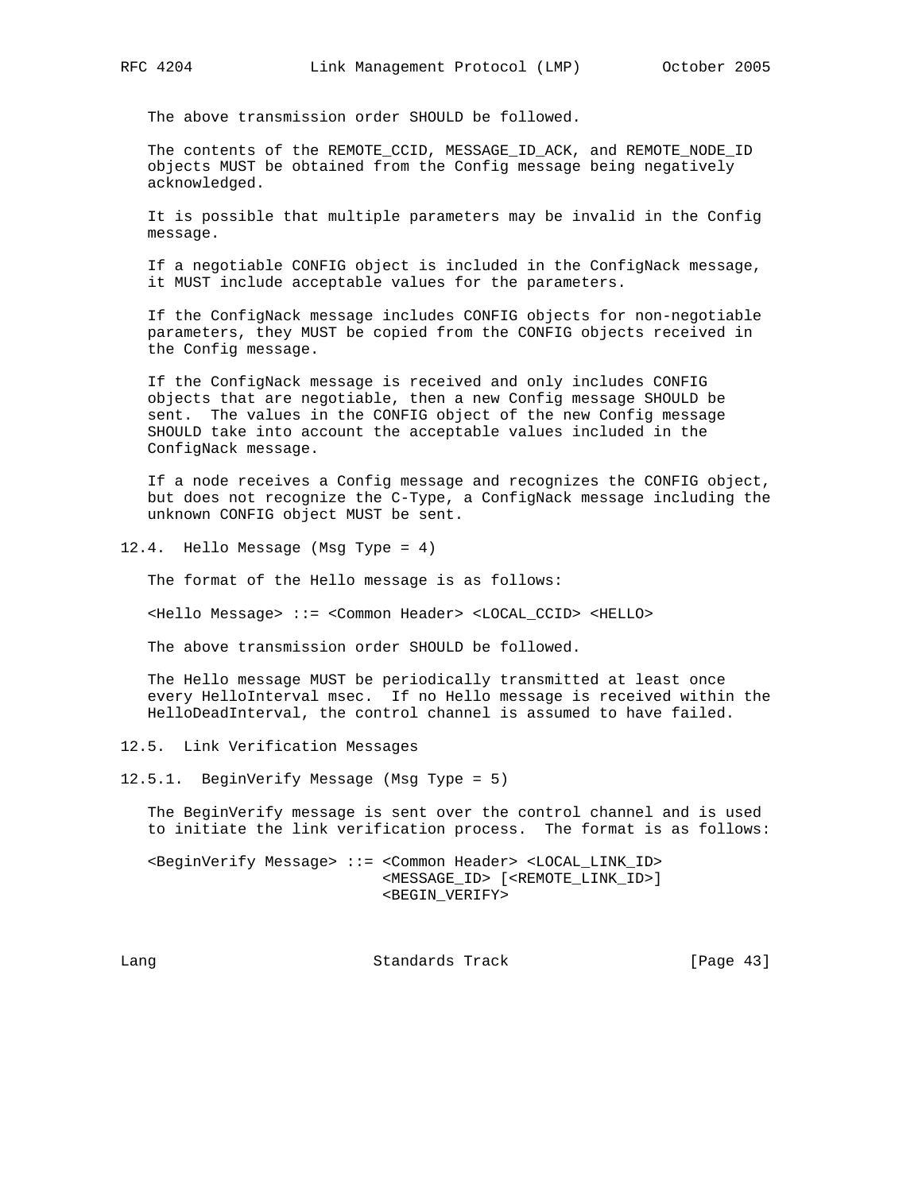The above transmission order SHOULD be followed.

The contents of the REMOTE_CCID, MESSAGE_ID_ACK, and REMOTE_NODE_ID objects MUST be obtained from the Config message being negatively acknowledged.

It is possible that multiple parameters may be invalid in the Config message.

If a negotiable CONFIG object is included in the ConfigNack message, it MUST include acceptable values for the parameters.

If the ConfigNack message includes CONFIG objects for non-negotiable parameters, they MUST be copied from the CONFIG objects received in the Config message.

If the ConfigNack message is received and only includes CONFIG objects that are negotiable, then a new Config message SHOULD be sent. The values in the CONFIG object of the new Config message SHOULD take into account the acceptable values included in the ConfigNack message.

If a node receives a Config message and recognizes the CONFIG object, but does not recognize the C-Type, a ConfigNack message including the unknown CONFIG object MUST be sent.

## 12.4. Hello Message (Msg Type = 4)

The format of the Hello message is as follows:

```
<Hello Message> ::= <Common Header> <LOCAL_CCID> <HELLO>
```

The above transmission order SHOULD be followed.

The Hello message MUST be periodically transmitted at least once every HelloInterval msec. If no Hello message is received within the HelloDeadInterval, the control channel is assumed to have failed.

## 12.5. Link Verification Messages

### 12.5.1. BeginVerify Message (Msg Type = 5)

The BeginVerify message is sent over the control channel and is used to initiate the link verification process. The format is as follows:

```
<BeginVerify Message> ::= <Common Header> <LOCAL_LINK_ID>
                          <MESSAGE_ID> [<REMOTE_LINK_ID>]
                          <BEGIN_VERIFY>
```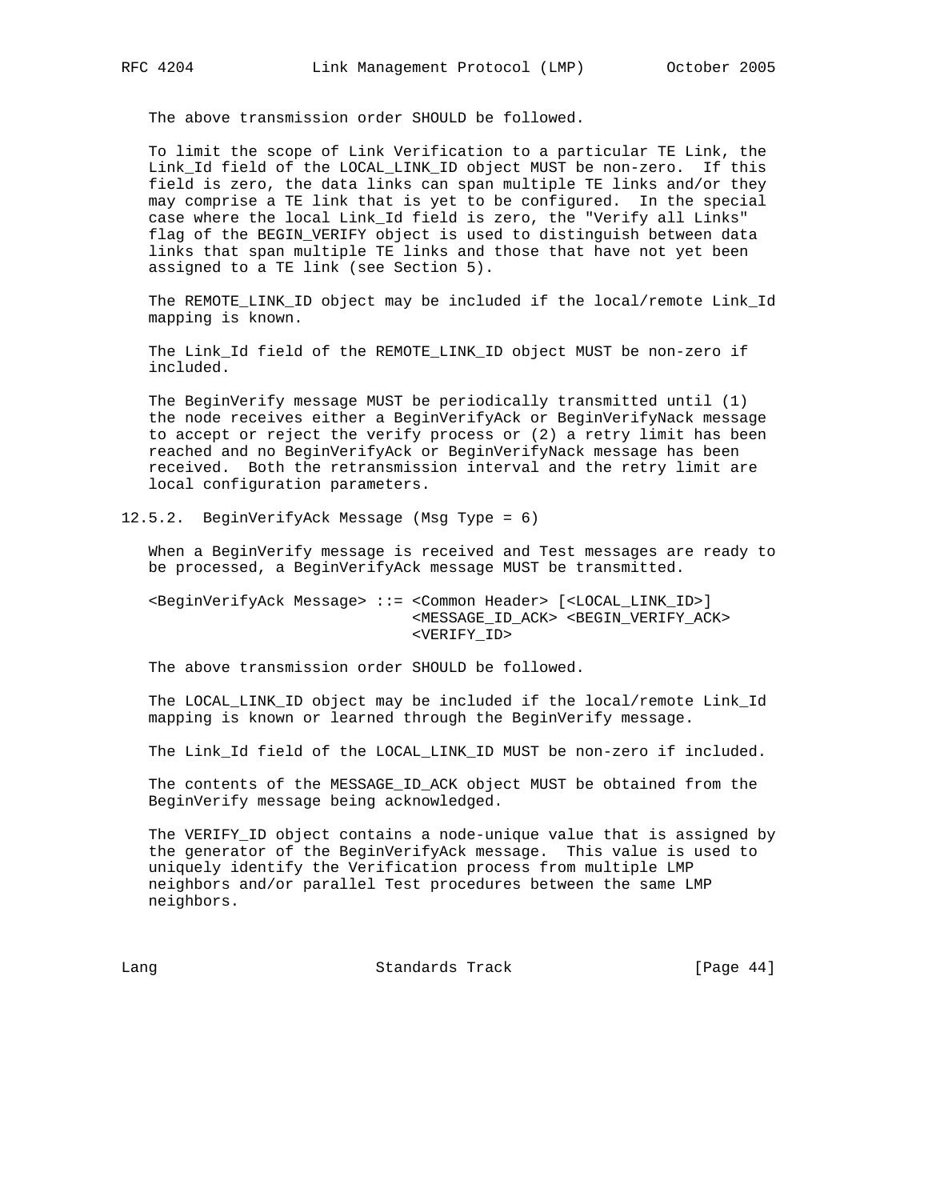The above transmission order SHOULD be followed.

To limit the scope of Link Verification to a particular TE Link, the Link_Id field of the LOCAL_LINK_ID object MUST be non-zero. If this field is zero, the data links can span multiple TE links and/or they may comprise a TE link that is yet to be configured. In the special case where the local Link_Id field is zero, the "Verify all Links" flag of the BEGIN_VERIFY object is used to distinguish between data links that span multiple TE links and those that have not yet been assigned to a TE link (see Section 5).

The REMOTE_LINK_ID object may be included if the local/remote Link_Id mapping is known.

The Link_Id field of the REMOTE_LINK_ID object MUST be non-zero if included.

The BeginVerify message MUST be periodically transmitted until (1) the node receives either a BeginVerifyAck or BeginVerifyNack message to accept or reject the verify process or (2) a retry limit has been reached and no BeginVerifyAck or BeginVerifyNack message has been received. Both the retransmission interval and the retry limit are local configuration parameters.

### 12.5.2. BeginVerifyAck Message (Msg Type = 6)

When a BeginVerify message is received and Test messages are ready to be processed, a BeginVerifyAck message MUST be transmitted.

```
<BeginVerifyAck Message> ::= <Common Header> [<LOCAL_LINK_ID>]
                             <MESSAGE_ID_ACK> <BEGIN_VERIFY_ACK>
                             <VERIFY_ID>
```

The above transmission order SHOULD be followed.

The LOCAL_LINK_ID object may be included if the local/remote Link_Id mapping is known or learned through the BeginVerify message.

The Link_Id field of the LOCAL_LINK_ID MUST be non-zero if included.

The contents of the MESSAGE_ID_ACK object MUST be obtained from the BeginVerify message being acknowledged.

The VERIFY_ID object contains a node-unique value that is assigned by the generator of the BeginVerifyAck message. This value is used to uniquely identify the Verification process from multiple LMP neighbors and/or parallel Test procedures between the same LMP neighbors.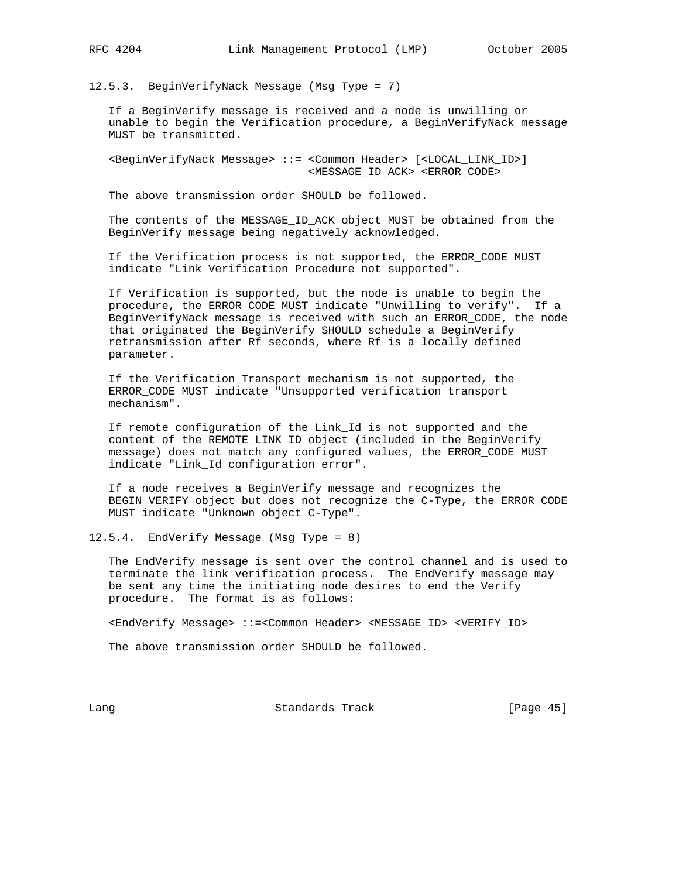### 12.5.3. BeginVerifyNack Message (Msg Type = 7)

If a BeginVerify message is received and a node is unwilling or unable to begin the Verification procedure, a BeginVerifyNack message MUST be transmitted.

```
<BeginVerifyNack Message> ::= <Common Header> [<LOCAL_LINK_ID>]
                              <MESSAGE_ID_ACK> <ERROR_CODE>
```

The above transmission order SHOULD be followed.

The contents of the MESSAGE_ID_ACK object MUST be obtained from the BeginVerify message being negatively acknowledged.

If the Verification process is not supported, the ERROR_CODE MUST indicate "Link Verification Procedure not supported".

If Verification is supported, but the node is unable to begin the procedure, the ERROR_CODE MUST indicate "Unwilling to verify". If a BeginVerifyNack message is received with such an ERROR_CODE, the node that originated the BeginVerify SHOULD schedule a BeginVerify retransmission after Rf seconds, where Rf is a locally defined parameter.

If the Verification Transport mechanism is not supported, the ERROR_CODE MUST indicate "Unsupported verification transport mechanism".

If remote configuration of the Link_Id is not supported and the content of the REMOTE_LINK_ID object (included in the BeginVerify message) does not match any configured values, the ERROR_CODE MUST indicate "Link_Id configuration error".

If a node receives a BeginVerify message and recognizes the BEGIN_VERIFY object but does not recognize the C-Type, the ERROR_CODE MUST indicate "Unknown object C-Type".

### 12.5.4. EndVerify Message (Msg Type = 8)

The EndVerify message is sent over the control channel and is used to terminate the link verification process. The EndVerify message may be sent any time the initiating node desires to end the Verify procedure. The format is as follows:

```
<EndVerify Message> ::=<Common Header> <MESSAGE_ID> <VERIFY_ID>
```

The above transmission order SHOULD be followed.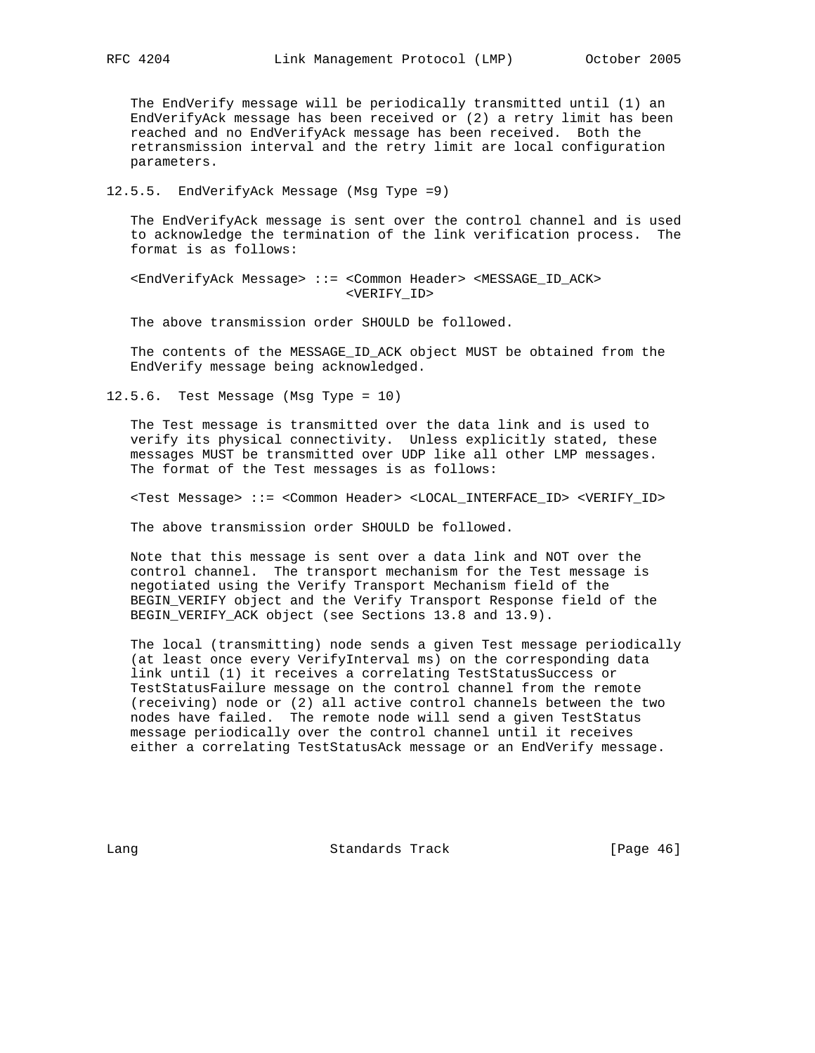The EndVerify message will be periodically transmitted until (1) an EndVerifyAck message has been received or (2) a retry limit has been reached and no EndVerifyAck message has been received. Both the retransmission interval and the retry limit are local configuration parameters.

### 12.5.5. EndVerifyAck Message (Msg Type =9)

The EndVerifyAck message is sent over the control channel and is used to acknowledge the termination of the link verification process. The format is as follows:

```
<EndVerifyAck Message> ::= <Common Header> <MESSAGE_ID_ACK>
                           <VERIFY_ID>
```

The above transmission order SHOULD be followed.

The contents of the MESSAGE_ID_ACK object MUST be obtained from the EndVerify message being acknowledged.

### 12.5.6. Test Message (Msg Type = 10)

The Test message is transmitted over the data link and is used to verify its physical connectivity. Unless explicitly stated, these messages MUST be transmitted over UDP like all other LMP messages. The format of the Test messages is as follows:

```
<Test Message> ::= <Common Header> <LOCAL_INTERFACE_ID> <VERIFY_ID>
```

The above transmission order SHOULD be followed.

Note that this message is sent over a data link and NOT over the control channel. The transport mechanism for the Test message is negotiated using the Verify Transport Mechanism field of the BEGIN_VERIFY object and the Verify Transport Response field of the BEGIN_VERIFY_ACK object (see Sections 13.8 and 13.9).

The local (transmitting) node sends a given Test message periodically (at least once every VerifyInterval ms) on the corresponding data link until (1) it receives a correlating TestStatusSuccess or TestStatusFailure message on the control channel from the remote (receiving) node or (2) all active control channels between the two nodes have failed. The remote node will send a given TestStatus message periodically over the control channel until it receives either a correlating TestStatusAck message or an EndVerify message.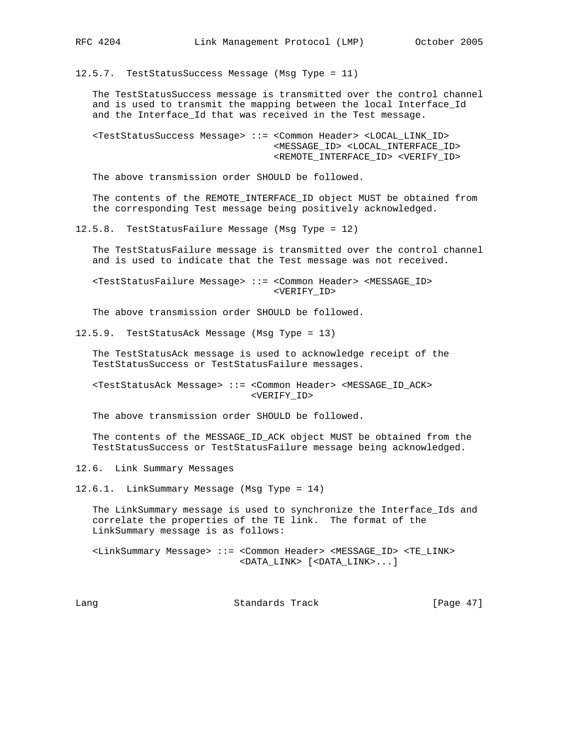### 12.5.7. TestStatusSuccess Message (Msg Type = 11)

The TestStatusSuccess message is transmitted over the control channel and is used to transmit the mapping between the local Interface_Id and the Interface_Id that was received in the Test message.

```
<TestStatusSuccess Message> ::= <Common Header> <LOCAL_LINK_ID>
                                <MESSAGE_ID> <LOCAL_INTERFACE_ID>
                                <REMOTE_INTERFACE_ID> <VERIFY_ID>
```

The above transmission order SHOULD be followed.

The contents of the REMOTE_INTERFACE_ID object MUST be obtained from the corresponding Test message being positively acknowledged.

### 12.5.8. TestStatusFailure Message (Msg Type = 12)

The TestStatusFailure message is transmitted over the control channel and is used to indicate that the Test message was not received.

```
<TestStatusFailure Message> ::= <Common Header> <MESSAGE_ID>
                                <VERIFY_ID>
```

The above transmission order SHOULD be followed.

### 12.5.9. TestStatusAck Message (Msg Type = 13)

The TestStatusAck message is used to acknowledge receipt of the TestStatusSuccess or TestStatusFailure messages.

```
<TestStatusAck Message> ::= <Common Header> <MESSAGE_ID_ACK>
                            <VERIFY_ID>
```

The above transmission order SHOULD be followed.

The contents of the MESSAGE_ID_ACK object MUST be obtained from the TestStatusSuccess or TestStatusFailure message being acknowledged.

## 12.6. Link Summary Messages

### 12.6.1. LinkSummary Message (Msg Type = 14)

The LinkSummary message is used to synchronize the Interface_Ids and correlate the properties of the TE link. The format of the LinkSummary message is as follows:

```
<LinkSummary Message> ::= <Common Header> <MESSAGE_ID> <TE_LINK>
                          <DATA_LINK> [<DATA_LINK>...]
```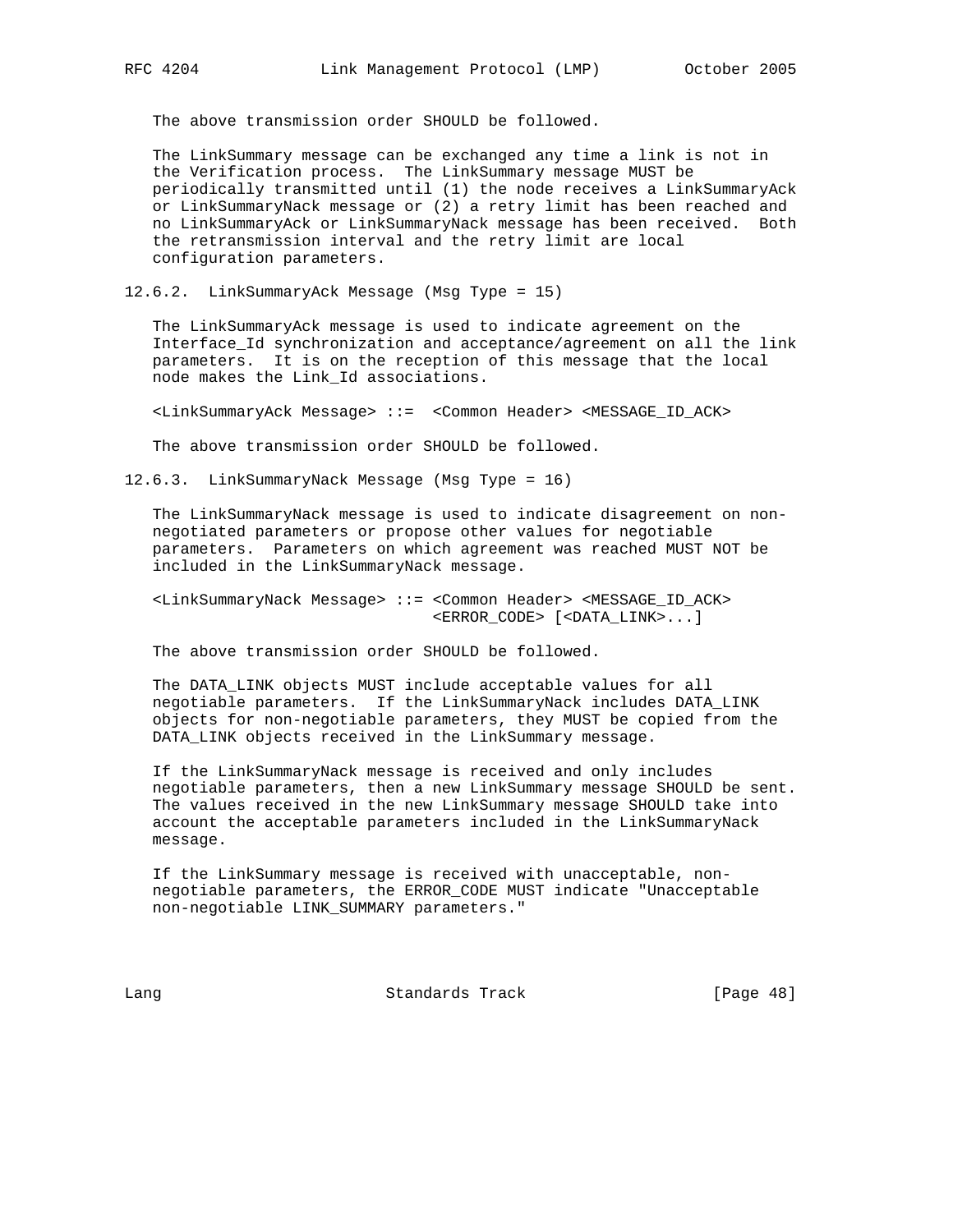The above transmission order SHOULD be followed.

The LinkSummary message can be exchanged any time a link is not in the Verification process. The LinkSummary message MUST be periodically transmitted until (1) the node receives a LinkSummaryAck or LinkSummaryNack message or (2) a retry limit has been reached and no LinkSummaryAck or LinkSummaryNack message has been received. Both the retransmission interval and the retry limit are local configuration parameters.

### 12.6.2. LinkSummaryAck Message (Msg Type = 15)

The LinkSummaryAck message is used to indicate agreement on the Interface_Id synchronization and acceptance/agreement on all the link parameters. It is on the reception of this message that the local node makes the Link_Id associations.

```
<LinkSummaryAck Message> ::=  <Common Header> <MESSAGE_ID_ACK>
```

The above transmission order SHOULD be followed.

### 12.6.3. LinkSummaryNack Message (Msg Type = 16)

The LinkSummaryNack message is used to indicate disagreement on non-negotiated parameters or propose other values for negotiable parameters. Parameters on which agreement was reached MUST NOT be included in the LinkSummaryNack message.

```
<LinkSummaryNack Message> ::= <Common Header> <MESSAGE_ID_ACK>
                              <ERROR_CODE> [<DATA_LINK>...]
```

The above transmission order SHOULD be followed.

The DATA_LINK objects MUST include acceptable values for all negotiable parameters. If the LinkSummaryNack includes DATA_LINK objects for non-negotiable parameters, they MUST be copied from the DATA_LINK objects received in the LinkSummary message.

If the LinkSummaryNack message is received and only includes negotiable parameters, then a new LinkSummary message SHOULD be sent. The values received in the new LinkSummary message SHOULD take into account the acceptable parameters included in the LinkSummaryNack message.

If the LinkSummary message is received with unacceptable, non-negotiable parameters, the ERROR_CODE MUST indicate "Unacceptable non-negotiable LINK_SUMMARY parameters."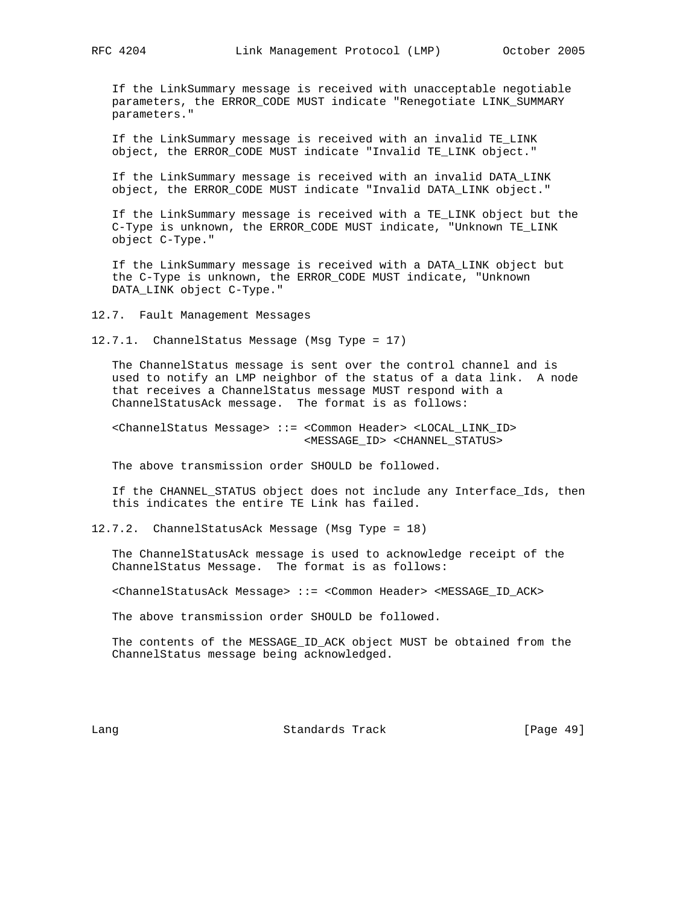If the LinkSummary message is received with unacceptable negotiable parameters, the ERROR_CODE MUST indicate "Renegotiate LINK_SUMMARY parameters."

If the LinkSummary message is received with an invalid TE_LINK object, the ERROR_CODE MUST indicate "Invalid TE_LINK object."

If the LinkSummary message is received with an invalid DATA_LINK object, the ERROR_CODE MUST indicate "Invalid DATA_LINK object."

If the LinkSummary message is received with a TE_LINK object but the C-Type is unknown, the ERROR_CODE MUST indicate, "Unknown TE_LINK object C-Type."

If the LinkSummary message is received with a DATA_LINK object but the C-Type is unknown, the ERROR_CODE MUST indicate, "Unknown DATA_LINK object C-Type."

## 12.7. Fault Management Messages

### 12.7.1. ChannelStatus Message (Msg Type = 17)

The ChannelStatus message is sent over the control channel and is used to notify an LMP neighbor of the status of a data link. A node that receives a ChannelStatus message MUST respond with a ChannelStatusAck message. The format is as follows:

```
<ChannelStatus Message> ::= <Common Header> <LOCAL_LINK_ID>
                            <MESSAGE_ID> <CHANNEL_STATUS>
```

The above transmission order SHOULD be followed.

If the CHANNEL_STATUS object does not include any Interface_Ids, then this indicates the entire TE Link has failed.

### 12.7.2. ChannelStatusAck Message (Msg Type = 18)

The ChannelStatusAck message is used to acknowledge receipt of the ChannelStatus Message. The format is as follows:

```
<ChannelStatusAck Message> ::= <Common Header> <MESSAGE_ID_ACK>
```

The above transmission order SHOULD be followed.

The contents of the MESSAGE_ID_ACK object MUST be obtained from the ChannelStatus message being acknowledged.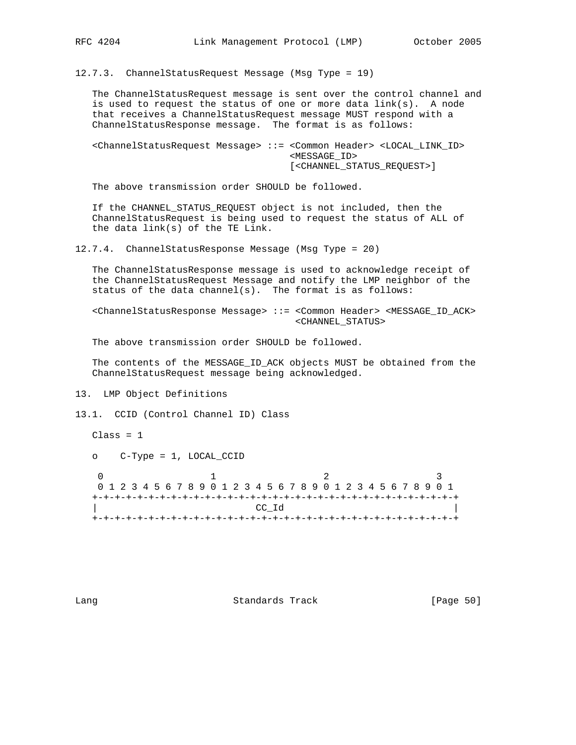### 12.7.3. ChannelStatusRequest Message (Msg Type = 19)

The ChannelStatusRequest message is sent over the control channel and is used to request the status of one or more data link(s). A node that receives a ChannelStatusRequest message MUST respond with a ChannelStatusResponse message. The format is as follows:

```
<ChannelStatusRequest Message> ::= <Common Header> <LOCAL_LINK_ID>
                                   <MESSAGE_ID>
                                   [<CHANNEL_STATUS_REQUEST>]
```

The above transmission order SHOULD be followed.

If the CHANNEL_STATUS_REQUEST object is not included, then the ChannelStatusRequest is being used to request the status of ALL of the data link(s) of the TE Link.

### 12.7.4. ChannelStatusResponse Message (Msg Type = 20)

The ChannelStatusResponse message is used to acknowledge receipt of the ChannelStatusRequest Message and notify the LMP neighbor of the status of the data channel(s). The format is as follows:

```
<ChannelStatusResponse Message> ::= <Common Header> <MESSAGE_ID_ACK>
                                    <CHANNEL_STATUS>
```

The above transmission order SHOULD be followed.

The contents of the MESSAGE_ID_ACK objects MUST be obtained from the ChannelStatusRequest message being acknowledged.

## 13. LMP Object Definitions

### 13.1. CCID (Control Channel ID) Class

Class = 1

o    C-Type = 1, LOCAL_CCID

```
 0                   1                   2                   3
 0 1 2 3 4 5 6 7 8 9 0 1 2 3 4 5 6 7 8 9 0 1 2 3 4 5 6 7 8 9 0 1
+-+-+-+-+-+-+-+-+-+-+-+-+-+-+-+-+-+-+-+-+-+-+-+-+-+-+-+-+-+-+-+-+
|                            CC_Id                              |
+-+-+-+-+-+-+-+-+-+-+-+-+-+-+-+-+-+-+-+-+-+-+-+-+-+-+-+-+-+-+-+-+
```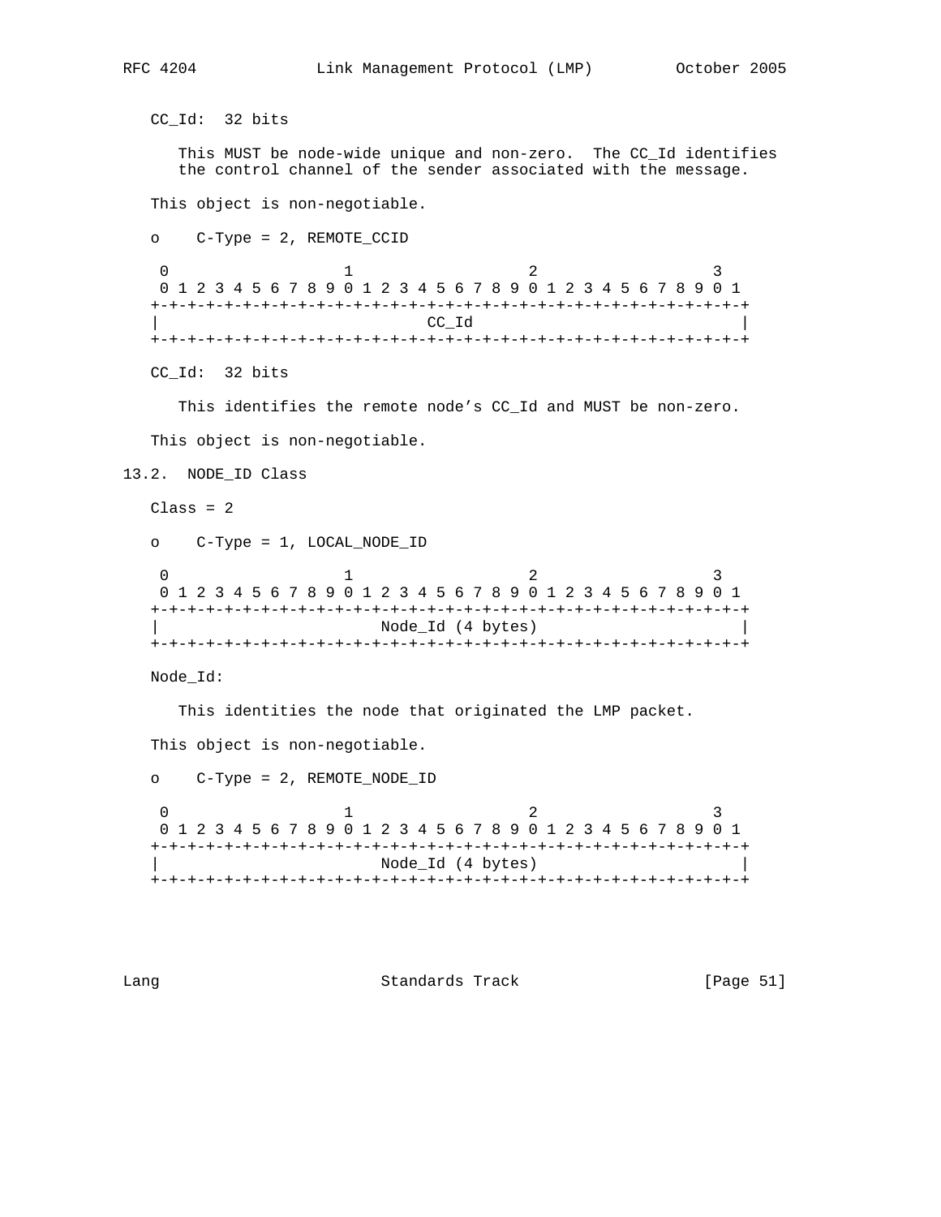CC_Id: 32 bits

This MUST be node-wide unique and non-zero. The CC_Id identifies the control channel of the sender associated with the message.

This object is non-negotiable.

o C-Type = 2, REMOTE_CCID

```
 0                   1                   2                   3
 0 1 2 3 4 5 6 7 8 9 0 1 2 3 4 5 6 7 8 9 0 1 2 3 4 5 6 7 8 9 0 1
+-+-+-+-+-+-+-+-+-+-+-+-+-+-+-+-+-+-+-+-+-+-+-+-+-+-+-+-+-+-+-+-+
|                             CC_Id                             |
+-+-+-+-+-+-+-+-+-+-+-+-+-+-+-+-+-+-+-+-+-+-+-+-+-+-+-+-+-+-+-+-+
```

CC_Id: 32 bits

This identifies the remote node's CC_Id and MUST be non-zero.

This object is non-negotiable.

## 13.2. NODE_ID Class

Class = 2

o C-Type = 1, LOCAL_NODE_ID

```
 0                   1                   2                   3
 0 1 2 3 4 5 6 7 8 9 0 1 2 3 4 5 6 7 8 9 0 1 2 3 4 5 6 7 8 9 0 1
+-+-+-+-+-+-+-+-+-+-+-+-+-+-+-+-+-+-+-+-+-+-+-+-+-+-+-+-+-+-+-+-+
|                        Node_Id (4 bytes)                      |
+-+-+-+-+-+-+-+-+-+-+-+-+-+-+-+-+-+-+-+-+-+-+-+-+-+-+-+-+-+-+-+-+
```

Node_Id:

This identities the node that originated the LMP packet.

This object is non-negotiable.

o C-Type = 2, REMOTE_NODE_ID

```
 0                   1                   2                   3
 0 1 2 3 4 5 6 7 8 9 0 1 2 3 4 5 6 7 8 9 0 1 2 3 4 5 6 7 8 9 0 1
+-+-+-+-+-+-+-+-+-+-+-+-+-+-+-+-+-+-+-+-+-+-+-+-+-+-+-+-+-+-+-+-+
|                        Node_Id (4 bytes)                      |
+-+-+-+-+-+-+-+-+-+-+-+-+-+-+-+-+-+-+-+-+-+-+-+-+-+-+-+-+-+-+-+-+
```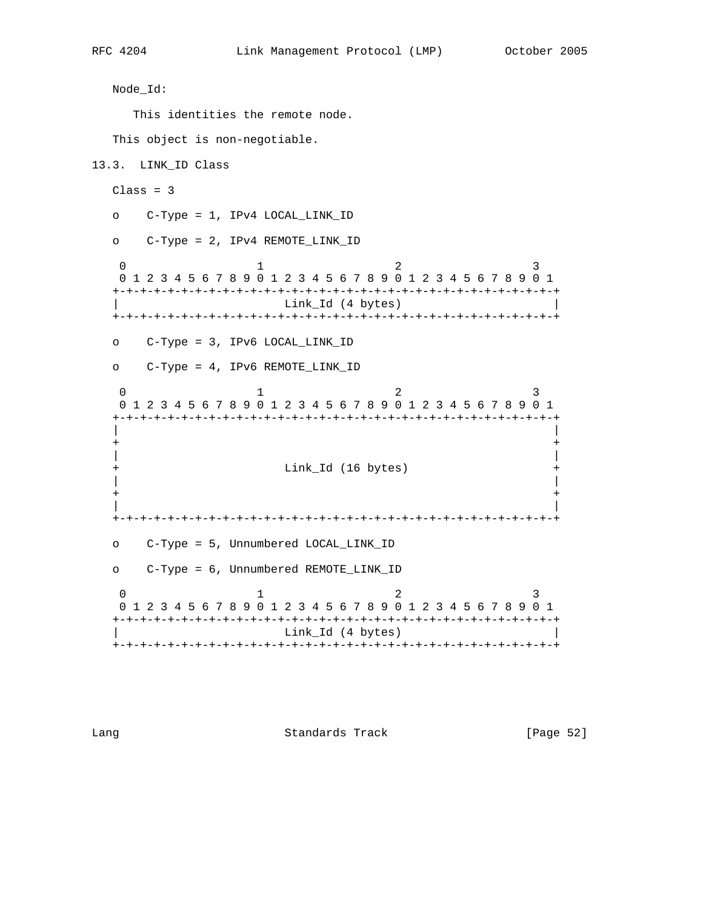Node_Id:

This identities the remote node.

This object is non-negotiable.

### 13.3. LINK_ID Class

Class = 3

- C-Type = 1, IPv4 LOCAL_LINK_ID
- C-Type = 2, IPv4 REMOTE_LINK_ID

```
 0                   1                   2                   3
 0 1 2 3 4 5 6 7 8 9 0 1 2 3 4 5 6 7 8 9 0 1 2 3 4 5 6 7 8 9 0 1
+-+-+-+-+-+-+-+-+-+-+-+-+-+-+-+-+-+-+-+-+-+-+-+-+-+-+-+-+-+-+-+-+
|                       Link_Id (4 bytes)                       |
+-+-+-+-+-+-+-+-+-+-+-+-+-+-+-+-+-+-+-+-+-+-+-+-+-+-+-+-+-+-+-+-+
```

- C-Type = 3, IPv6 LOCAL_LINK_ID
- C-Type = 4, IPv6 REMOTE_LINK_ID

```
 0                   1                   2                   3
 0 1 2 3 4 5 6 7 8 9 0 1 2 3 4 5 6 7 8 9 0 1 2 3 4 5 6 7 8 9 0 1
+-+-+-+-+-+-+-+-+-+-+-+-+-+-+-+-+-+-+-+-+-+-+-+-+-+-+-+-+-+-+-+-+
|                                                               |
+                                                               +
|                                                               |
+                       Link_Id (16 bytes)                      +
|                                                               |
+                                                               +
|                                                               |
+-+-+-+-+-+-+-+-+-+-+-+-+-+-+-+-+-+-+-+-+-+-+-+-+-+-+-+-+-+-+-+-+
```

- C-Type = 5, Unnumbered LOCAL_LINK_ID
- C-Type = 6, Unnumbered REMOTE_LINK_ID

```
 0                   1                   2                   3
 0 1 2 3 4 5 6 7 8 9 0 1 2 3 4 5 6 7 8 9 0 1 2 3 4 5 6 7 8 9 0 1
+-+-+-+-+-+-+-+-+-+-+-+-+-+-+-+-+-+-+-+-+-+-+-+-+-+-+-+-+-+-+-+-+
|                       Link_Id (4 bytes)                       |
+-+-+-+-+-+-+-+-+-+-+-+-+-+-+-+-+-+-+-+-+-+-+-+-+-+-+-+-+-+-+-+-+
```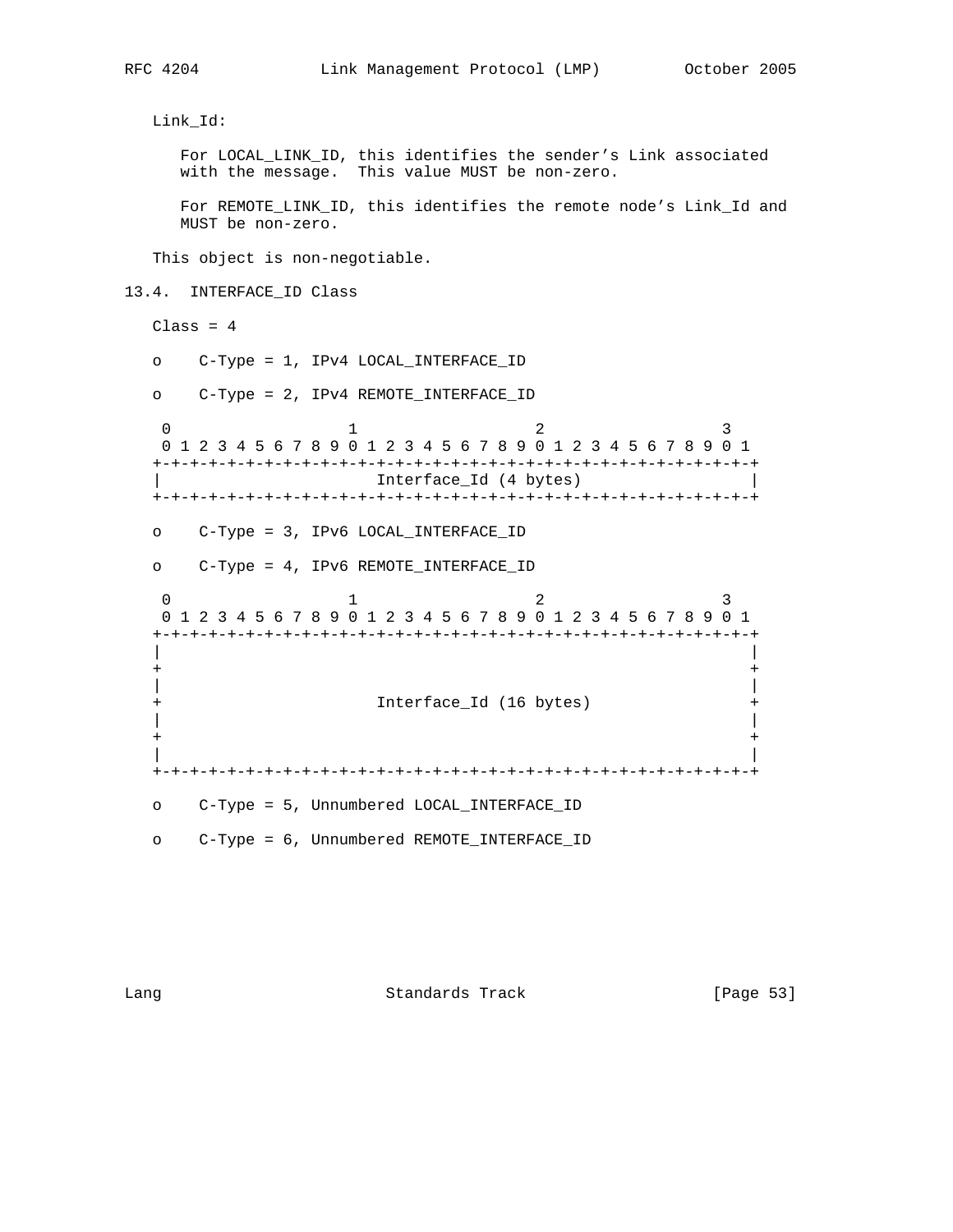Link_Id:

For LOCAL_LINK_ID, this identifies the sender's Link associated with the message. This value MUST be non-zero.

For REMOTE_LINK_ID, this identifies the remote node's Link_Id and MUST be non-zero.

This object is non-negotiable.

### 13.4. INTERFACE_ID Class

Class = 4

- C-Type = 1, IPv4 LOCAL_INTERFACE_ID
- C-Type = 2, IPv4 REMOTE_INTERFACE_ID

```
 0                   1                   2                   3
 0 1 2 3 4 5 6 7 8 9 0 1 2 3 4 5 6 7 8 9 0 1 2 3 4 5 6 7 8 9 0 1
+-+-+-+-+-+-+-+-+-+-+-+-+-+-+-+-+-+-+-+-+-+-+-+-+-+-+-+-+-+-+-+-+
|                       Interface_Id (4 bytes)                  |
+-+-+-+-+-+-+-+-+-+-+-+-+-+-+-+-+-+-+-+-+-+-+-+-+-+-+-+-+-+-+-+-+
```

- C-Type = 3, IPv6 LOCAL_INTERFACE_ID
- C-Type = 4, IPv6 REMOTE_INTERFACE_ID

```
 0                   1                   2                   3
 0 1 2 3 4 5 6 7 8 9 0 1 2 3 4 5 6 7 8 9 0 1 2 3 4 5 6 7 8 9 0 1
+-+-+-+-+-+-+-+-+-+-+-+-+-+-+-+-+-+-+-+-+-+-+-+-+-+-+-+-+-+-+-+-+
|                                                               |
+                                                               +
|                                                               |
+                       Interface_Id (16 bytes)                 +
|                                                               |
+                                                               +
|                                                               |
+-+-+-+-+-+-+-+-+-+-+-+-+-+-+-+-+-+-+-+-+-+-+-+-+-+-+-+-+-+-+-+-+
```

- C-Type = 5, Unnumbered LOCAL_INTERFACE_ID
- C-Type = 6, Unnumbered REMOTE_INTERFACE_ID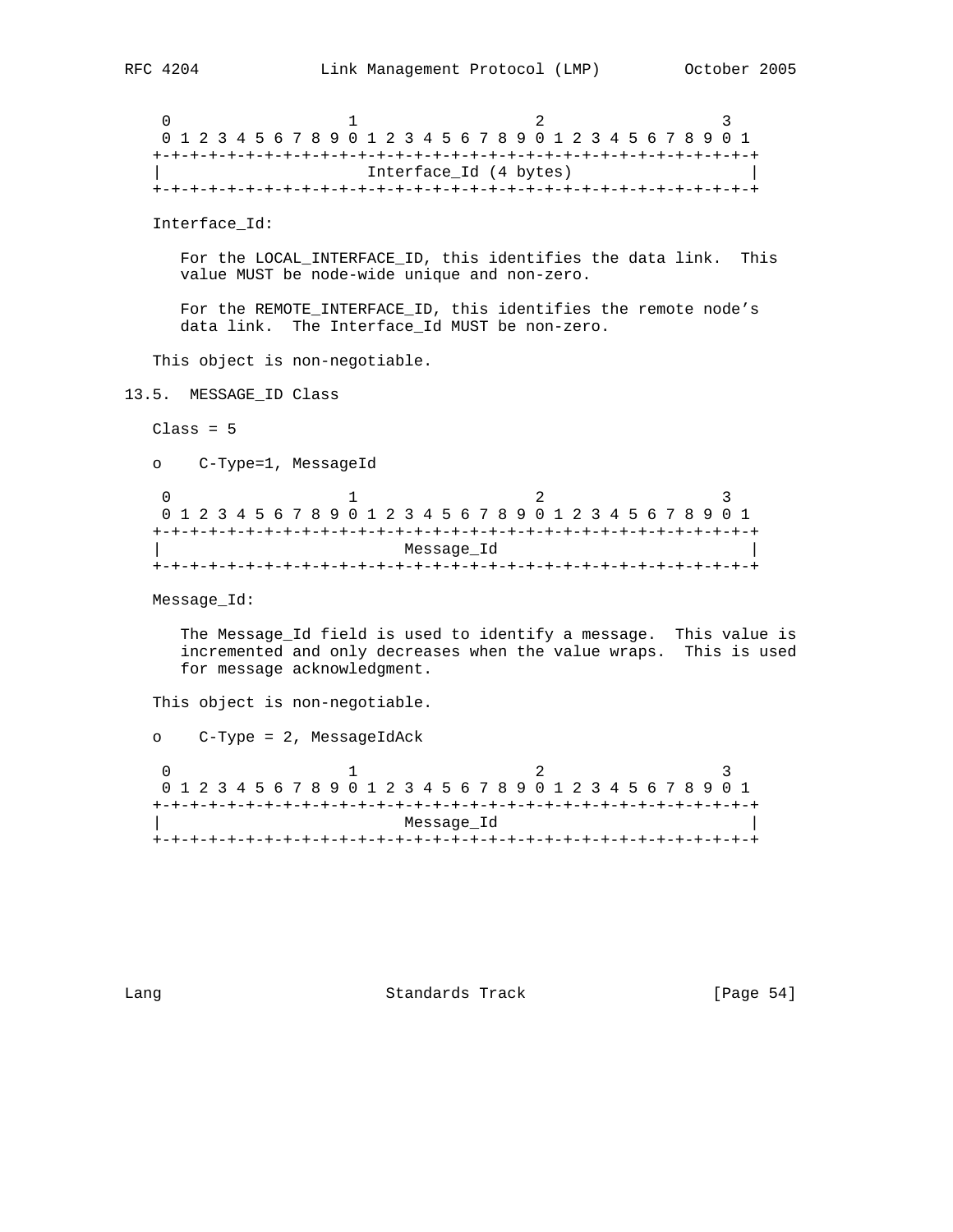```
 0                   1                   2                   3
 0 1 2 3 4 5 6 7 8 9 0 1 2 3 4 5 6 7 8 9 0 1 2 3 4 5 6 7 8 9 0 1
+-+-+-+-+-+-+-+-+-+-+-+-+-+-+-+-+-+-+-+-+-+-+-+-+-+-+-+-+-+-+-+-+
|                      Interface_Id (4 bytes)                   |
+-+-+-+-+-+-+-+-+-+-+-+-+-+-+-+-+-+-+-+-+-+-+-+-+-+-+-+-+-+-+-+-+
```

Interface_Id:

For the LOCAL_INTERFACE_ID, this identifies the data link. This value MUST be node-wide unique and non-zero.

For the REMOTE_INTERFACE_ID, this identifies the remote node's data link. The Interface_Id MUST be non-zero.

This object is non-negotiable.

### 13.5. MESSAGE_ID Class

Class = 5

- C-Type=1, MessageId

```
 0                   1                   2                   3
 0 1 2 3 4 5 6 7 8 9 0 1 2 3 4 5 6 7 8 9 0 1 2 3 4 5 6 7 8 9 0 1
+-+-+-+-+-+-+-+-+-+-+-+-+-+-+-+-+-+-+-+-+-+-+-+-+-+-+-+-+-+-+-+-+
|                          Message_Id                           |
+-+-+-+-+-+-+-+-+-+-+-+-+-+-+-+-+-+-+-+-+-+-+-+-+-+-+-+-+-+-+-+-+
```

Message_Id:

The Message_Id field is used to identify a message. This value is incremented and only decreases when the value wraps. This is used for message acknowledgment.

This object is non-negotiable.

- C-Type = 2, MessageIdAck

```
 0                   1                   2                   3
 0 1 2 3 4 5 6 7 8 9 0 1 2 3 4 5 6 7 8 9 0 1 2 3 4 5 6 7 8 9 0 1
+-+-+-+-+-+-+-+-+-+-+-+-+-+-+-+-+-+-+-+-+-+-+-+-+-+-+-+-+-+-+-+-+
|                          Message_Id                           |
+-+-+-+-+-+-+-+-+-+-+-+-+-+-+-+-+-+-+-+-+-+-+-+-+-+-+-+-+-+-+-+-+
```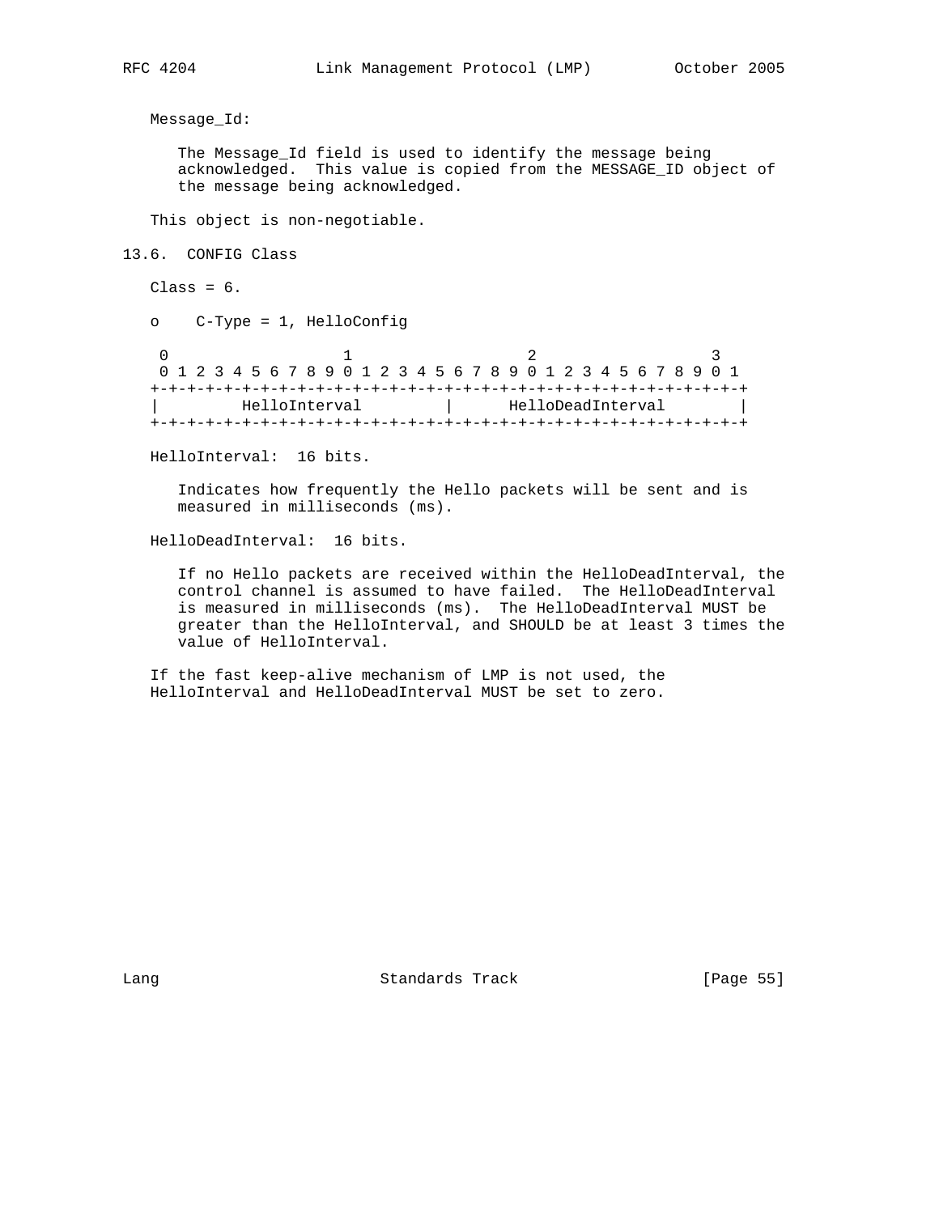Message_Id:

The Message_Id field is used to identify the message being acknowledged. This value is copied from the MESSAGE_ID object of the message being acknowledged.

This object is non-negotiable.

### 13.6. CONFIG Class

Class = 6.

- C-Type = 1, HelloConfig

```
 0                   1                   2                   3
 0 1 2 3 4 5 6 7 8 9 0 1 2 3 4 5 6 7 8 9 0 1 2 3 4 5 6 7 8 9 0 1
+-+-+-+-+-+-+-+-+-+-+-+-+-+-+-+-+-+-+-+-+-+-+-+-+-+-+-+-+-+-+-+-+
|        HelloInterval          |      HelloDeadInterval        |
+-+-+-+-+-+-+-+-+-+-+-+-+-+-+-+-+-+-+-+-+-+-+-+-+-+-+-+-+-+-+-+-+
```

HelloInterval: 16 bits.

Indicates how frequently the Hello packets will be sent and is measured in milliseconds (ms).

HelloDeadInterval: 16 bits.

If no Hello packets are received within the HelloDeadInterval, the control channel is assumed to have failed. The HelloDeadInterval is measured in milliseconds (ms). The HelloDeadInterval MUST be greater than the HelloInterval, and SHOULD be at least 3 times the value of HelloInterval.

If the fast keep-alive mechanism of LMP is not used, the HelloInterval and HelloDeadInterval MUST be set to zero.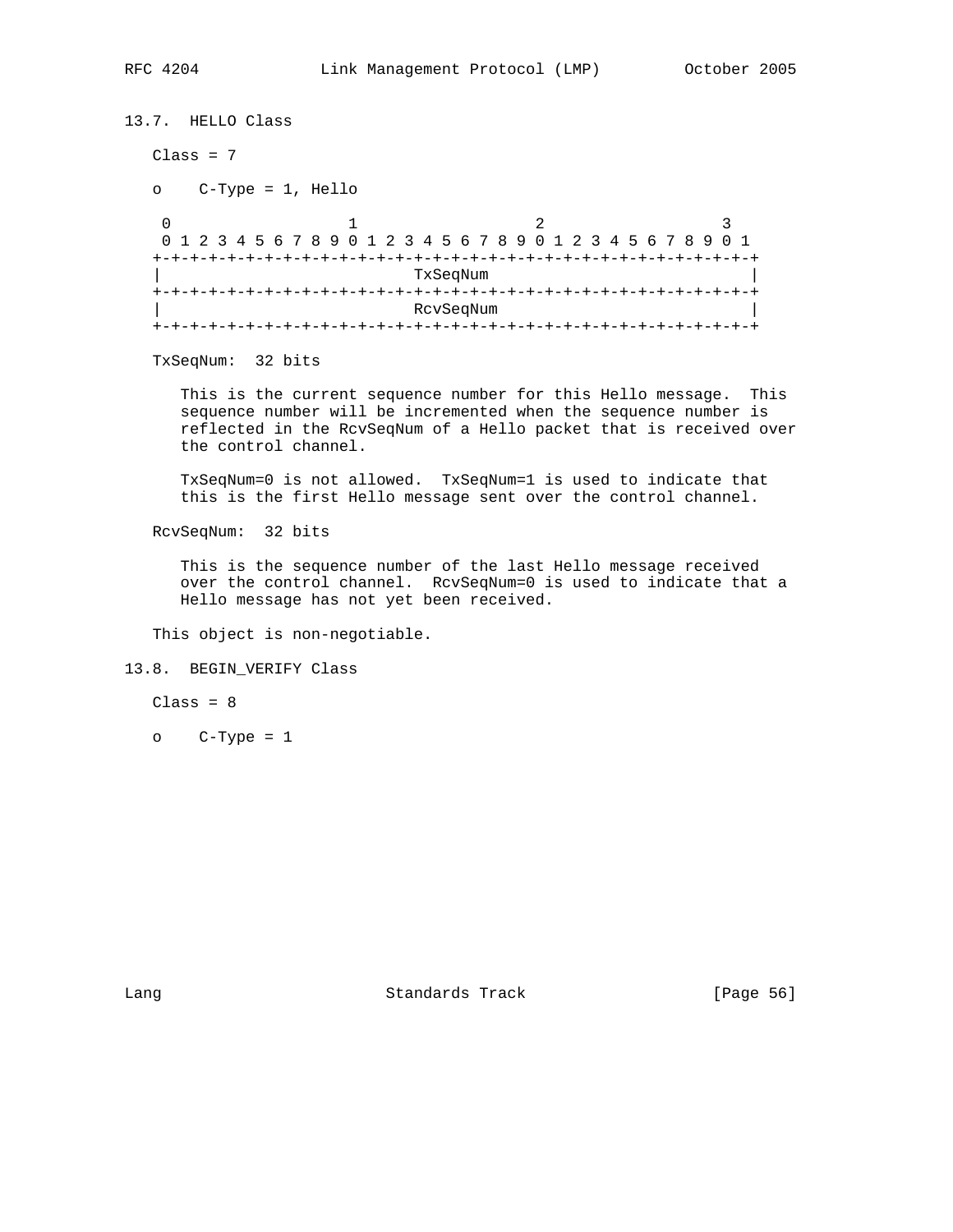### 13.7. HELLO Class

Class = 7

o C-Type = 1, Hello

```
 0                   1                   2                   3
 0 1 2 3 4 5 6 7 8 9 0 1 2 3 4 5 6 7 8 9 0 1 2 3 4 5 6 7 8 9 0 1
+-+-+-+-+-+-+-+-+-+-+-+-+-+-+-+-+-+-+-+-+-+-+-+-+-+-+-+-+-+-+-+-+
|                           TxSeqNum                            |
+-+-+-+-+-+-+-+-+-+-+-+-+-+-+-+-+-+-+-+-+-+-+-+-+-+-+-+-+-+-+-+-+
|                           RcvSeqNum                           |
+-+-+-+-+-+-+-+-+-+-+-+-+-+-+-+-+-+-+-+-+-+-+-+-+-+-+-+-+-+-+-+-+
```

TxSeqNum: 32 bits

This is the current sequence number for this Hello message. This sequence number will be incremented when the sequence number is reflected in the RcvSeqNum of a Hello packet that is received over the control channel.

TxSeqNum=0 is not allowed. TxSeqNum=1 is used to indicate that this is the first Hello message sent over the control channel.

RcvSeqNum: 32 bits

This is the sequence number of the last Hello message received over the control channel. RcvSeqNum=0 is used to indicate that a Hello message has not yet been received.

This object is non-negotiable.

### 13.8. BEGIN_VERIFY Class

Class = 8

o C-Type = 1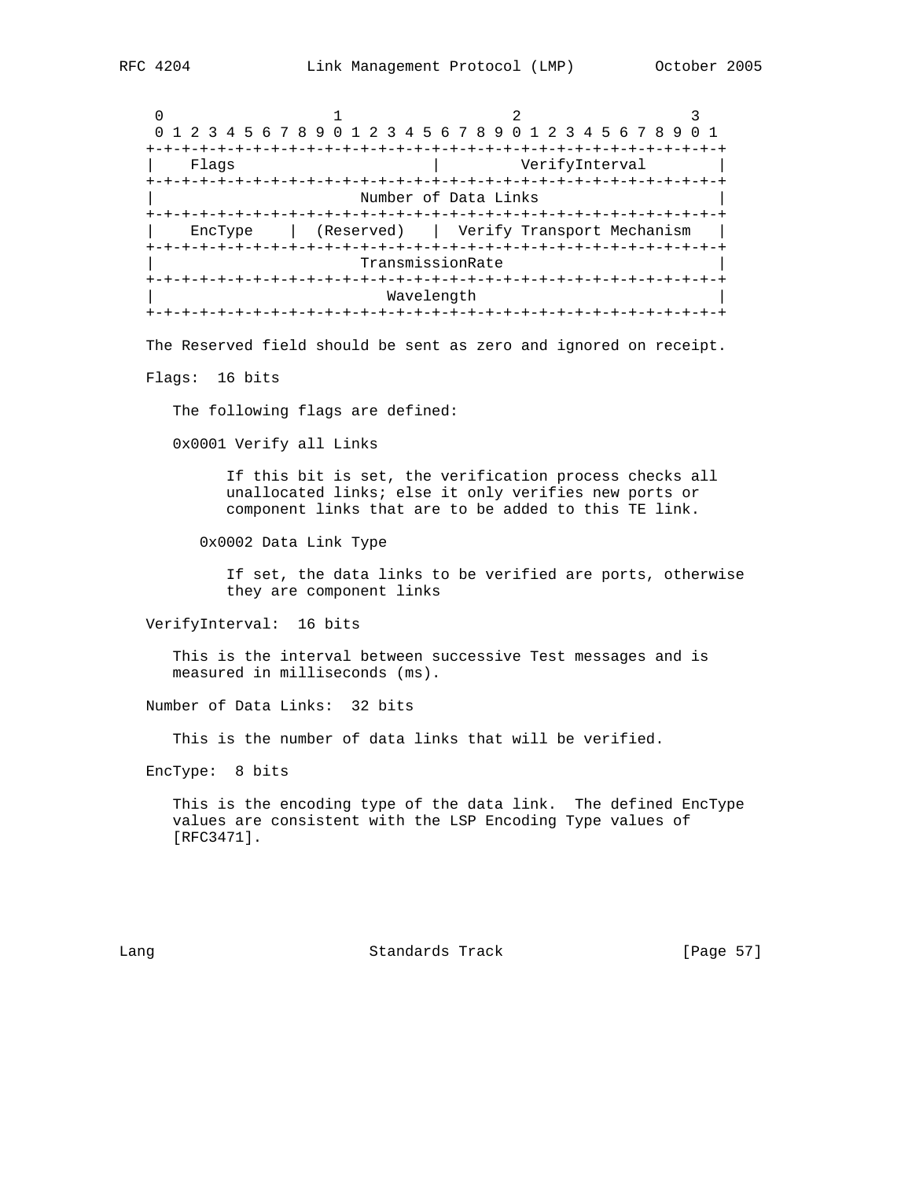```
    0                   1                   2                   3
    0 1 2 3 4 5 6 7 8 9 0 1 2 3 4 5 6 7 8 9 0 1 2 3 4 5 6 7 8 9 0 1
   +-+-+-+-+-+-+-+-+-+-+-+-+-+-+-+-+-+-+-+-+-+-+-+-+-+-+-+-+-+-+-+-+
   |    Flags                      |         VerifyInterval        |
   +-+-+-+-+-+-+-+-+-+-+-+-+-+-+-+-+-+-+-+-+-+-+-+-+-+-+-+-+-+-+-+-+
   |                      Number of Data Links                     |
   +-+-+-+-+-+-+-+-+-+-+-+-+-+-+-+-+-+-+-+-+-+-+-+-+-+-+-+-+-+-+-+-+
   |    EncType    |  (Reserved)   |  Verify Transport Mechanism   |
   +-+-+-+-+-+-+-+-+-+-+-+-+-+-+-+-+-+-+-+-+-+-+-+-+-+-+-+-+-+-+-+-+
   |                      TransmissionRate                         |
   +-+-+-+-+-+-+-+-+-+-+-+-+-+-+-+-+-+-+-+-+-+-+-+-+-+-+-+-+-+-+-+-+
   |                         Wavelength                            |
   +-+-+-+-+-+-+-+-+-+-+-+-+-+-+-+-+-+-+-+-+-+-+-+-+-+-+-+-+-+-+-+-+
```

The Reserved field should be sent as zero and ignored on receipt.

Flags: 16 bits

The following flags are defined:

0x0001 Verify all Links

If this bit is set, the verification process checks all unallocated links; else it only verifies new ports or component links that are to be added to this TE link.

0x0002 Data Link Type

If set, the data links to be verified are ports, otherwise they are component links

VerifyInterval: 16 bits

This is the interval between successive Test messages and is measured in milliseconds (ms).

Number of Data Links: 32 bits

This is the number of data links that will be verified.

EncType: 8 bits

This is the encoding type of the data link. The defined EncType values are consistent with the LSP Encoding Type values of [RFC3471].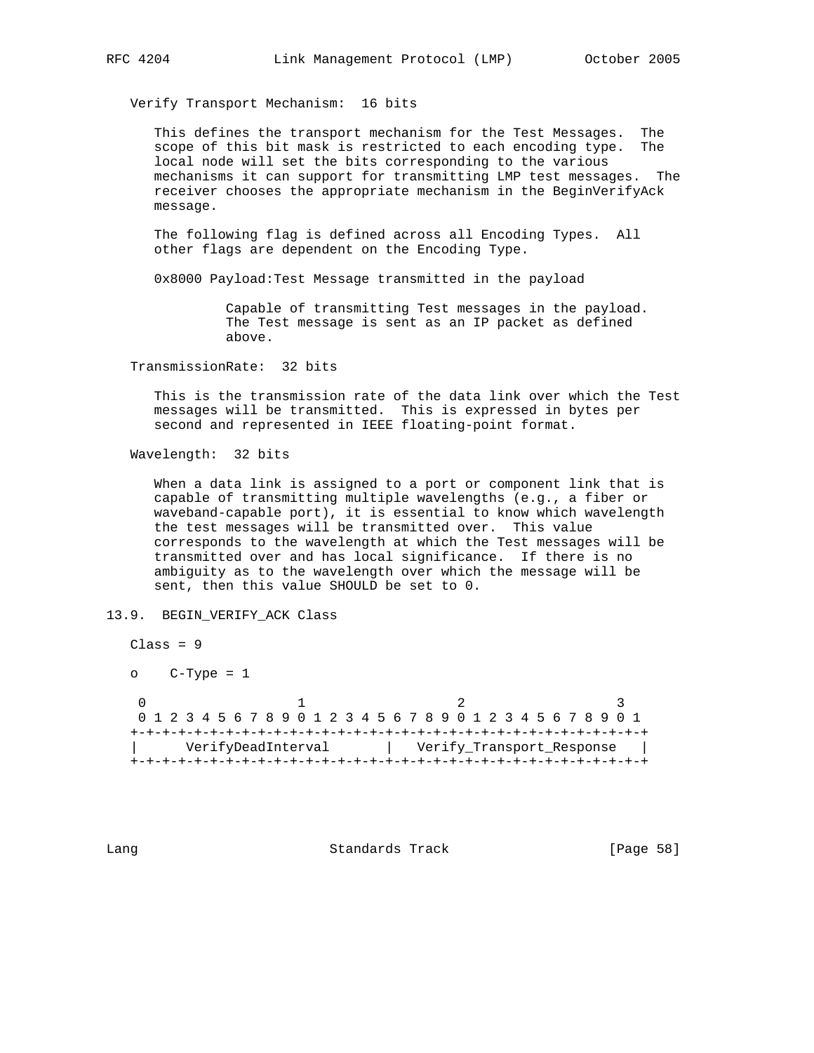Verify Transport Mechanism: 16 bits

This defines the transport mechanism for the Test Messages. The scope of this bit mask is restricted to each encoding type. The local node will set the bits corresponding to the various mechanisms it can support for transmitting LMP test messages. The receiver chooses the appropriate mechanism in the BeginVerifyAck message.

The following flag is defined across all Encoding Types. All other flags are dependent on the Encoding Type.

0x8000 Payload:Test Message transmitted in the payload

Capable of transmitting Test messages in the payload. The Test message is sent as an IP packet as defined above.

TransmissionRate: 32 bits

This is the transmission rate of the data link over which the Test messages will be transmitted. This is expressed in bytes per second and represented in IEEE floating-point format.

Wavelength: 32 bits

When a data link is assigned to a port or component link that is capable of transmitting multiple wavelengths (e.g., a fiber or waveband-capable port), it is essential to know which wavelength the test messages will be transmitted over. This value corresponds to the wavelength at which the Test messages will be transmitted over and has local significance. If there is no ambiguity as to the wavelength over which the message will be sent, then this value SHOULD be set to 0.

## 13.9. BEGIN_VERIFY_ACK Class

Class = 9

o C-Type = 1

```
 0                   1                   2                   3
 0 1 2 3 4 5 6 7 8 9 0 1 2 3 4 5 6 7 8 9 0 1 2 3 4 5 6 7 8 9 0 1
+-+-+-+-+-+-+-+-+-+-+-+-+-+-+-+-+-+-+-+-+-+-+-+-+-+-+-+-+-+-+-+-+
|      VerifyDeadInterval       |   Verify_Transport_Response   |
+-+-+-+-+-+-+-+-+-+-+-+-+-+-+-+-+-+-+-+-+-+-+-+-+-+-+-+-+-+-+-+-+
```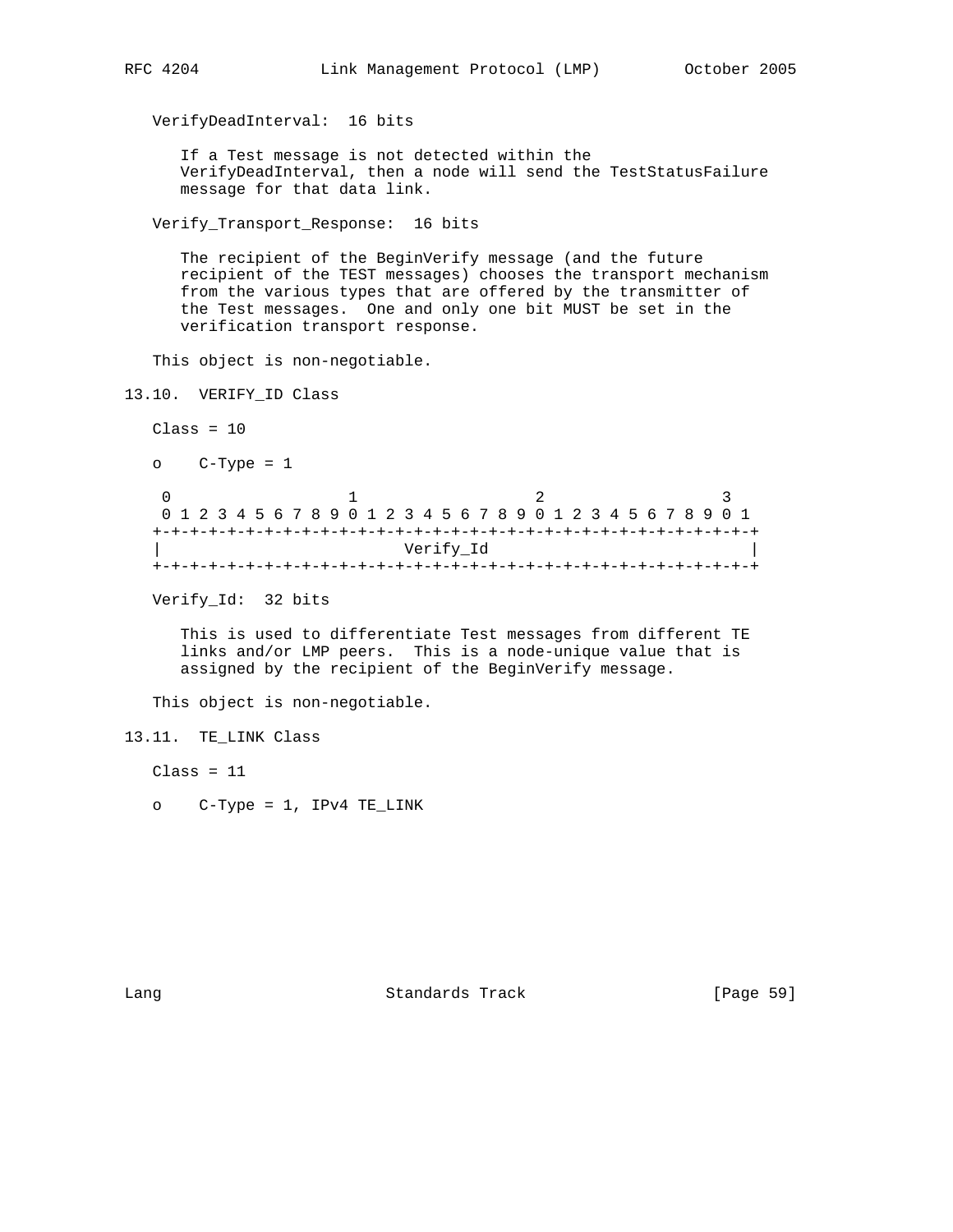VerifyDeadInterval: 16 bits

If a Test message is not detected within the VerifyDeadInterval, then a node will send the TestStatusFailure message for that data link.

Verify_Transport_Response: 16 bits

The recipient of the BeginVerify message (and the future recipient of the TEST messages) chooses the transport mechanism from the various types that are offered by the transmitter of the Test messages. One and only one bit MUST be set in the verification transport response.

This object is non-negotiable.

## 13.10. VERIFY_ID Class

Class = 10

- C-Type = 1

```
 0                   1                   2                   3
 0 1 2 3 4 5 6 7 8 9 0 1 2 3 4 5 6 7 8 9 0 1 2 3 4 5 6 7 8 9 0 1
+-+-+-+-+-+-+-+-+-+-+-+-+-+-+-+-+-+-+-+-+-+-+-+-+-+-+-+-+-+-+-+-+
|                          Verify_Id                            |
+-+-+-+-+-+-+-+-+-+-+-+-+-+-+-+-+-+-+-+-+-+-+-+-+-+-+-+-+-+-+-+-+
```

Verify_Id: 32 bits

This is used to differentiate Test messages from different TE links and/or LMP peers. This is a node-unique value that is assigned by the recipient of the BeginVerify message.

This object is non-negotiable.

## 13.11. TE_LINK Class

Class = 11

- C-Type = 1, IPv4 TE_LINK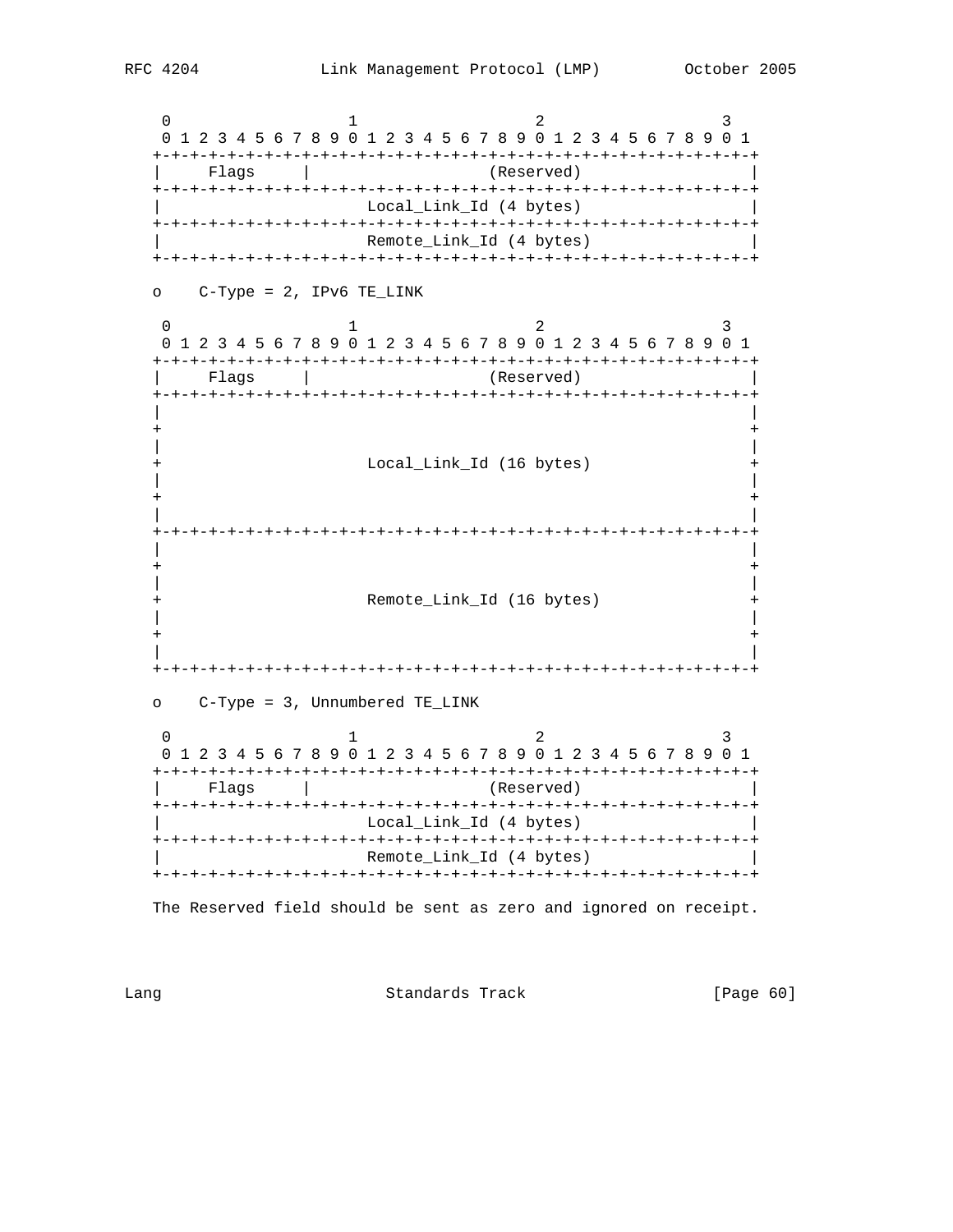```
    0                   1                   2                   3
    0 1 2 3 4 5 6 7 8 9 0 1 2 3 4 5 6 7 8 9 0 1 2 3 4 5 6 7 8 9 0 1
   +-+-+-+-+-+-+-+-+-+-+-+-+-+-+-+-+-+-+-+-+-+-+-+-+-+-+-+-+-+-+-+-+
   |     Flags     |                   (Reserved)                  |
   +-+-+-+-+-+-+-+-+-+-+-+-+-+-+-+-+-+-+-+-+-+-+-+-+-+-+-+-+-+-+-+-+
   |                     Local_Link_Id (4 bytes)                   |
   +-+-+-+-+-+-+-+-+-+-+-+-+-+-+-+-+-+-+-+-+-+-+-+-+-+-+-+-+-+-+-+-+
   |                     Remote_Link_Id (4 bytes)                  |
   +-+-+-+-+-+-+-+-+-+-+-+-+-+-+-+-+-+-+-+-+-+-+-+-+-+-+-+-+-+-+-+-+
```

o    C-Type = 2, IPv6 TE_LINK

```
    0                   1                   2                   3
    0 1 2 3 4 5 6 7 8 9 0 1 2 3 4 5 6 7 8 9 0 1 2 3 4 5 6 7 8 9 0 1
   +-+-+-+-+-+-+-+-+-+-+-+-+-+-+-+-+-+-+-+-+-+-+-+-+-+-+-+-+-+-+-+-+
   |     Flags     |                   (Reserved)                  |
   +-+-+-+-+-+-+-+-+-+-+-+-+-+-+-+-+-+-+-+-+-+-+-+-+-+-+-+-+-+-+-+-+
   |                                                               |
   +                                                               +
   |                                                               |
   +                     Local_Link_Id (16 bytes)                  +
   |                                                               |
   +                                                               +
   |                                                               |
   +-+-+-+-+-+-+-+-+-+-+-+-+-+-+-+-+-+-+-+-+-+-+-+-+-+-+-+-+-+-+-+-+
   |                                                               |
   +                                                               +
   |                                                               |
   +                     Remote_Link_Id (16 bytes)                 +
   |                                                               |
   +                                                               +
   |                                                               |
   +-+-+-+-+-+-+-+-+-+-+-+-+-+-+-+-+-+-+-+-+-+-+-+-+-+-+-+-+-+-+-+-+
```

o    C-Type = 3, Unnumbered TE_LINK

```
    0                   1                   2                   3
    0 1 2 3 4 5 6 7 8 9 0 1 2 3 4 5 6 7 8 9 0 1 2 3 4 5 6 7 8 9 0 1
   +-+-+-+-+-+-+-+-+-+-+-+-+-+-+-+-+-+-+-+-+-+-+-+-+-+-+-+-+-+-+-+-+
   |     Flags     |                   (Reserved)                  |
   +-+-+-+-+-+-+-+-+-+-+-+-+-+-+-+-+-+-+-+-+-+-+-+-+-+-+-+-+-+-+-+-+
   |                     Local_Link_Id (4 bytes)                   |
   +-+-+-+-+-+-+-+-+-+-+-+-+-+-+-+-+-+-+-+-+-+-+-+-+-+-+-+-+-+-+-+-+
   |                     Remote_Link_Id (4 bytes)                  |
   +-+-+-+-+-+-+-+-+-+-+-+-+-+-+-+-+-+-+-+-+-+-+-+-+-+-+-+-+-+-+-+-+
```

The Reserved field should be sent as zero and ignored on receipt.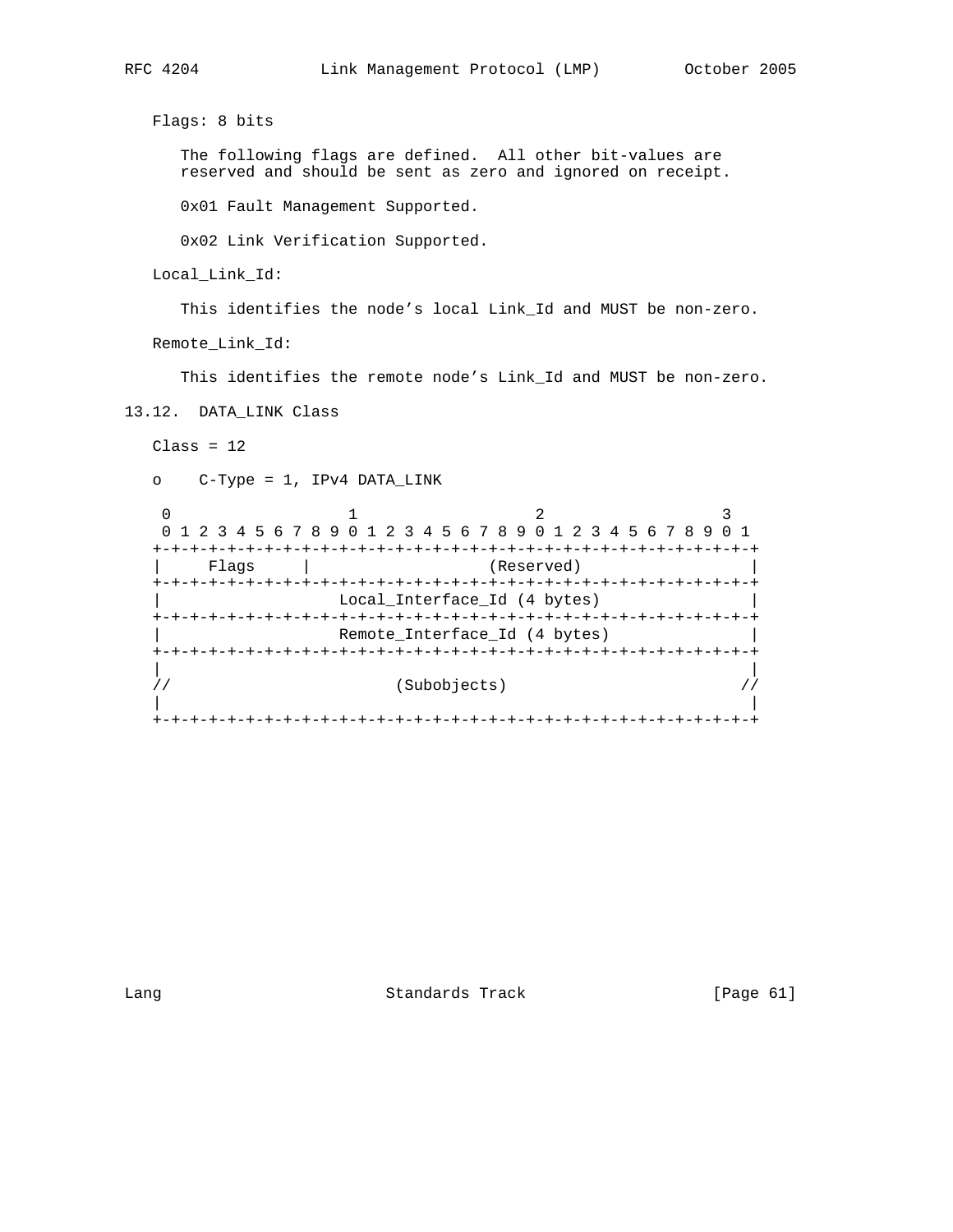Flags: 8 bits

The following flags are defined. All other bit-values are reserved and should be sent as zero and ignored on receipt.

0x01 Fault Management Supported.

0x02 Link Verification Supported.

Local_Link_Id:

This identifies the node's local Link_Id and MUST be non-zero.

Remote_Link_Id:

This identifies the remote node's Link_Id and MUST be non-zero.

## 13.12. DATA_LINK Class

Class = 12

o C-Type = 1, IPv4 DATA_LINK

```
 0                   1                   2                   3
 0 1 2 3 4 5 6 7 8 9 0 1 2 3 4 5 6 7 8 9 0 1 2 3 4 5 6 7 8 9 0 1
+-+-+-+-+-+-+-+-+-+-+-+-+-+-+-+-+-+-+-+-+-+-+-+-+-+-+-+-+-+-+-+-+
|     Flags     |                  (Reserved)                   |
+-+-+-+-+-+-+-+-+-+-+-+-+-+-+-+-+-+-+-+-+-+-+-+-+-+-+-+-+-+-+-+-+
|                  Local_Interface_Id (4 bytes)                 |
+-+-+-+-+-+-+-+-+-+-+-+-+-+-+-+-+-+-+-+-+-+-+-+-+-+-+-+-+-+-+-+-+
|                  Remote_Interface_Id (4 bytes)                |
+-+-+-+-+-+-+-+-+-+-+-+-+-+-+-+-+-+-+-+-+-+-+-+-+-+-+-+-+-+-+-+-+
|                                                               |
//                         (Subobjects)                        //
|                                                               |
+-+-+-+-+-+-+-+-+-+-+-+-+-+-+-+-+-+-+-+-+-+-+-+-+-+-+-+-+-+-+-+-+
```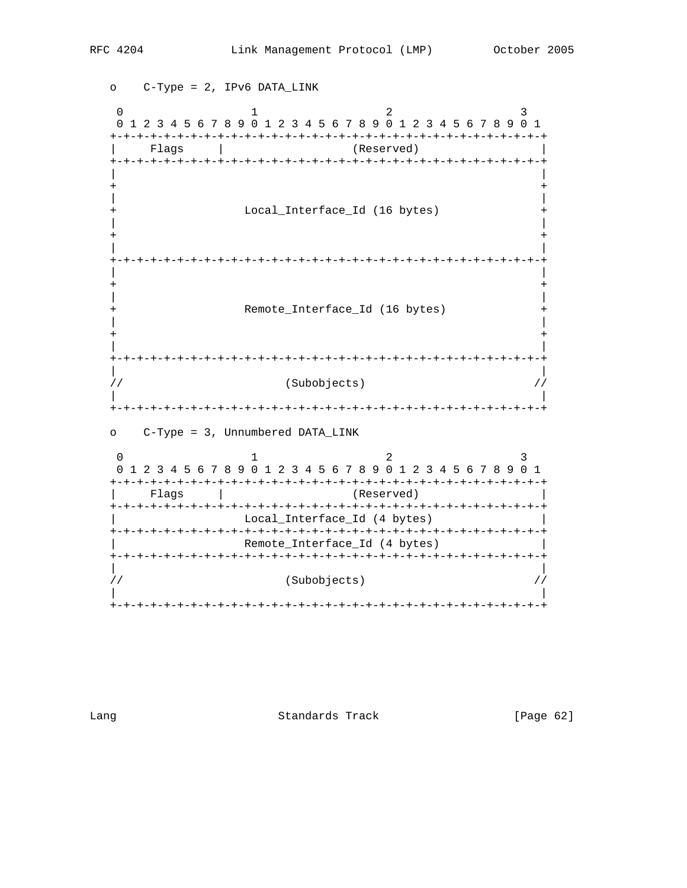o    C-Type = 2, IPv6 DATA_LINK

```
 0                   1                   2                   3
 0 1 2 3 4 5 6 7 8 9 0 1 2 3 4 5 6 7 8 9 0 1 2 3 4 5 6 7 8 9 0 1
+-+-+-+-+-+-+-+-+-+-+-+-+-+-+-+-+-+-+-+-+-+-+-+-+-+-+-+-+-+-+-+-+
|     Flags     |                   (Reserved)                  |
+-+-+-+-+-+-+-+-+-+-+-+-+-+-+-+-+-+-+-+-+-+-+-+-+-+-+-+-+-+-+-+-+
|                                                               |
+                                                               +
|                                                               |
+                  Local_Interface_Id (16 bytes)                +
|                                                               |
+                                                               +
|                                                               |
+-+-+-+-+-+-+-+-+-+-+-+-+-+-+-+-+-+-+-+-+-+-+-+-+-+-+-+-+-+-+-+-+
|                                                               |
+                                                               +
|                                                               |
+                  Remote_Interface_Id (16 bytes)               +
|                                                               |
+                                                               +
|                                                               |
+-+-+-+-+-+-+-+-+-+-+-+-+-+-+-+-+-+-+-+-+-+-+-+-+-+-+-+-+-+-+-+-+
|                                                               |
//                        (Subobjects)                         //
|                                                               |
+-+-+-+-+-+-+-+-+-+-+-+-+-+-+-+-+-+-+-+-+-+-+-+-+-+-+-+-+-+-+-+-+
```

o    C-Type = 3, Unnumbered DATA_LINK

```
 0                   1                   2                   3
 0 1 2 3 4 5 6 7 8 9 0 1 2 3 4 5 6 7 8 9 0 1 2 3 4 5 6 7 8 9 0 1
+-+-+-+-+-+-+-+-+-+-+-+-+-+-+-+-+-+-+-+-+-+-+-+-+-+-+-+-+-+-+-+-+
|     Flags     |                   (Reserved)                  |
+-+-+-+-+-+-+-+-+-+-+-+-+-+-+-+-+-+-+-+-+-+-+-+-+-+-+-+-+-+-+-+-+
|                  Local_Interface_Id (4 bytes)                 |
+-+-+-+-+-+-+-+-+-+-+-+-+-+-+-+-+-+-+-+-+-+-+-+-+-+-+-+-+-+-+-+-+
|                  Remote_Interface_Id (4 bytes)                |
+-+-+-+-+-+-+-+-+-+-+-+-+-+-+-+-+-+-+-+-+-+-+-+-+-+-+-+-+-+-+-+-+
|                                                               |
//                        (Subobjects)                         //
|                                                               |
+-+-+-+-+-+-+-+-+-+-+-+-+-+-+-+-+-+-+-+-+-+-+-+-+-+-+-+-+-+-+-+-+
```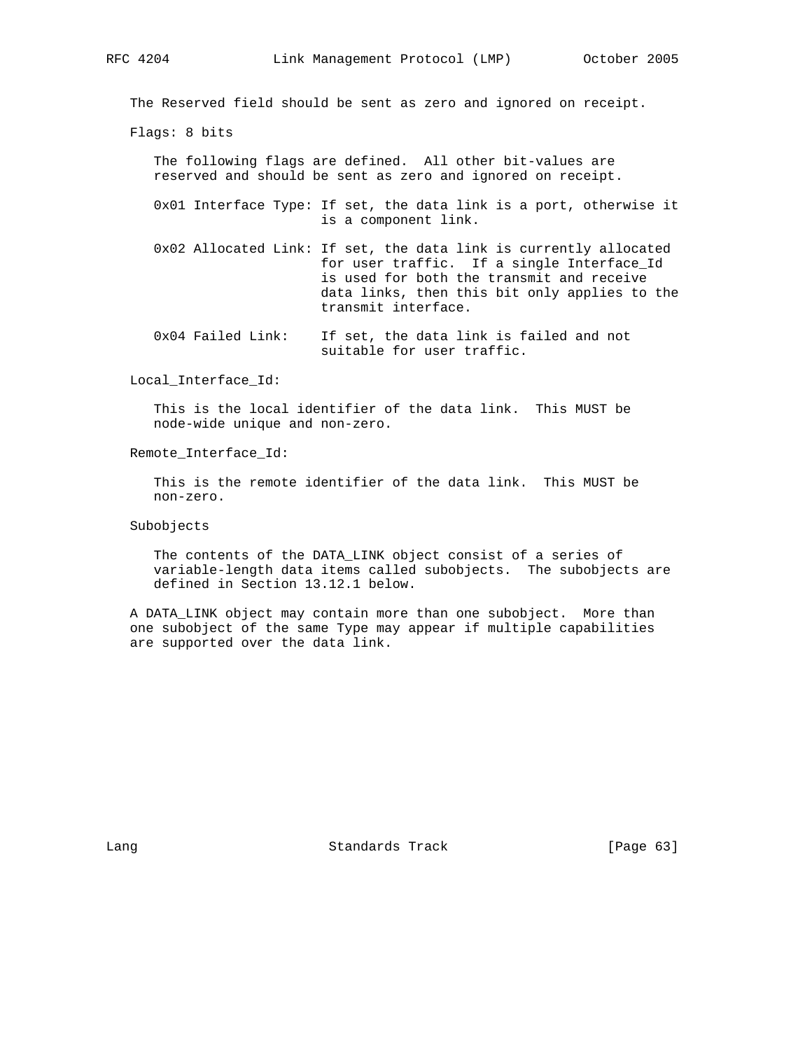The Reserved field should be sent as zero and ignored on receipt.

Flags: 8 bits

The following flags are defined. All other bit-values are reserved and should be sent as zero and ignored on receipt.

0x01 Interface Type: If set, the data link is a port, otherwise it is a component link.

0x02 Allocated Link: If set, the data link is currently allocated for user traffic. If a single Interface_Id is used for both the transmit and receive data links, then this bit only applies to the transmit interface.

0x04 Failed Link: If set, the data link is failed and not suitable for user traffic.

Local_Interface_Id:

This is the local identifier of the data link. This MUST be node-wide unique and non-zero.

Remote_Interface_Id:

This is the remote identifier of the data link. This MUST be non-zero.

Subobjects

The contents of the DATA_LINK object consist of a series of variable-length data items called subobjects. The subobjects are defined in Section 13.12.1 below.

A DATA_LINK object may contain more than one subobject. More than one subobject of the same Type may appear if multiple capabilities are supported over the data link.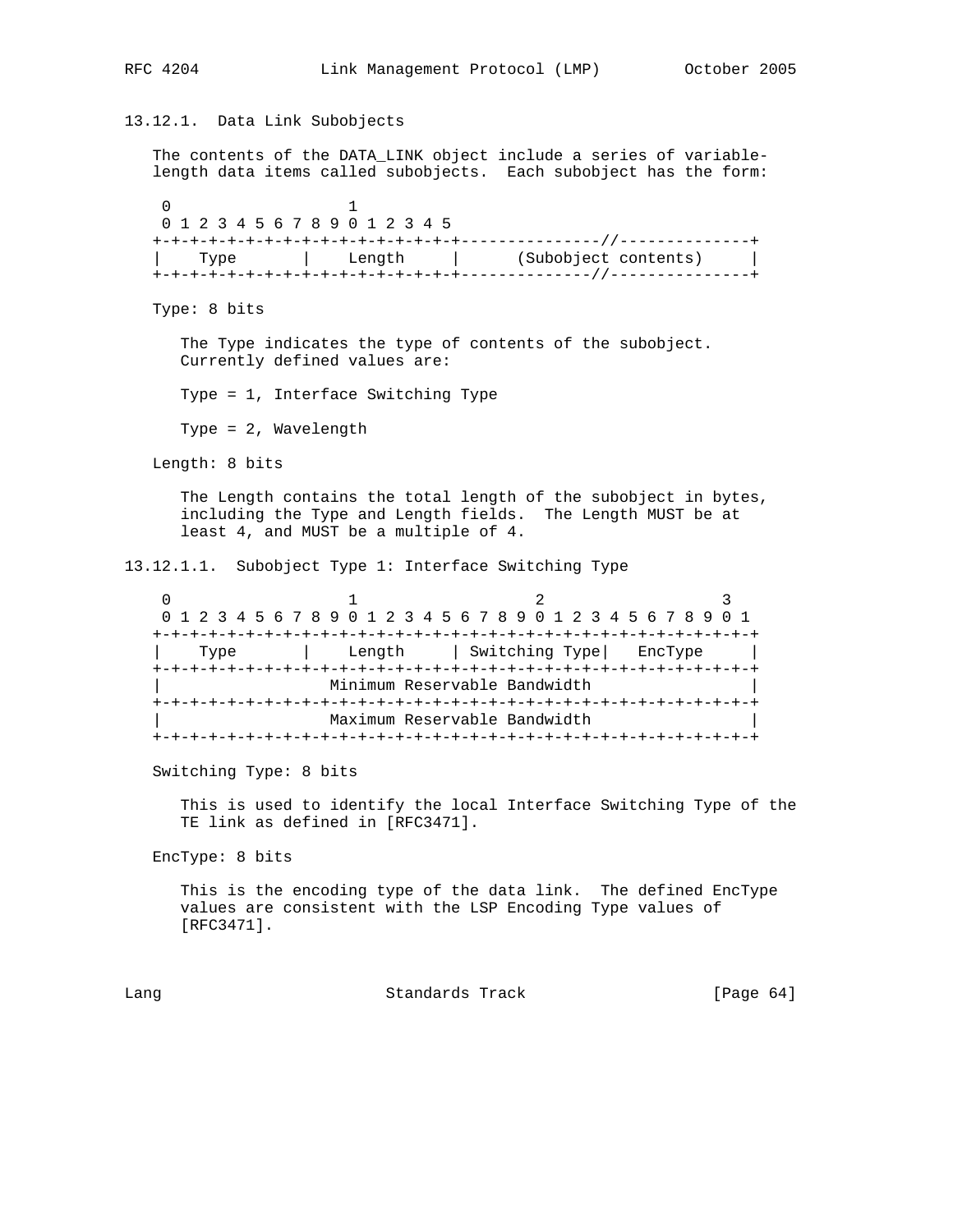### 13.12.1. Data Link Subobjects

The contents of the DATA_LINK object include a series of variable-length data items called subobjects. Each subobject has the form:

```
 0                   1
 0 1 2 3 4 5 6 7 8 9 0 1 2 3 4 5
+-+-+-+-+-+-+-+-+-+-+-+-+-+-+-+-+---------------//--------------+
|    Type       |    Length     |      (Subobject contents)     |
+-+-+-+-+-+-+-+-+-+-+-+-+-+-+-+-+--------------//---------------+
```

Type: 8 bits

The Type indicates the type of contents of the subobject. Currently defined values are:

Type = 1, Interface Switching Type

Type = 2, Wavelength

Length: 8 bits

The Length contains the total length of the subobject in bytes, including the Type and Length fields. The Length MUST be at least 4, and MUST be a multiple of 4.

#### 13.12.1.1. Subobject Type 1: Interface Switching Type

```
 0                   1                   2                   3
 0 1 2 3 4 5 6 7 8 9 0 1 2 3 4 5 6 7 8 9 0 1 2 3 4 5 6 7 8 9 0 1
+-+-+-+-+-+-+-+-+-+-+-+-+-+-+-+-+-+-+-+-+-+-+-+-+-+-+-+-+-+-+-+-+
|    Type       |    Length     | Switching Type|   EncType     |
+-+-+-+-+-+-+-+-+-+-+-+-+-+-+-+-+-+-+-+-+-+-+-+-+-+-+-+-+-+-+-+-+
|                 Minimum Reservable Bandwidth                  |
+-+-+-+-+-+-+-+-+-+-+-+-+-+-+-+-+-+-+-+-+-+-+-+-+-+-+-+-+-+-+-+-+
|                 Maximum Reservable Bandwidth                  |
+-+-+-+-+-+-+-+-+-+-+-+-+-+-+-+-+-+-+-+-+-+-+-+-+-+-+-+-+-+-+-+-+
```

Switching Type: 8 bits

This is used to identify the local Interface Switching Type of the TE link as defined in [RFC3471].

EncType: 8 bits

This is the encoding type of the data link. The defined EncType values are consistent with the LSP Encoding Type values of [RFC3471].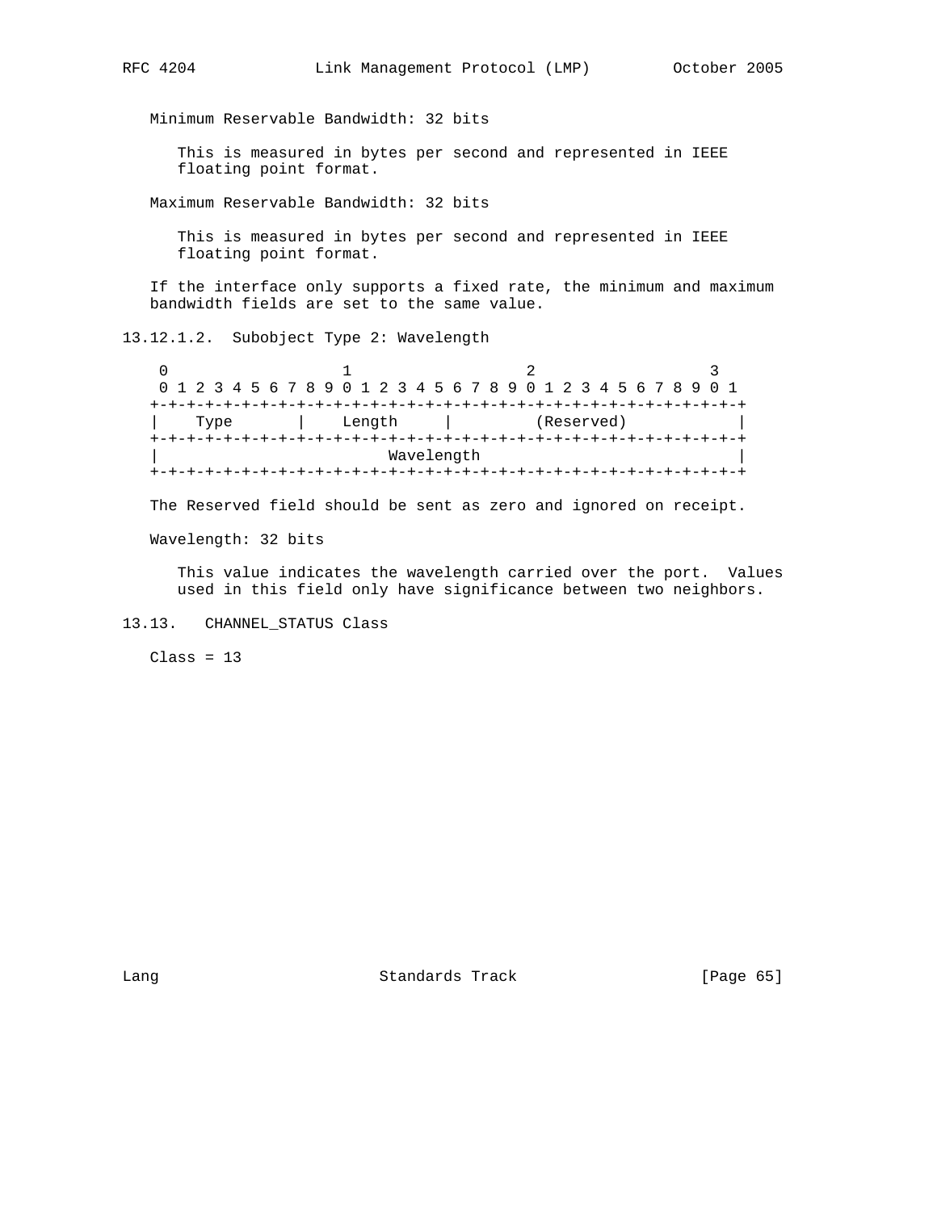Minimum Reservable Bandwidth: 32 bits

This is measured in bytes per second and represented in IEEE floating point format.

Maximum Reservable Bandwidth: 32 bits

This is measured in bytes per second and represented in IEEE floating point format.

If the interface only supports a fixed rate, the minimum and maximum bandwidth fields are set to the same value.

#### 13.12.1.2. Subobject Type 2: Wavelength

```
 0                   1                   2                   3
 0 1 2 3 4 5 6 7 8 9 0 1 2 3 4 5 6 7 8 9 0 1 2 3 4 5 6 7 8 9 0 1
+-+-+-+-+-+-+-+-+-+-+-+-+-+-+-+-+-+-+-+-+-+-+-+-+-+-+-+-+-+-+-+-+
|    Type       |    Length     |         (Reserved)            |
+-+-+-+-+-+-+-+-+-+-+-+-+-+-+-+-+-+-+-+-+-+-+-+-+-+-+-+-+-+-+-+-+
|                         Wavelength                            |
+-+-+-+-+-+-+-+-+-+-+-+-+-+-+-+-+-+-+-+-+-+-+-+-+-+-+-+-+-+-+-+-+
```

The Reserved field should be sent as zero and ignored on receipt.

Wavelength: 32 bits

This value indicates the wavelength carried over the port. Values used in this field only have significance between two neighbors.

### 13.13. CHANNEL_STATUS Class

Class = 13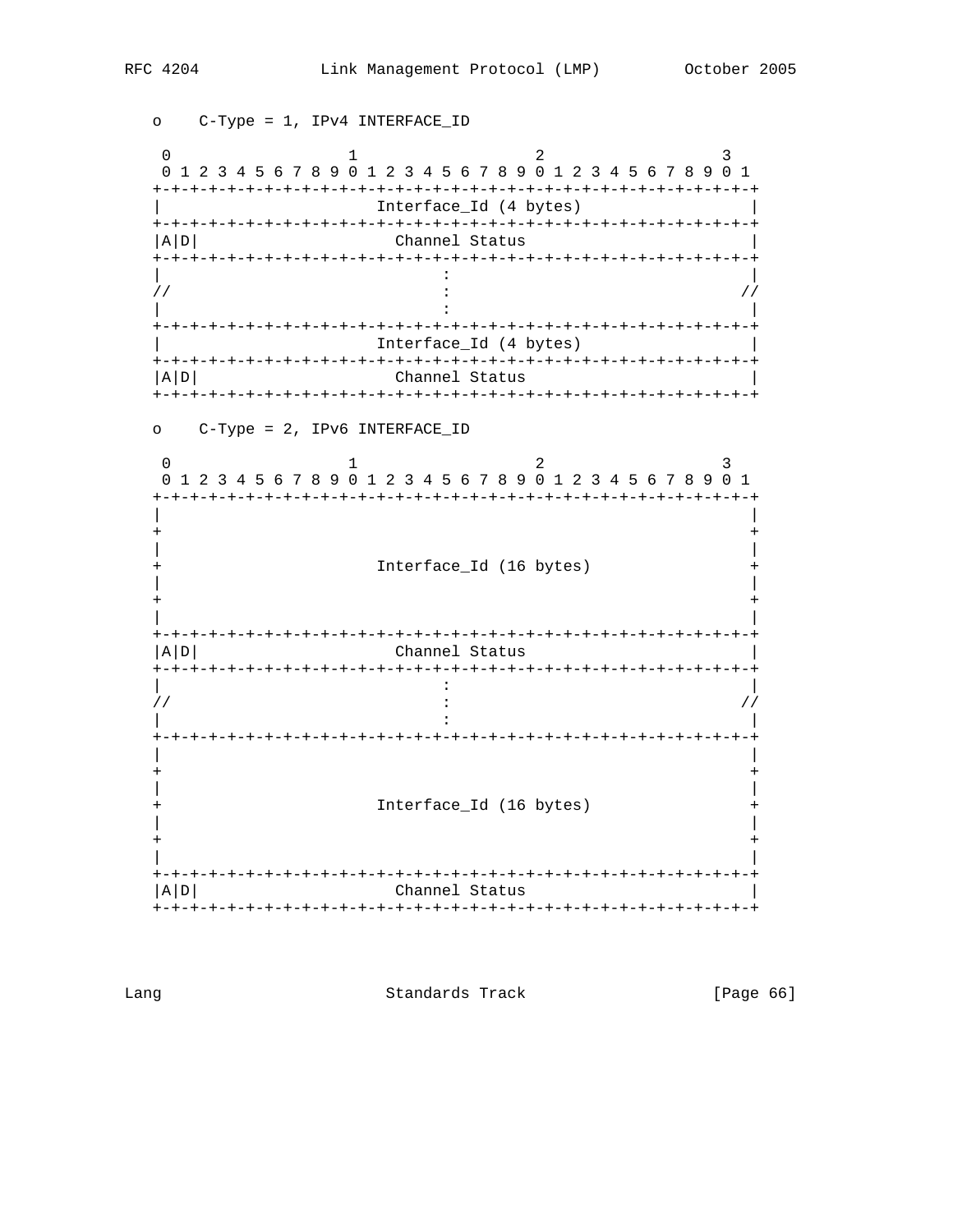o    C-Type = 1, IPv4 INTERFACE_ID

```
 0                   1                   2                   3
 0 1 2 3 4 5 6 7 8 9 0 1 2 3 4 5 6 7 8 9 0 1 2 3 4 5 6 7 8 9 0 1
+-+-+-+-+-+-+-+-+-+-+-+-+-+-+-+-+-+-+-+-+-+-+-+-+-+-+-+-+-+-+-+-+
|                     Interface_Id (4 bytes)                     |
+-+-+-+-+-+-+-+-+-+-+-+-+-+-+-+-+-+-+-+-+-+-+-+-+-+-+-+-+-+-+-+-+
|A|D|                     Channel Status                        |
+-+-+-+-+-+-+-+-+-+-+-+-+-+-+-+-+-+-+-+-+-+-+-+-+-+-+-+-+-+-+-+-+
|                               :                               |
//                              :                              //
|                               :                               |
+-+-+-+-+-+-+-+-+-+-+-+-+-+-+-+-+-+-+-+-+-+-+-+-+-+-+-+-+-+-+-+-+
|                     Interface_Id (4 bytes)                     |
+-+-+-+-+-+-+-+-+-+-+-+-+-+-+-+-+-+-+-+-+-+-+-+-+-+-+-+-+-+-+-+-+
|A|D|                     Channel Status                        |
+-+-+-+-+-+-+-+-+-+-+-+-+-+-+-+-+-+-+-+-+-+-+-+-+-+-+-+-+-+-+-+-+
```

o    C-Type = 2, IPv6 INTERFACE_ID

```
 0                   1                   2                   3
 0 1 2 3 4 5 6 7 8 9 0 1 2 3 4 5 6 7 8 9 0 1 2 3 4 5 6 7 8 9 0 1
+-+-+-+-+-+-+-+-+-+-+-+-+-+-+-+-+-+-+-+-+-+-+-+-+-+-+-+-+-+-+-+-+
|                                                               |
+                                                               +
|                                                               |
+                     Interface_Id (16 bytes)                   +
|                                                               |
+                                                               +
|                                                               |
+-+-+-+-+-+-+-+-+-+-+-+-+-+-+-+-+-+-+-+-+-+-+-+-+-+-+-+-+-+-+-+-+
|A|D|                     Channel Status                        |
+-+-+-+-+-+-+-+-+-+-+-+-+-+-+-+-+-+-+-+-+-+-+-+-+-+-+-+-+-+-+-+-+
|                               :                               |
//                              :                              //
|                               :                               |
+-+-+-+-+-+-+-+-+-+-+-+-+-+-+-+-+-+-+-+-+-+-+-+-+-+-+-+-+-+-+-+-+
|                                                               |
+                                                               +
|                                                               |
+                     Interface_Id (16 bytes)                   +
|                                                               |
+                                                               +
|                                                               |
+-+-+-+-+-+-+-+-+-+-+-+-+-+-+-+-+-+-+-+-+-+-+-+-+-+-+-+-+-+-+-+-+
|A|D|                     Channel Status                        |
+-+-+-+-+-+-+-+-+-+-+-+-+-+-+-+-+-+-+-+-+-+-+-+-+-+-+-+-+-+-+-+-+
```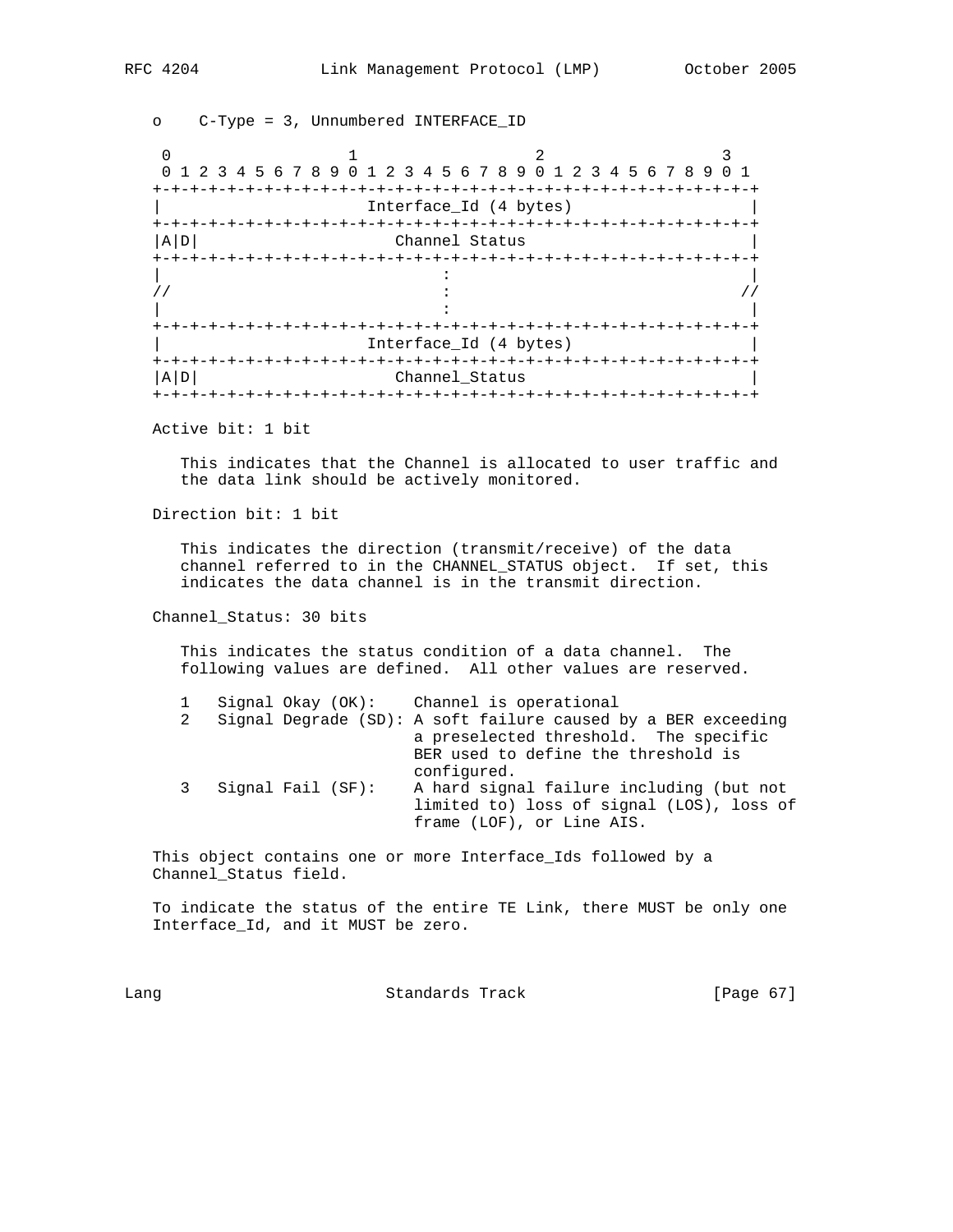o C-Type = 3, Unnumbered INTERFACE_ID

```
 0                   1                   2                   3
 0 1 2 3 4 5 6 7 8 9 0 1 2 3 4 5 6 7 8 9 0 1 2 3 4 5 6 7 8 9 0 1
+-+-+-+-+-+-+-+-+-+-+-+-+-+-+-+-+-+-+-+-+-+-+-+-+-+-+-+-+-+-+-+-+
|                     Interface_Id (4 bytes)                    |
+-+-+-+-+-+-+-+-+-+-+-+-+-+-+-+-+-+-+-+-+-+-+-+-+-+-+-+-+-+-+-+-+
|A|D|                      Channel Status                       |
+-+-+-+-+-+-+-+-+-+-+-+-+-+-+-+-+-+-+-+-+-+-+-+-+-+-+-+-+-+-+-+-+
|                               :                               |
//                              :                              //
|                               :                               |
+-+-+-+-+-+-+-+-+-+-+-+-+-+-+-+-+-+-+-+-+-+-+-+-+-+-+-+-+-+-+-+-+
|                     Interface_Id (4 bytes)                    |
+-+-+-+-+-+-+-+-+-+-+-+-+-+-+-+-+-+-+-+-+-+-+-+-+-+-+-+-+-+-+-+-+
|A|D|                      Channel_Status                       |
+-+-+-+-+-+-+-+-+-+-+-+-+-+-+-+-+-+-+-+-+-+-+-+-+-+-+-+-+-+-+-+-+
```

Active bit: 1 bit

This indicates that the Channel is allocated to user traffic and the data link should be actively monitored.

Direction bit: 1 bit

This indicates the direction (transmit/receive) of the data channel referred to in the CHANNEL_STATUS object. If set, this indicates the data channel is in the transmit direction.

Channel_Status: 30 bits

This indicates the status condition of a data channel. The following values are defined. All other values are reserved.

```
1   Signal Okay (OK):    Channel is operational
2   Signal Degrade (SD): A soft failure caused by a BER exceeding
                         a preselected threshold.  The specific
                         BER used to define the threshold is
                         configured.
3   Signal Fail (SF):    A hard signal failure including (but not
                         limited to) loss of signal (LOS), loss of
                         frame (LOF), or Line AIS.
```

This object contains one or more Interface_Ids followed by a Channel_Status field.

To indicate the status of the entire TE Link, there MUST be only one Interface_Id, and it MUST be zero.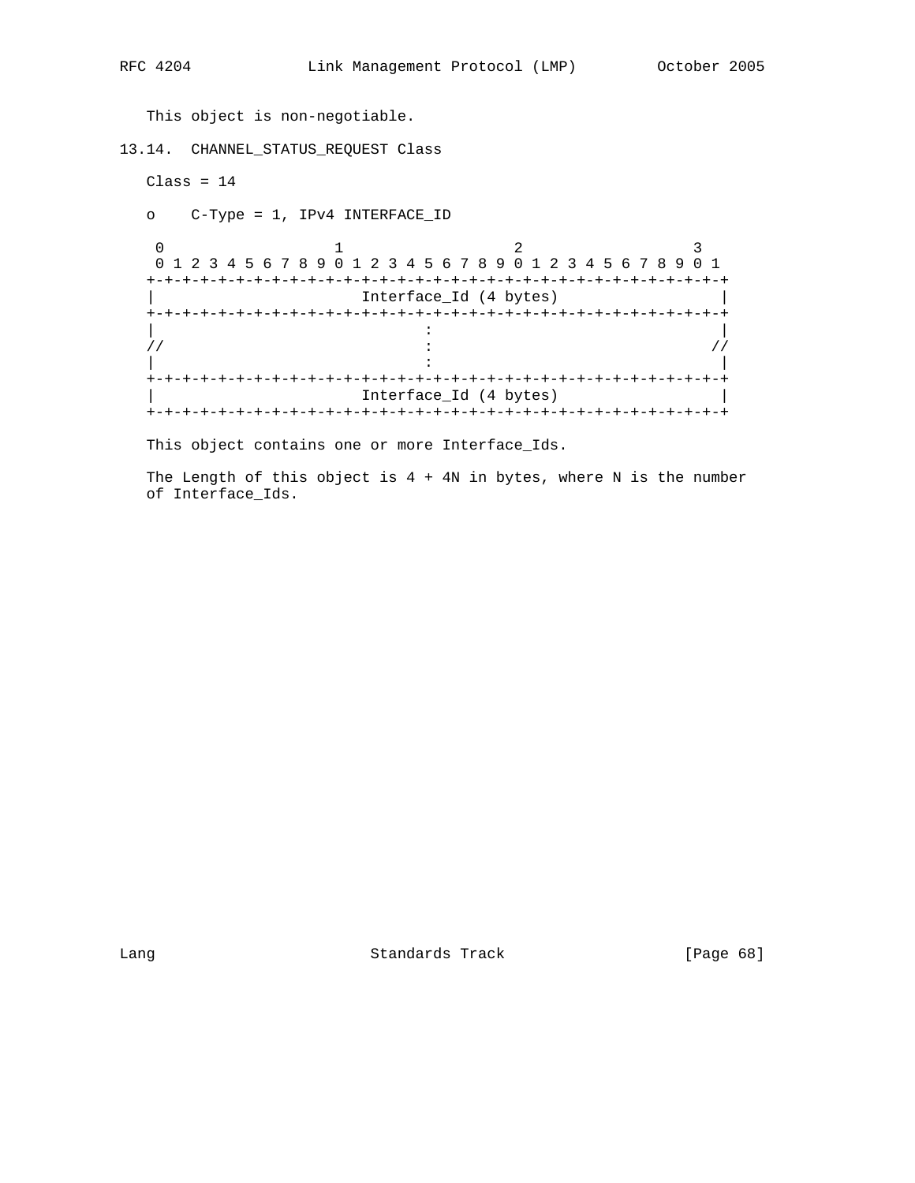This object is non-negotiable.

## 13.14. CHANNEL_STATUS_REQUEST Class

Class = 14

- C-Type = 1, IPv4 INTERFACE_ID

```
 0                   1                   2                   3
 0 1 2 3 4 5 6 7 8 9 0 1 2 3 4 5 6 7 8 9 0 1 2 3 4 5 6 7 8 9 0 1
+-+-+-+-+-+-+-+-+-+-+-+-+-+-+-+-+-+-+-+-+-+-+-+-+-+-+-+-+-+-+-+-+
|                      Interface_Id (4 bytes)                   |
+-+-+-+-+-+-+-+-+-+-+-+-+-+-+-+-+-+-+-+-+-+-+-+-+-+-+-+-+-+-+-+-+
|                               :                               |
//                              :                              //
|                               :                               |
+-+-+-+-+-+-+-+-+-+-+-+-+-+-+-+-+-+-+-+-+-+-+-+-+-+-+-+-+-+-+-+-+
|                      Interface_Id (4 bytes)                   |
+-+-+-+-+-+-+-+-+-+-+-+-+-+-+-+-+-+-+-+-+-+-+-+-+-+-+-+-+-+-+-+-+
```

This object contains one or more Interface_Ids.

The Length of this object is 4 + 4N in bytes, where N is the number of Interface_Ids.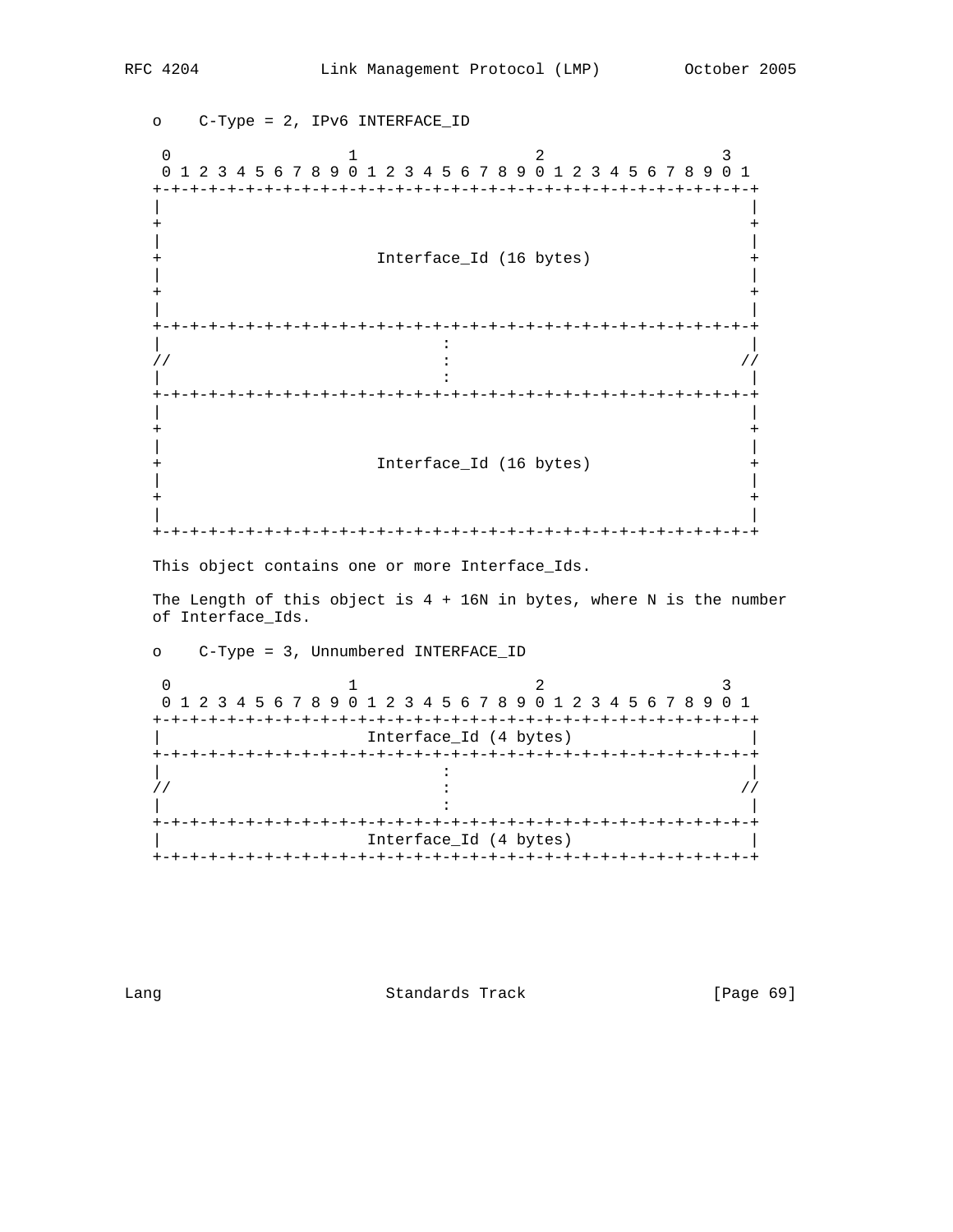o    C-Type = 2, IPv6 INTERFACE_ID

```
 0                   1                   2                   3
 0 1 2 3 4 5 6 7 8 9 0 1 2 3 4 5 6 7 8 9 0 1 2 3 4 5 6 7 8 9 0 1
+-+-+-+-+-+-+-+-+-+-+-+-+-+-+-+-+-+-+-+-+-+-+-+-+-+-+-+-+-+-+-+-+
|                                                               |
+                                                               +
|                                                               |
+                      Interface_Id (16 bytes)                  +
|                                                               |
+                                                               +
|                                                               |
+-+-+-+-+-+-+-+-+-+-+-+-+-+-+-+-+-+-+-+-+-+-+-+-+-+-+-+-+-+-+-+-+
|                              :                                |
//                             :                               //
|                              :                                |
+-+-+-+-+-+-+-+-+-+-+-+-+-+-+-+-+-+-+-+-+-+-+-+-+-+-+-+-+-+-+-+-+
|                                                               |
+                                                               +
|                                                               |
+                      Interface_Id (16 bytes)                  +
|                                                               |
+                                                               +
|                                                               |
+-+-+-+-+-+-+-+-+-+-+-+-+-+-+-+-+-+-+-+-+-+-+-+-+-+-+-+-+-+-+-+-+
```

This object contains one or more Interface_Ids.

The Length of this object is 4 + 16N in bytes, where N is the number of Interface_Ids.

o    C-Type = 3, Unnumbered INTERFACE_ID

```
 0                   1                   2                   3
 0 1 2 3 4 5 6 7 8 9 0 1 2 3 4 5 6 7 8 9 0 1 2 3 4 5 6 7 8 9 0 1
+-+-+-+-+-+-+-+-+-+-+-+-+-+-+-+-+-+-+-+-+-+-+-+-+-+-+-+-+-+-+-+-+
|                     Interface_Id (4 bytes)                    |
+-+-+-+-+-+-+-+-+-+-+-+-+-+-+-+-+-+-+-+-+-+-+-+-+-+-+-+-+-+-+-+-+
|                              :                                |
//                             :                               //
|                              :                                |
+-+-+-+-+-+-+-+-+-+-+-+-+-+-+-+-+-+-+-+-+-+-+-+-+-+-+-+-+-+-+-+-+
|                     Interface_Id (4 bytes)                    |
+-+-+-+-+-+-+-+-+-+-+-+-+-+-+-+-+-+-+-+-+-+-+-+-+-+-+-+-+-+-+-+-+
```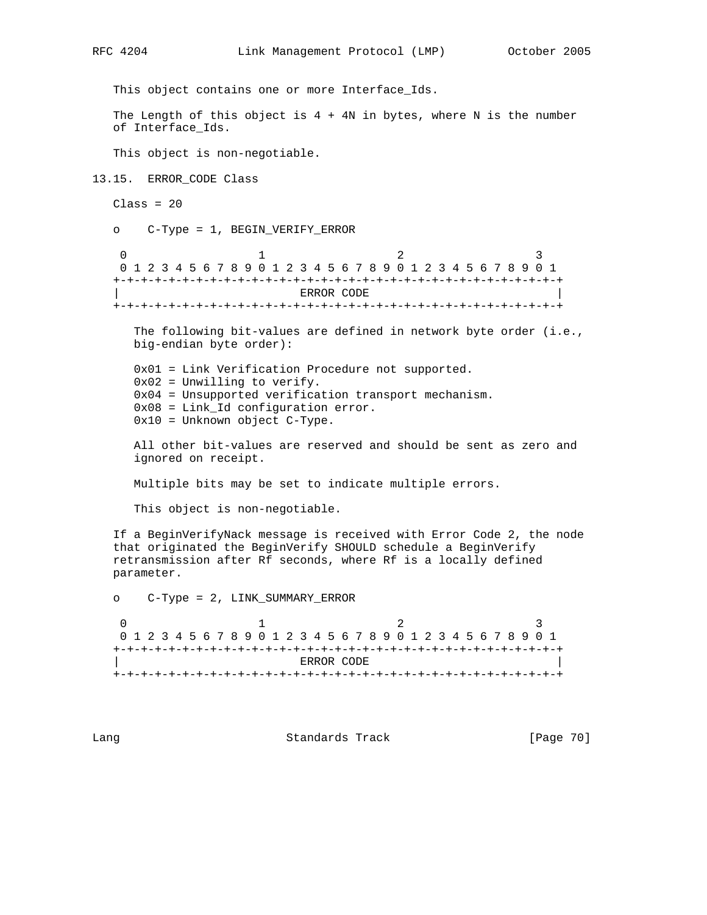This object contains one or more Interface_Ids.

The Length of this object is 4 + 4N in bytes, where N is the number of Interface_Ids.

This object is non-negotiable.

## 13.15. ERROR_CODE Class

Class = 20

- C-Type = 1, BEGIN_VERIFY_ERROR

```
 0                   1                   2                   3
 0 1 2 3 4 5 6 7 8 9 0 1 2 3 4 5 6 7 8 9 0 1 2 3 4 5 6 7 8 9 0 1
+-+-+-+-+-+-+-+-+-+-+-+-+-+-+-+-+-+-+-+-+-+-+-+-+-+-+-+-+-+-+-+-+
|                          ERROR CODE                           |
+-+-+-+-+-+-+-+-+-+-+-+-+-+-+-+-+-+-+-+-+-+-+-+-+-+-+-+-+-+-+-+-+
```

The following bit-values are defined in network byte order (i.e., big-endian byte order):

0x01 = Link Verification Procedure not supported.
0x02 = Unwilling to verify.
0x04 = Unsupported verification transport mechanism.
0x08 = Link_Id configuration error.
0x10 = Unknown object C-Type.

All other bit-values are reserved and should be sent as zero and ignored on receipt.

Multiple bits may be set to indicate multiple errors.

This object is non-negotiable.

If a BeginVerifyNack message is received with Error Code 2, the node that originated the BeginVerify SHOULD schedule a BeginVerify retransmission after Rf seconds, where Rf is a locally defined parameter.

- C-Type = 2, LINK_SUMMARY_ERROR

```
 0                   1                   2                   3
 0 1 2 3 4 5 6 7 8 9 0 1 2 3 4 5 6 7 8 9 0 1 2 3 4 5 6 7 8 9 0 1
+-+-+-+-+-+-+-+-+-+-+-+-+-+-+-+-+-+-+-+-+-+-+-+-+-+-+-+-+-+-+-+-+
|                          ERROR CODE                           |
+-+-+-+-+-+-+-+-+-+-+-+-+-+-+-+-+-+-+-+-+-+-+-+-+-+-+-+-+-+-+-+-+
```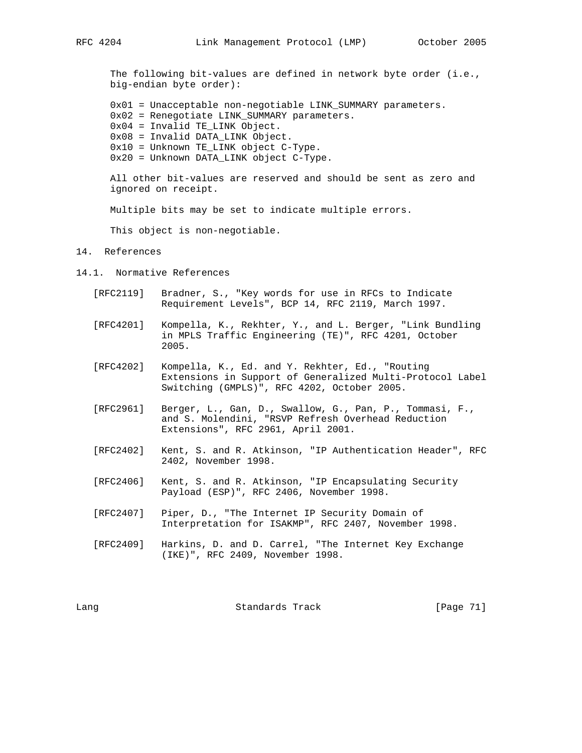The following bit-values are defined in network byte order (i.e., big-endian byte order):

0x01 = Unacceptable non-negotiable LINK_SUMMARY parameters.
0x02 = Renegotiate LINK_SUMMARY parameters.
0x04 = Invalid TE_LINK Object.
0x08 = Invalid DATA_LINK Object.
0x10 = Unknown TE_LINK object C-Type.
0x20 = Unknown DATA_LINK object C-Type.

All other bit-values are reserved and should be sent as zero and ignored on receipt.

Multiple bits may be set to indicate multiple errors.

This object is non-negotiable.

# 14. References

## 14.1. Normative References

[RFC2119] Bradner, S., "Key words for use in RFCs to Indicate Requirement Levels", BCP 14, RFC 2119, March 1997.

[RFC4201] Kompella, K., Rekhter, Y., and L. Berger, "Link Bundling in MPLS Traffic Engineering (TE)", RFC 4201, October 2005.

[RFC4202] Kompella, K., Ed. and Y. Rekhter, Ed., "Routing Extensions in Support of Generalized Multi-Protocol Label Switching (GMPLS)", RFC 4202, October 2005.

[RFC2961] Berger, L., Gan, D., Swallow, G., Pan, P., Tommasi, F., and S. Molendini, "RSVP Refresh Overhead Reduction Extensions", RFC 2961, April 2001.

[RFC2402] Kent, S. and R. Atkinson, "IP Authentication Header", RFC 2402, November 1998.

[RFC2406] Kent, S. and R. Atkinson, "IP Encapsulating Security Payload (ESP)", RFC 2406, November 1998.

[RFC2407] Piper, D., "The Internet IP Security Domain of Interpretation for ISAKMP", RFC 2407, November 1998.

[RFC2409] Harkins, D. and D. Carrel, "The Internet Key Exchange (IKE)", RFC 2409, November 1998.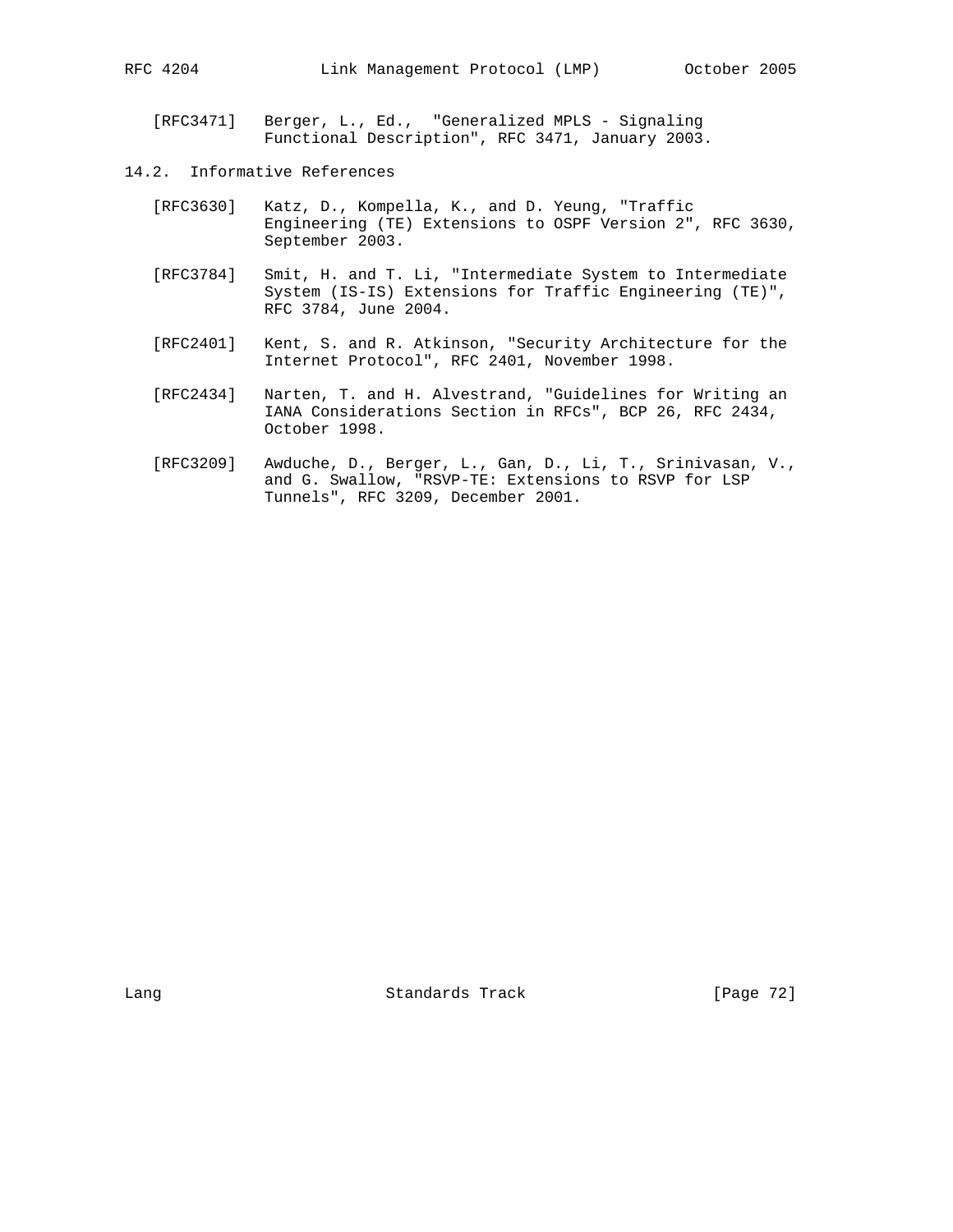[RFC3471] Berger, L., Ed., "Generalized MPLS - Signaling Functional Description", RFC 3471, January 2003.

### 14.2. Informative References

[RFC3630] Katz, D., Kompella, K., and D. Yeung, "Traffic Engineering (TE) Extensions to OSPF Version 2", RFC 3630, September 2003.

[RFC3784] Smit, H. and T. Li, "Intermediate System to Intermediate System (IS-IS) Extensions for Traffic Engineering (TE)", RFC 3784, June 2004.

[RFC2401] Kent, S. and R. Atkinson, "Security Architecture for the Internet Protocol", RFC 2401, November 1998.

[RFC2434] Narten, T. and H. Alvestrand, "Guidelines for Writing an IANA Considerations Section in RFCs", BCP 26, RFC 2434, October 1998.

[RFC3209] Awduche, D., Berger, L., Gan, D., Li, T., Srinivasan, V., and G. Swallow, "RSVP-TE: Extensions to RSVP for LSP Tunnels", RFC 3209, December 2001.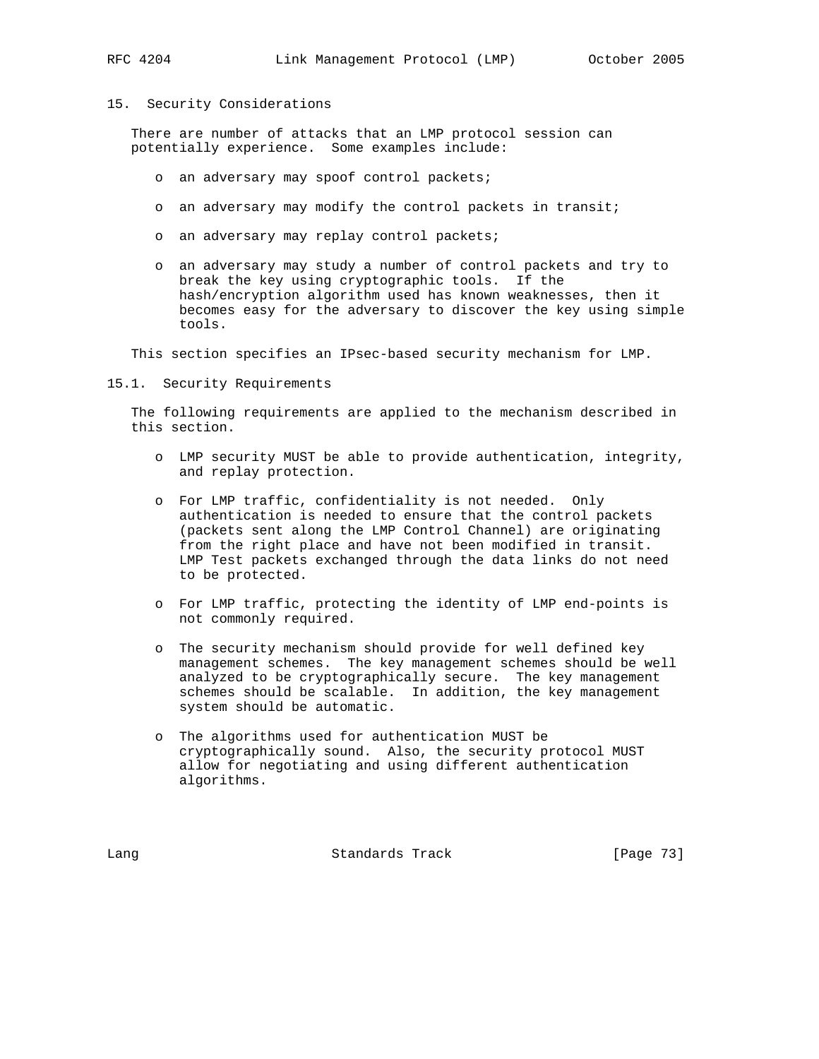## 15. Security Considerations

There are number of attacks that an LMP protocol session can potentially experience. Some examples include:

- an adversary may spoof control packets;
- an adversary may modify the control packets in transit;
- an adversary may replay control packets;
- an adversary may study a number of control packets and try to break the key using cryptographic tools. If the hash/encryption algorithm used has known weaknesses, then it becomes easy for the adversary to discover the key using simple tools.

This section specifies an IPsec-based security mechanism for LMP.

### 15.1. Security Requirements

The following requirements are applied to the mechanism described in this section.

- LMP security MUST be able to provide authentication, integrity, and replay protection.
- For LMP traffic, confidentiality is not needed. Only authentication is needed to ensure that the control packets (packets sent along the LMP Control Channel) are originating from the right place and have not been modified in transit. LMP Test packets exchanged through the data links do not need to be protected.
- For LMP traffic, protecting the identity of LMP end-points is not commonly required.
- The security mechanism should provide for well defined key management schemes. The key management schemes should be well analyzed to be cryptographically secure. The key management schemes should be scalable. In addition, the key management system should be automatic.
- The algorithms used for authentication MUST be cryptographically sound. Also, the security protocol MUST allow for negotiating and using different authentication algorithms.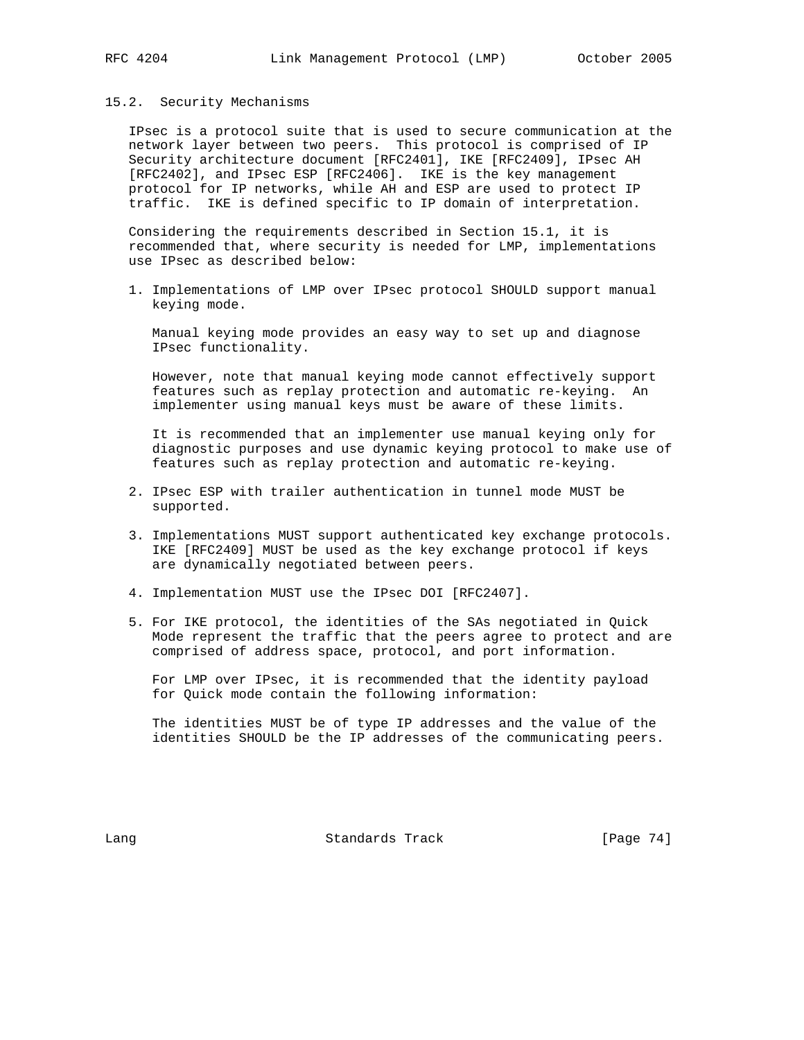### 15.2. Security Mechanisms

IPsec is a protocol suite that is used to secure communication at the network layer between two peers. This protocol is comprised of IP Security architecture document [RFC2401], IKE [RFC2409], IPsec AH [RFC2402], and IPsec ESP [RFC2406]. IKE is the key management protocol for IP networks, while AH and ESP are used to protect IP traffic. IKE is defined specific to IP domain of interpretation.

Considering the requirements described in Section 15.1, it is recommended that, where security is needed for LMP, implementations use IPsec as described below:

1. Implementations of LMP over IPsec protocol SHOULD support manual keying mode.

   Manual keying mode provides an easy way to set up and diagnose IPsec functionality.

   However, note that manual keying mode cannot effectively support features such as replay protection and automatic re-keying. An implementer using manual keys must be aware of these limits.

   It is recommended that an implementer use manual keying only for diagnostic purposes and use dynamic keying protocol to make use of features such as replay protection and automatic re-keying.

2. IPsec ESP with trailer authentication in tunnel mode MUST be supported.

3. Implementations MUST support authenticated key exchange protocols. IKE [RFC2409] MUST be used as the key exchange protocol if keys are dynamically negotiated between peers.

4. Implementation MUST use the IPsec DOI [RFC2407].

5. For IKE protocol, the identities of the SAs negotiated in Quick Mode represent the traffic that the peers agree to protect and are comprised of address space, protocol, and port information.

   For LMP over IPsec, it is recommended that the identity payload for Quick mode contain the following information:

   The identities MUST be of type IP addresses and the value of the identities SHOULD be the IP addresses of the communicating peers.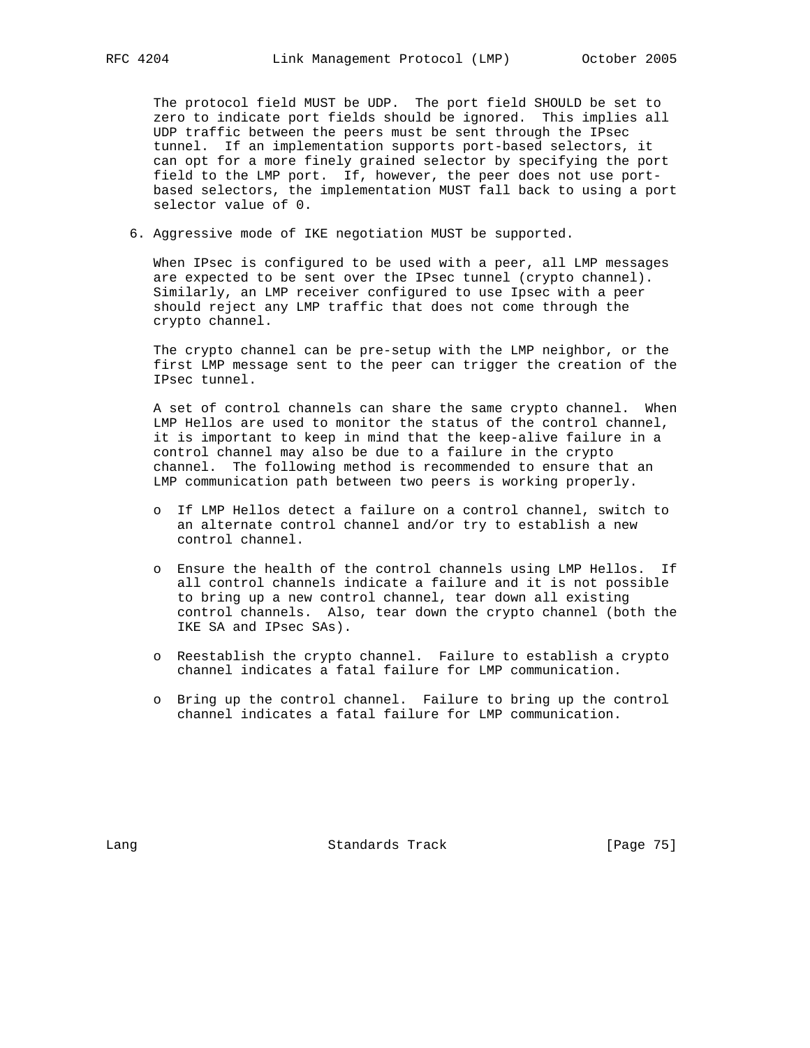The protocol field MUST be UDP. The port field SHOULD be set to zero to indicate port fields should be ignored. This implies all UDP traffic between the peers must be sent through the IPsec tunnel. If an implementation supports port-based selectors, it can opt for a more finely grained selector by specifying the port field to the LMP port. If, however, the peer does not use port-based selectors, the implementation MUST fall back to using a port selector value of 0.

6. Aggressive mode of IKE negotiation MUST be supported.

When IPsec is configured to be used with a peer, all LMP messages are expected to be sent over the IPsec tunnel (crypto channel). Similarly, an LMP receiver configured to use Ipsec with a peer should reject any LMP traffic that does not come through the crypto channel.

The crypto channel can be pre-setup with the LMP neighbor, or the first LMP message sent to the peer can trigger the creation of the IPsec tunnel.

A set of control channels can share the same crypto channel. When LMP Hellos are used to monitor the status of the control channel, it is important to keep in mind that the keep-alive failure in a control channel may also be due to a failure in the crypto channel. The following method is recommended to ensure that an LMP communication path between two peers is working properly.

- If LMP Hellos detect a failure on a control channel, switch to an alternate control channel and/or try to establish a new control channel.

- Ensure the health of the control channels using LMP Hellos. If all control channels indicate a failure and it is not possible to bring up a new control channel, tear down all existing control channels. Also, tear down the crypto channel (both the IKE SA and IPsec SAs).

- Reestablish the crypto channel. Failure to establish a crypto channel indicates a fatal failure for LMP communication.

- Bring up the control channel. Failure to bring up the control channel indicates a fatal failure for LMP communication.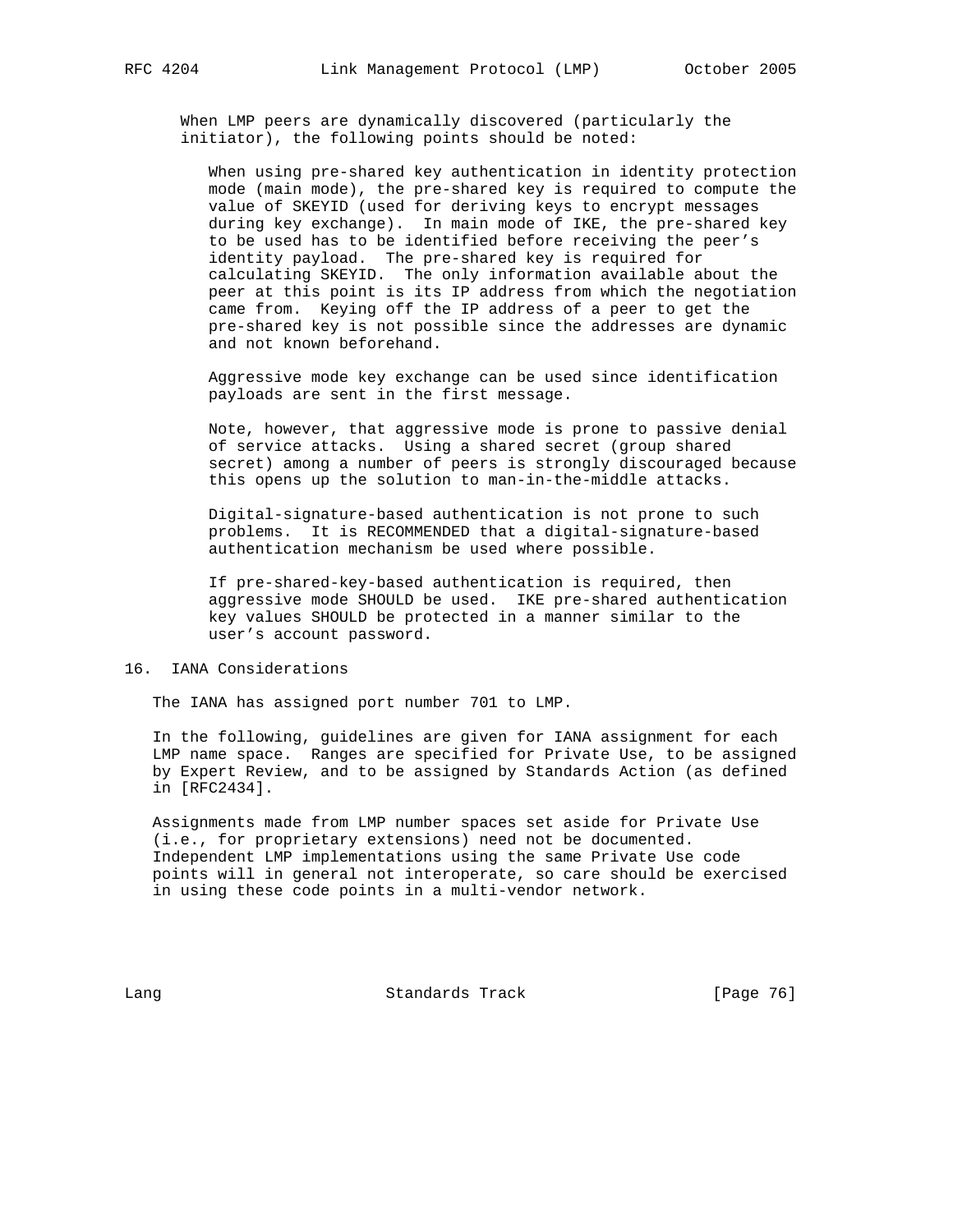When LMP peers are dynamically discovered (particularly the initiator), the following points should be noted:

When using pre-shared key authentication in identity protection mode (main mode), the pre-shared key is required to compute the value of SKEYID (used for deriving keys to encrypt messages during key exchange). In main mode of IKE, the pre-shared key to be used has to be identified before receiving the peer's identity payload. The pre-shared key is required for calculating SKEYID. The only information available about the peer at this point is its IP address from which the negotiation came from. Keying off the IP address of a peer to get the pre-shared key is not possible since the addresses are dynamic and not known beforehand.

Aggressive mode key exchange can be used since identification payloads are sent in the first message.

Note, however, that aggressive mode is prone to passive denial of service attacks. Using a shared secret (group shared secret) among a number of peers is strongly discouraged because this opens up the solution to man-in-the-middle attacks.

Digital-signature-based authentication is not prone to such problems. It is RECOMMENDED that a digital-signature-based authentication mechanism be used where possible.

If pre-shared-key-based authentication is required, then aggressive mode SHOULD be used. IKE pre-shared authentication key values SHOULD be protected in a manner similar to the user's account password.

## 16. IANA Considerations

The IANA has assigned port number 701 to LMP.

In the following, guidelines are given for IANA assignment for each LMP name space. Ranges are specified for Private Use, to be assigned by Expert Review, and to be assigned by Standards Action (as defined in [RFC2434].

Assignments made from LMP number spaces set aside for Private Use (i.e., for proprietary extensions) need not be documented. Independent LMP implementations using the same Private Use code points will in general not interoperate, so care should be exercised in using these code points in a multi-vendor network.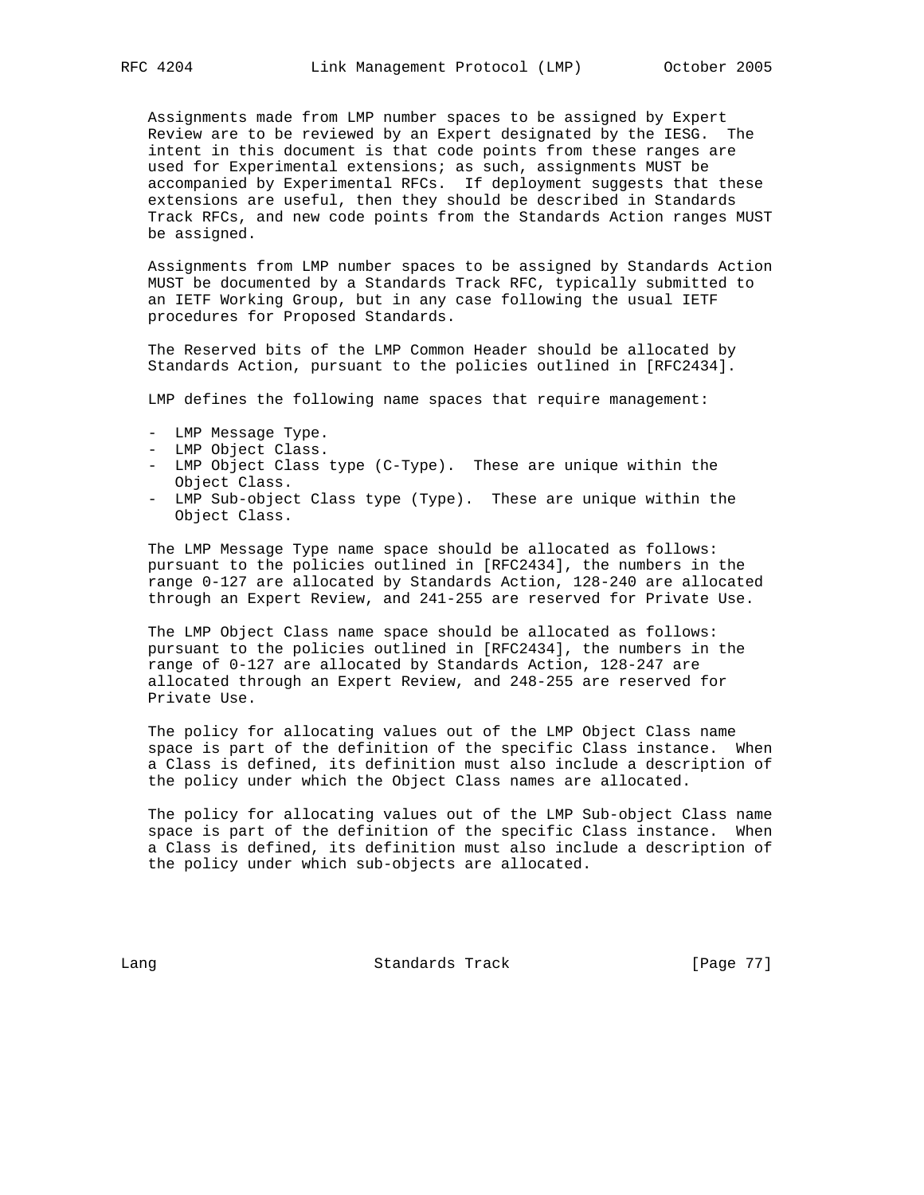Assignments made from LMP number spaces to be assigned by Expert Review are to be reviewed by an Expert designated by the IESG. The intent in this document is that code points from these ranges are used for Experimental extensions; as such, assignments MUST be accompanied by Experimental RFCs. If deployment suggests that these extensions are useful, then they should be described in Standards Track RFCs, and new code points from the Standards Action ranges MUST be assigned.

Assignments from LMP number spaces to be assigned by Standards Action MUST be documented by a Standards Track RFC, typically submitted to an IETF Working Group, but in any case following the usual IETF procedures for Proposed Standards.

The Reserved bits of the LMP Common Header should be allocated by Standards Action, pursuant to the policies outlined in [RFC2434].

LMP defines the following name spaces that require management:

- LMP Message Type.
- LMP Object Class.
- LMP Object Class type (C-Type). These are unique within the Object Class.
- LMP Sub-object Class type (Type). These are unique within the Object Class.

The LMP Message Type name space should be allocated as follows: pursuant to the policies outlined in [RFC2434], the numbers in the range 0-127 are allocated by Standards Action, 128-240 are allocated through an Expert Review, and 241-255 are reserved for Private Use.

The LMP Object Class name space should be allocated as follows: pursuant to the policies outlined in [RFC2434], the numbers in the range of 0-127 are allocated by Standards Action, 128-247 are allocated through an Expert Review, and 248-255 are reserved for Private Use.

The policy for allocating values out of the LMP Object Class name space is part of the definition of the specific Class instance. When a Class is defined, its definition must also include a description of the policy under which the Object Class names are allocated.

The policy for allocating values out of the LMP Sub-object Class name space is part of the definition of the specific Class instance. When a Class is defined, its definition must also include a description of the policy under which sub-objects are allocated.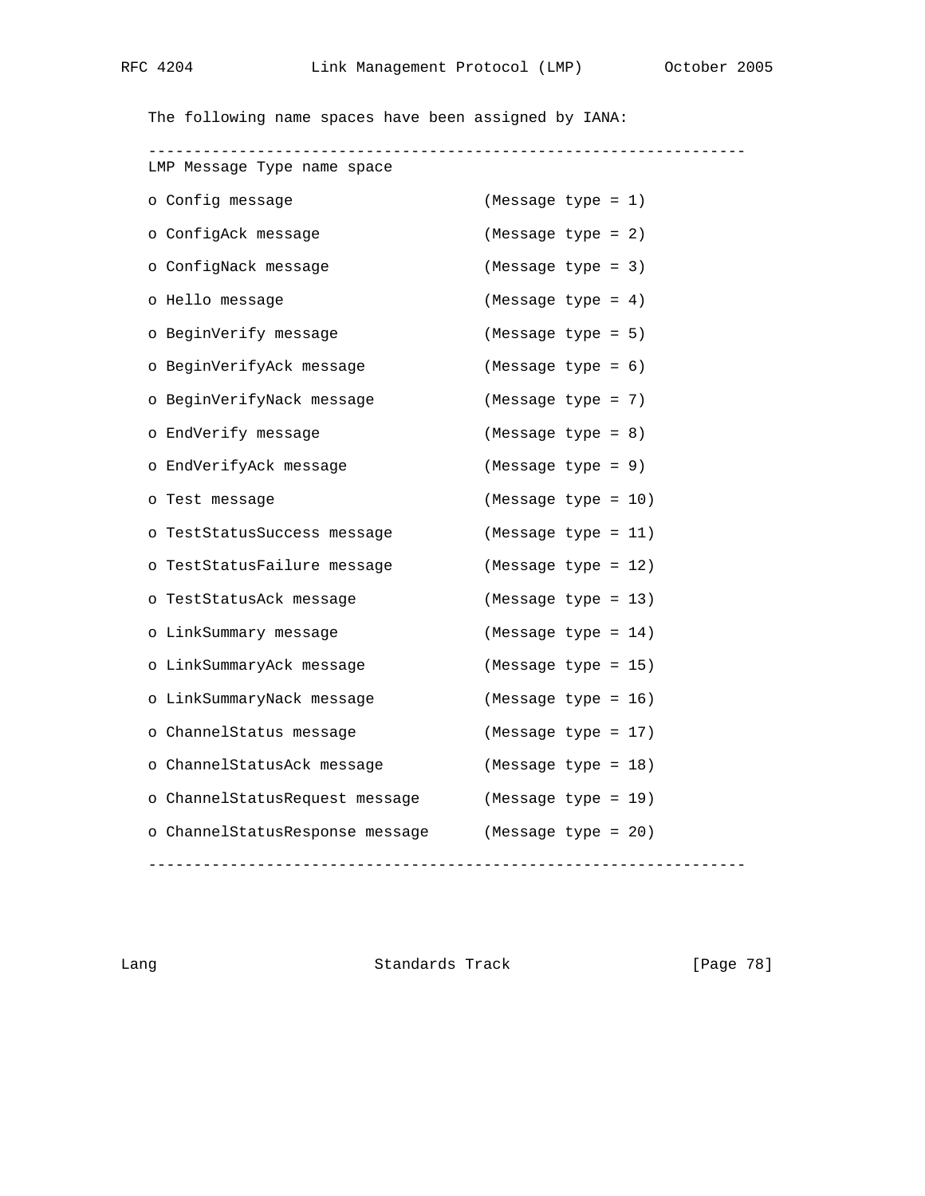The following name spaces have been assigned by IANA:

---

LMP Message Type name space

- o Config message (Message type = 1)
- o ConfigAck message (Message type = 2)
- o ConfigNack message (Message type = 3)
- o Hello message (Message type = 4)
- o BeginVerify message (Message type = 5)
- o BeginVerifyAck message (Message type = 6)
- o BeginVerifyNack message (Message type = 7)
- o EndVerify message (Message type = 8)
- o EndVerifyAck message (Message type = 9)
- o Test message (Message type = 10)
- o TestStatusSuccess message (Message type = 11)
- o TestStatusFailure message (Message type = 12)
- o TestStatusAck message (Message type = 13)
- o LinkSummary message (Message type = 14)
- o LinkSummaryAck message (Message type = 15)
- o LinkSummaryNack message (Message type = 16)
- o ChannelStatus message (Message type = 17)
- o ChannelStatusAck message (Message type = 18)
- o ChannelStatusRequest message (Message type = 19)
- o ChannelStatusResponse message (Message type = 20)

---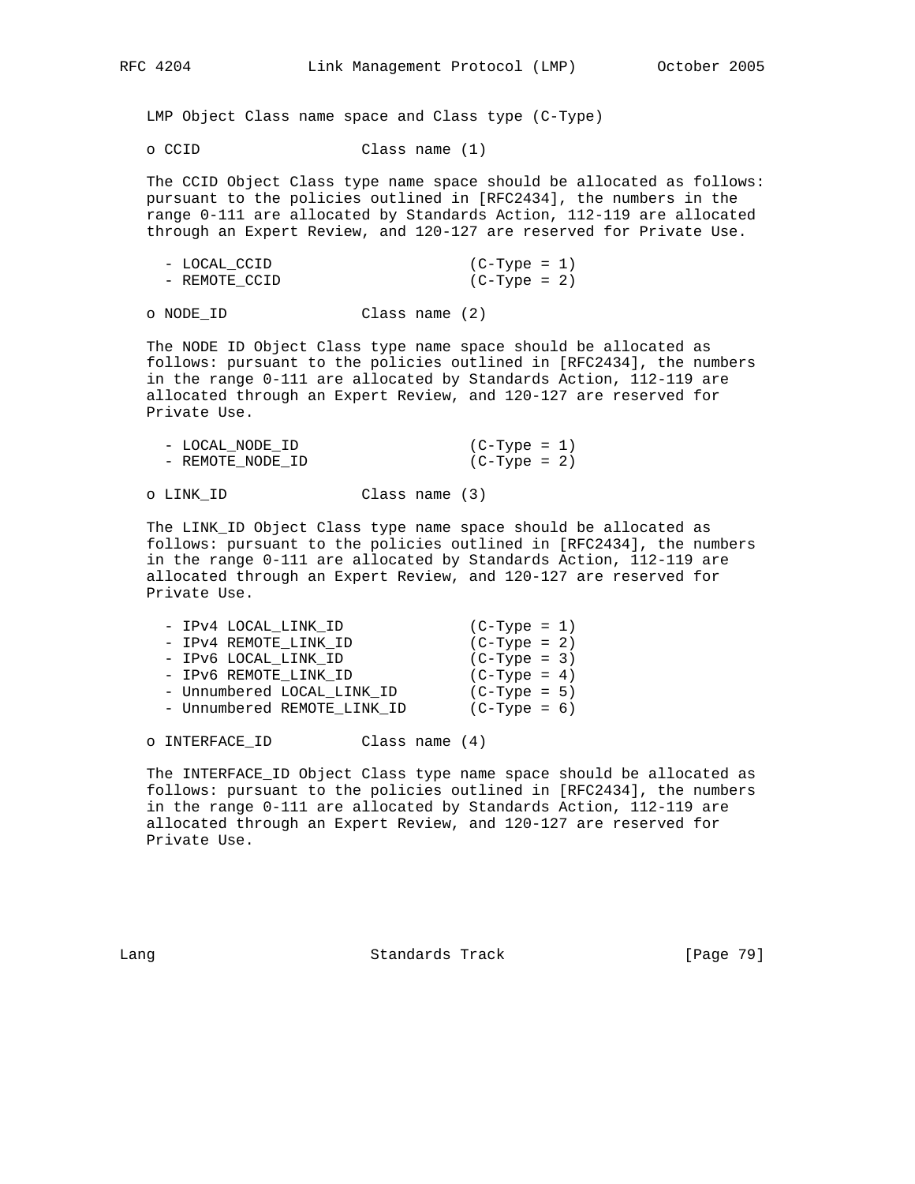LMP Object Class name space and Class type (C-Type)

- o CCID Class name (1)

The CCID Object Class type name space should be allocated as follows: pursuant to the policies outlined in [RFC2434], the numbers in the range 0-111 are allocated by Standards Action, 112-119 are allocated through an Expert Review, and 120-127 are reserved for Private Use.

```
- LOCAL_CCID                     (C-Type = 1)
- REMOTE_CCID                    (C-Type = 2)
```

- o NODE_ID Class name (2)

The NODE ID Object Class type name space should be allocated as follows: pursuant to the policies outlined in [RFC2434], the numbers in the range 0-111 are allocated by Standards Action, 112-119 are allocated through an Expert Review, and 120-127 are reserved for Private Use.

```
- LOCAL_NODE_ID                  (C-Type = 1)
- REMOTE_NODE_ID                 (C-Type = 2)
```

- o LINK_ID Class name (3)

The LINK_ID Object Class type name space should be allocated as follows: pursuant to the policies outlined in [RFC2434], the numbers in the range 0-111 are allocated by Standards Action, 112-119 are allocated through an Expert Review, and 120-127 are reserved for Private Use.

```
- IPv4 LOCAL_LINK_ID             (C-Type = 1)
- IPv4 REMOTE_LINK_ID            (C-Type = 2)
- IPv6 LOCAL_LINK_ID             (C-Type = 3)
- IPv6 REMOTE_LINK_ID            (C-Type = 4)
- Unnumbered LOCAL_LINK_ID       (C-Type = 5)
- Unnumbered REMOTE_LINK_ID      (C-Type = 6)
```

- o INTERFACE_ID Class name (4)

The INTERFACE_ID Object Class type name space should be allocated as follows: pursuant to the policies outlined in [RFC2434], the numbers in the range 0-111 are allocated by Standards Action, 112-119 are allocated through an Expert Review, and 120-127 are reserved for Private Use.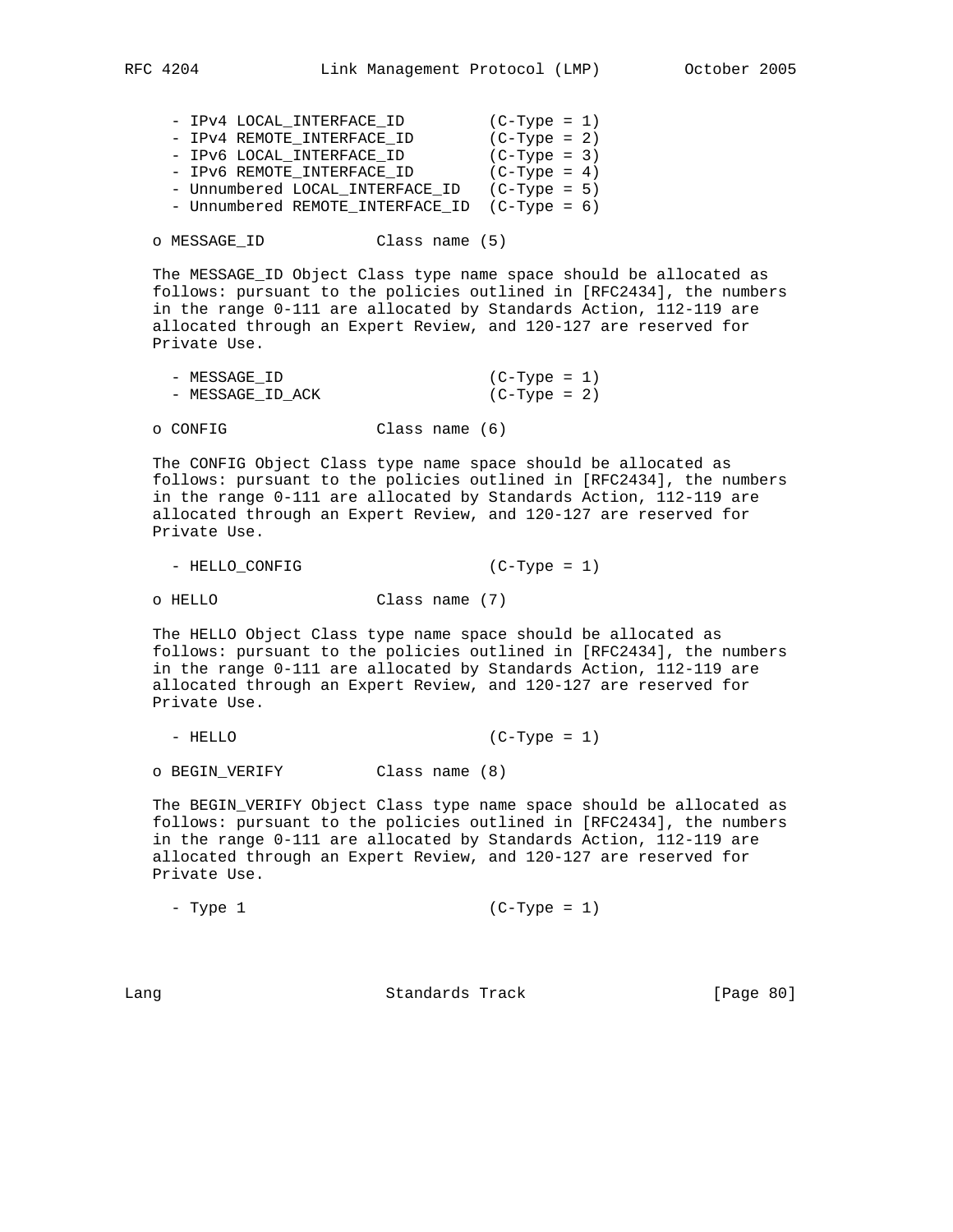- IPv4 LOCAL_INTERFACE_ID (C-Type = 1)
- IPv4 REMOTE_INTERFACE_ID (C-Type = 2)
- IPv6 LOCAL_INTERFACE_ID (C-Type = 3)
- IPv6 REMOTE_INTERFACE_ID (C-Type = 4)
- Unnumbered LOCAL_INTERFACE_ID (C-Type = 5)
- Unnumbered REMOTE_INTERFACE_ID (C-Type = 6)

o MESSAGE_ID Class name (5)

The MESSAGE_ID Object Class type name space should be allocated as follows: pursuant to the policies outlined in [RFC2434], the numbers in the range 0-111 are allocated by Standards Action, 112-119 are allocated through an Expert Review, and 120-127 are reserved for Private Use.

- MESSAGE_ID (C-Type = 1)
- MESSAGE_ID_ACK (C-Type = 2)

o CONFIG Class name (6)

The CONFIG Object Class type name space should be allocated as follows: pursuant to the policies outlined in [RFC2434], the numbers in the range 0-111 are allocated by Standards Action, 112-119 are allocated through an Expert Review, and 120-127 are reserved for Private Use.

- HELLO_CONFIG (C-Type = 1)

o HELLO Class name (7)

The HELLO Object Class type name space should be allocated as follows: pursuant to the policies outlined in [RFC2434], the numbers in the range 0-111 are allocated by Standards Action, 112-119 are allocated through an Expert Review, and 120-127 are reserved for Private Use.

- HELLO (C-Type = 1)

o BEGIN_VERIFY Class name (8)

The BEGIN_VERIFY Object Class type name space should be allocated as follows: pursuant to the policies outlined in [RFC2434], the numbers in the range 0-111 are allocated by Standards Action, 112-119 are allocated through an Expert Review, and 120-127 are reserved for Private Use.

- Type 1 (C-Type = 1)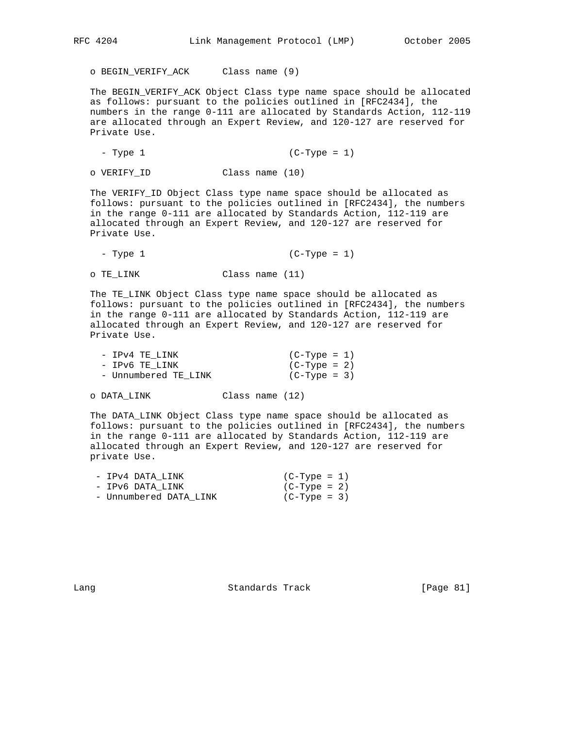o BEGIN_VERIFY_ACK      Class name (9)

The BEGIN_VERIFY_ACK Object Class type name space should be allocated as follows: pursuant to the policies outlined in [RFC2434], the numbers in the range 0-111 are allocated by Standards Action, 112-119 are allocated through an Expert Review, and 120-127 are reserved for Private Use.

- Type 1                          (C-Type = 1)

o VERIFY_ID             Class name (10)

The VERIFY_ID Object Class type name space should be allocated as follows: pursuant to the policies outlined in [RFC2434], the numbers in the range 0-111 are allocated by Standards Action, 112-119 are allocated through an Expert Review, and 120-127 are reserved for Private Use.

- Type 1                          (C-Type = 1)

o TE_LINK               Class name (11)

The TE_LINK Object Class type name space should be allocated as follows: pursuant to the policies outlined in [RFC2434], the numbers in the range 0-111 are allocated by Standards Action, 112-119 are allocated through an Expert Review, and 120-127 are reserved for Private Use.

- IPv4 TE_LINK                    (C-Type = 1)
- IPv6 TE_LINK                    (C-Type = 2)
- Unnumbered TE_LINK              (C-Type = 3)

o DATA_LINK             Class name (12)

The DATA_LINK Object Class type name space should be allocated as follows: pursuant to the policies outlined in [RFC2434], the numbers in the range 0-111 are allocated by Standards Action, 112-119 are allocated through an Expert Review, and 120-127 are reserved for private Use.

- IPv4 DATA_LINK                 (C-Type = 1)
- IPv6 DATA_LINK                 (C-Type = 2)
- Unnumbered DATA_LINK           (C-Type = 3)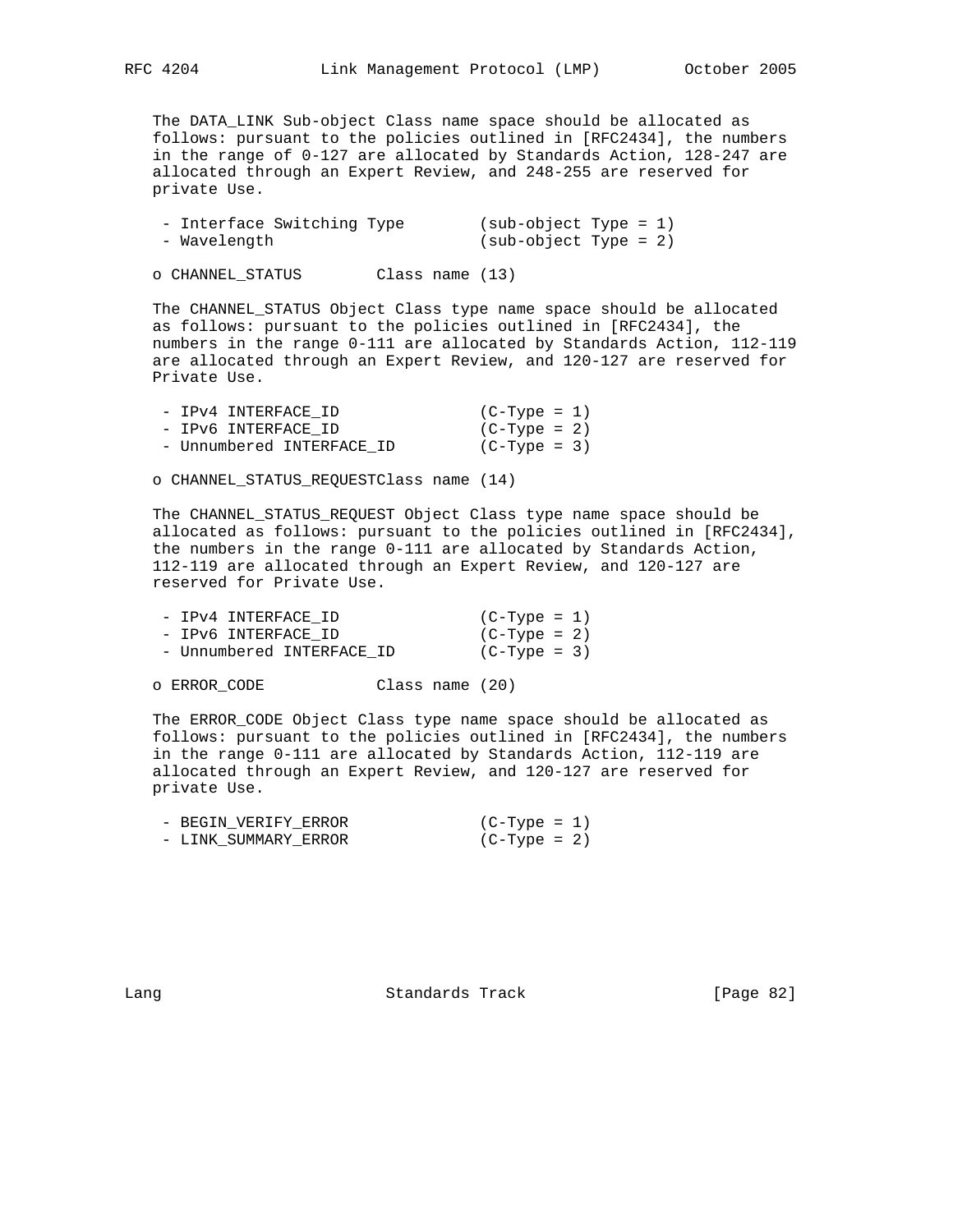The DATA_LINK Sub-object Class name space should be allocated as follows: pursuant to the policies outlined in [RFC2434], the numbers in the range of 0-127 are allocated by Standards Action, 128-247 are allocated through an Expert Review, and 248-255 are reserved for private Use.

- Interface Switching Type        (sub-object Type = 1)
- Wavelength                      (sub-object Type = 2)

o CHANNEL_STATUS        Class name (13)

The CHANNEL_STATUS Object Class type name space should be allocated as follows: pursuant to the policies outlined in [RFC2434], the numbers in the range 0-111 are allocated by Standards Action, 112-119 are allocated through an Expert Review, and 120-127 are reserved for Private Use.

- IPv4 INTERFACE_ID               (C-Type = 1)
- IPv6 INTERFACE_ID               (C-Type = 2)
- Unnumbered INTERFACE_ID         (C-Type = 3)

o CHANNEL_STATUS_REQUESTClass name (14)

The CHANNEL_STATUS_REQUEST Object Class type name space should be allocated as follows: pursuant to the policies outlined in [RFC2434], the numbers in the range 0-111 are allocated by Standards Action, 112-119 are allocated through an Expert Review, and 120-127 are reserved for Private Use.

- IPv4 INTERFACE_ID               (C-Type = 1)
- IPv6 INTERFACE_ID               (C-Type = 2)
- Unnumbered INTERFACE_ID         (C-Type = 3)

o ERROR_CODE            Class name (20)

The ERROR_CODE Object Class type name space should be allocated as follows: pursuant to the policies outlined in [RFC2434], the numbers in the range 0-111 are allocated by Standards Action, 112-119 are allocated through an Expert Review, and 120-127 are reserved for private Use.

- BEGIN_VERIFY_ERROR              (C-Type = 1)
- LINK_SUMMARY_ERROR              (C-Type = 2)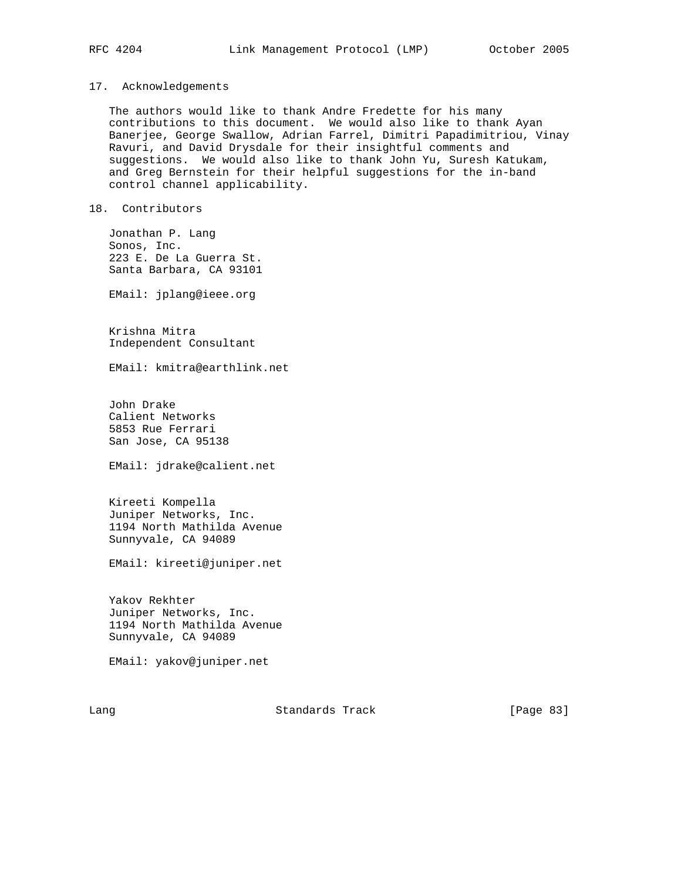## 17. Acknowledgements

The authors would like to thank Andre Fredette for his many contributions to this document. We would also like to thank Ayan Banerjee, George Swallow, Adrian Farrel, Dimitri Papadimitriou, Vinay Ravuri, and David Drysdale for their insightful comments and suggestions. We would also like to thank John Yu, Suresh Katukam, and Greg Bernstein for their helpful suggestions for the in-band control channel applicability.

## 18. Contributors

Jonathan P. Lang
Sonos, Inc.
223 E. De La Guerra St.
Santa Barbara, CA 93101

EMail: jplang@ieee.org

Krishna Mitra
Independent Consultant

EMail: kmitra@earthlink.net

John Drake
Calient Networks
5853 Rue Ferrari
San Jose, CA 95138

EMail: jdrake@calient.net

Kireeti Kompella
Juniper Networks, Inc.
1194 North Mathilda Avenue
Sunnyvale, CA 94089

EMail: kireeti@juniper.net

Yakov Rekhter
Juniper Networks, Inc.
1194 North Mathilda Avenue
Sunnyvale, CA 94089

EMail: yakov@juniper.net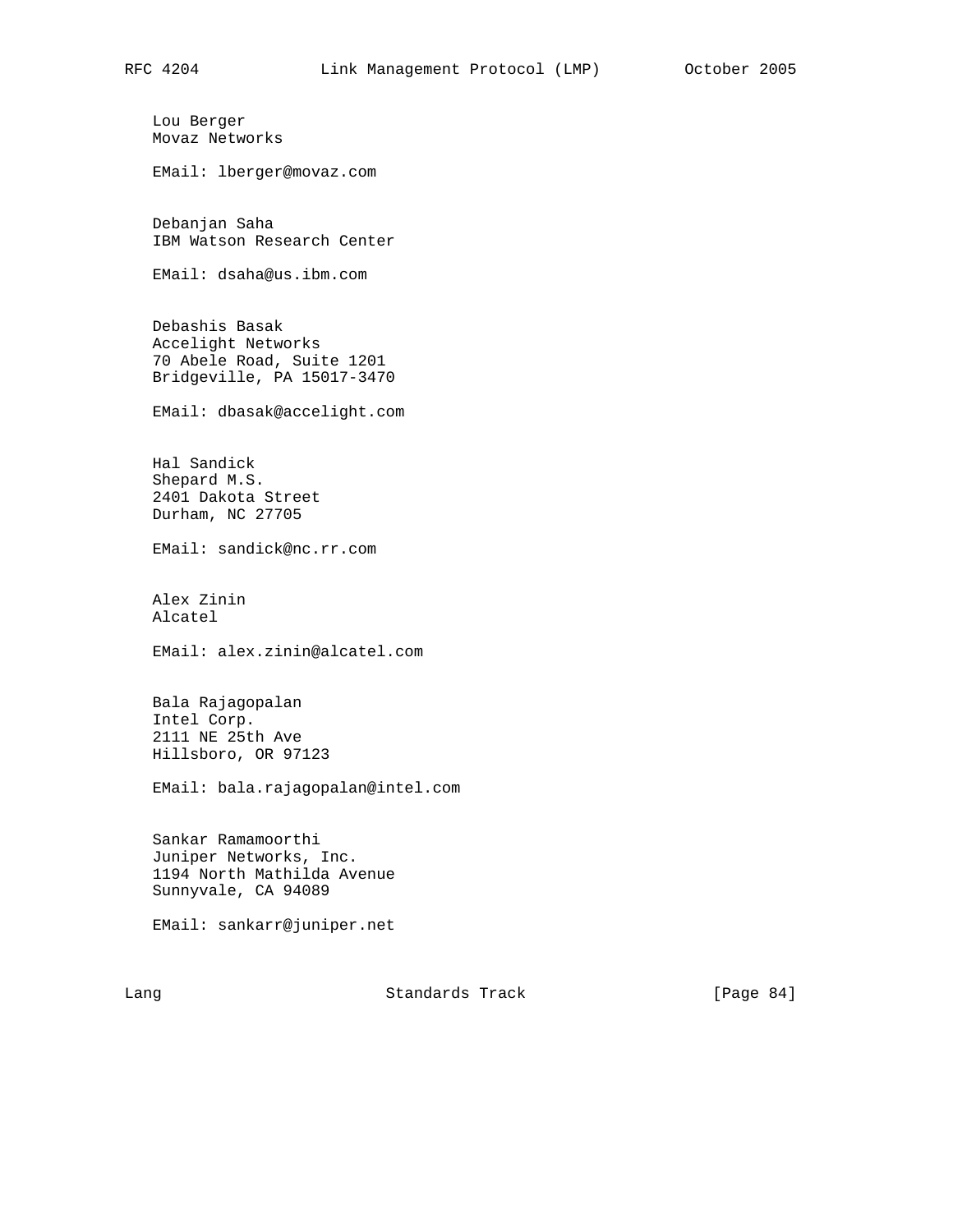Lou Berger
Movaz Networks

EMail: lberger@movaz.com

Debanjan Saha
IBM Watson Research Center

EMail: dsaha@us.ibm.com

Debashis Basak
Accelight Networks
70 Abele Road, Suite 1201
Bridgeville, PA 15017-3470

EMail: dbasak@accelight.com

Hal Sandick
Shepard M.S.
2401 Dakota Street
Durham, NC 27705

EMail: sandick@nc.rr.com

Alex Zinin
Alcatel

EMail: alex.zinin@alcatel.com

Bala Rajagopalan
Intel Corp.
2111 NE 25th Ave
Hillsboro, OR 97123

EMail: bala.rajagopalan@intel.com

Sankar Ramamoorthi
Juniper Networks, Inc.
1194 North Mathilda Avenue
Sunnyvale, CA 94089

EMail: sankarr@juniper.net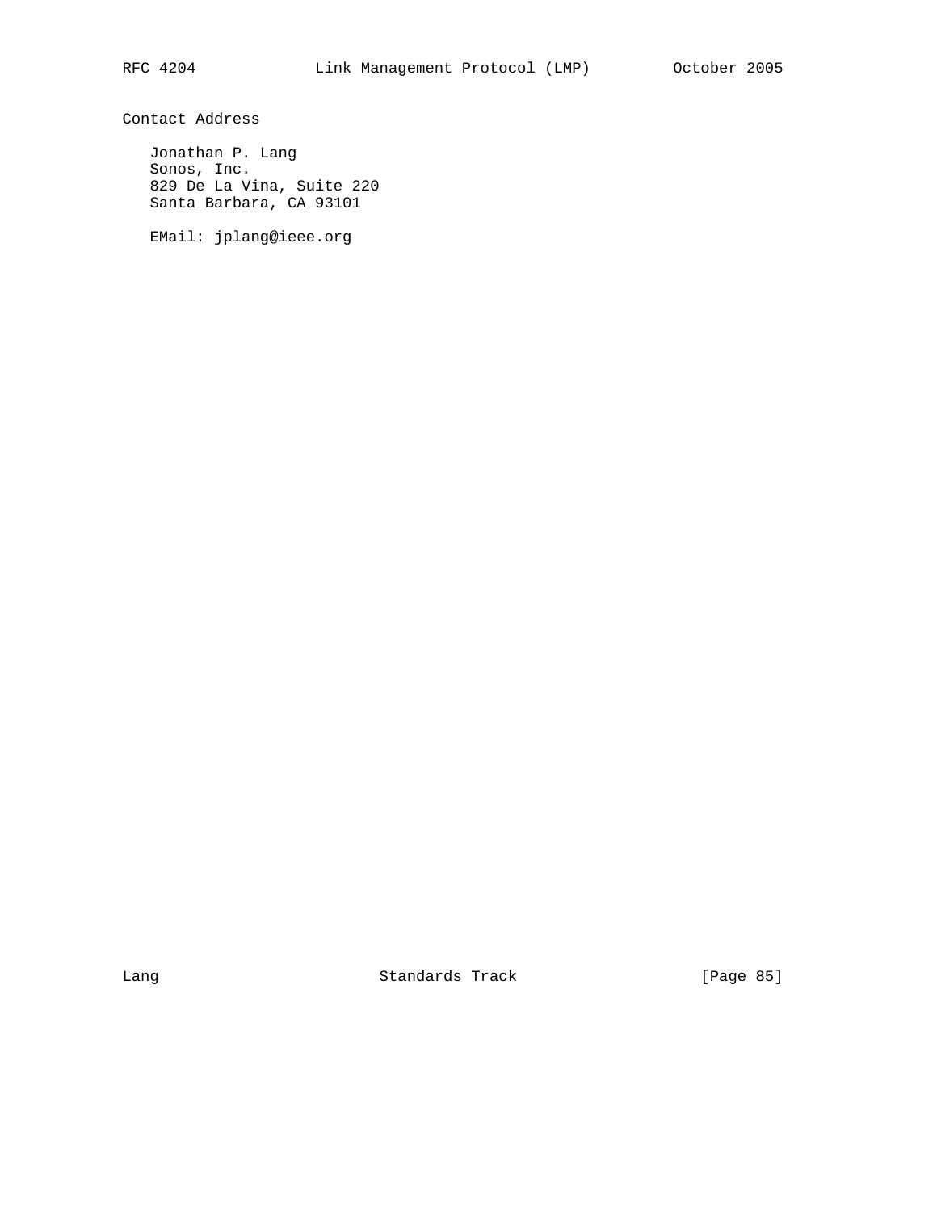## Contact Address

Jonathan P. Lang
Sonos, Inc.
829 De La Vina, Suite 220
Santa Barbara, CA 93101

EMail: jplang@ieee.org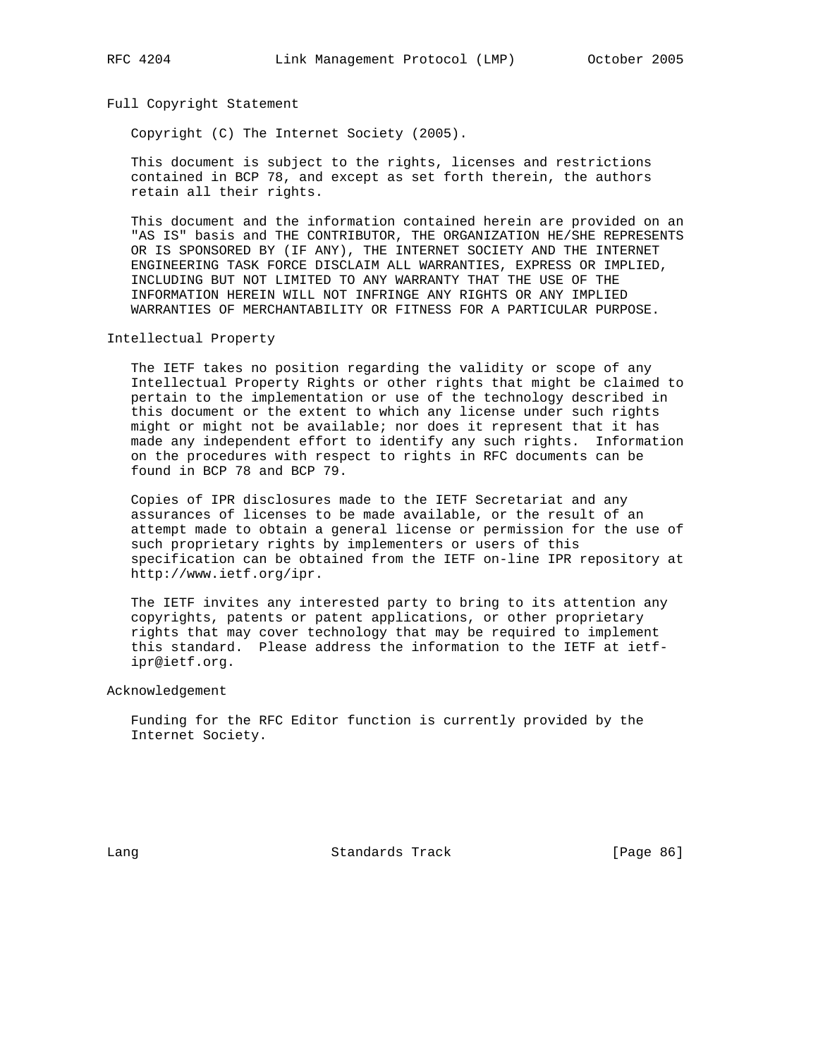## Full Copyright Statement

Copyright (C) The Internet Society (2005).

This document is subject to the rights, licenses and restrictions contained in BCP 78, and except as set forth therein, the authors retain all their rights.

This document and the information contained herein are provided on an "AS IS" basis and THE CONTRIBUTOR, THE ORGANIZATION HE/SHE REPRESENTS OR IS SPONSORED BY (IF ANY), THE INTERNET SOCIETY AND THE INTERNET ENGINEERING TASK FORCE DISCLAIM ALL WARRANTIES, EXPRESS OR IMPLIED, INCLUDING BUT NOT LIMITED TO ANY WARRANTY THAT THE USE OF THE INFORMATION HEREIN WILL NOT INFRINGE ANY RIGHTS OR ANY IMPLIED WARRANTIES OF MERCHANTABILITY OR FITNESS FOR A PARTICULAR PURPOSE.

## Intellectual Property

The IETF takes no position regarding the validity or scope of any Intellectual Property Rights or other rights that might be claimed to pertain to the implementation or use of the technology described in this document or the extent to which any license under such rights might or might not be available; nor does it represent that it has made any independent effort to identify any such rights. Information on the procedures with respect to rights in RFC documents can be found in BCP 78 and BCP 79.

Copies of IPR disclosures made to the IETF Secretariat and any assurances of licenses to be made available, or the result of an attempt made to obtain a general license or permission for the use of such proprietary rights by implementers or users of this specification can be obtained from the IETF on-line IPR repository at http://www.ietf.org/ipr.

The IETF invites any interested party to bring to its attention any copyrights, patents or patent applications, or other proprietary rights that may cover technology that may be required to implement this standard. Please address the information to the IETF at ietf-ipr@ietf.org.

## Acknowledgement

Funding for the RFC Editor function is currently provided by the Internet Society.